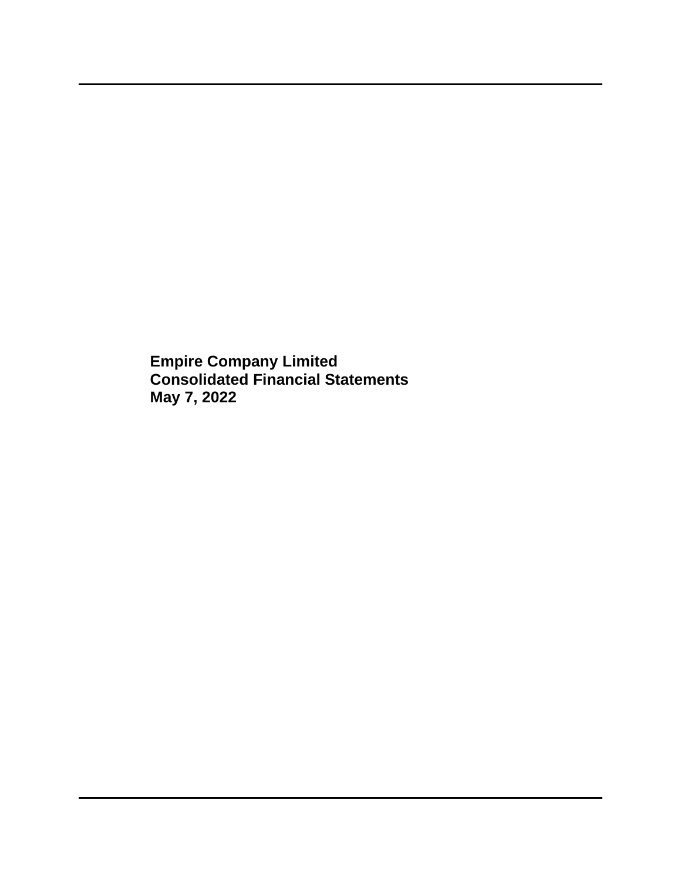**Empire Company Limited**
**Consolidated Financial Statements**
**May 7, 2022**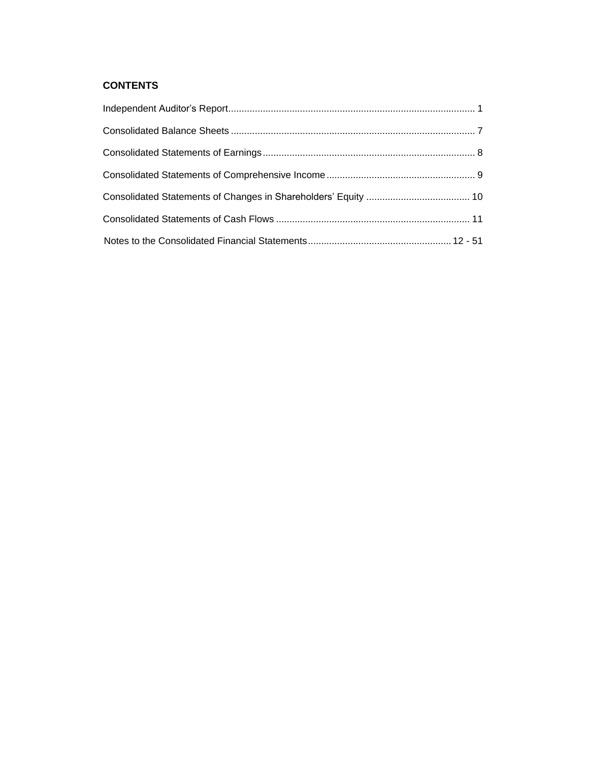## CONTENTS

| | |
|---|---|
| Independent Auditor's Report | 1 |
| Consolidated Balance Sheets | 7 |
| Consolidated Statements of Earnings | 8 |
| Consolidated Statements of Comprehensive Income | 9 |
| Consolidated Statements of Changes in Shareholders' Equity | 10 |
| Consolidated Statements of Cash Flows | 11 |
| Notes to the Consolidated Financial Statements | 12 - 51 |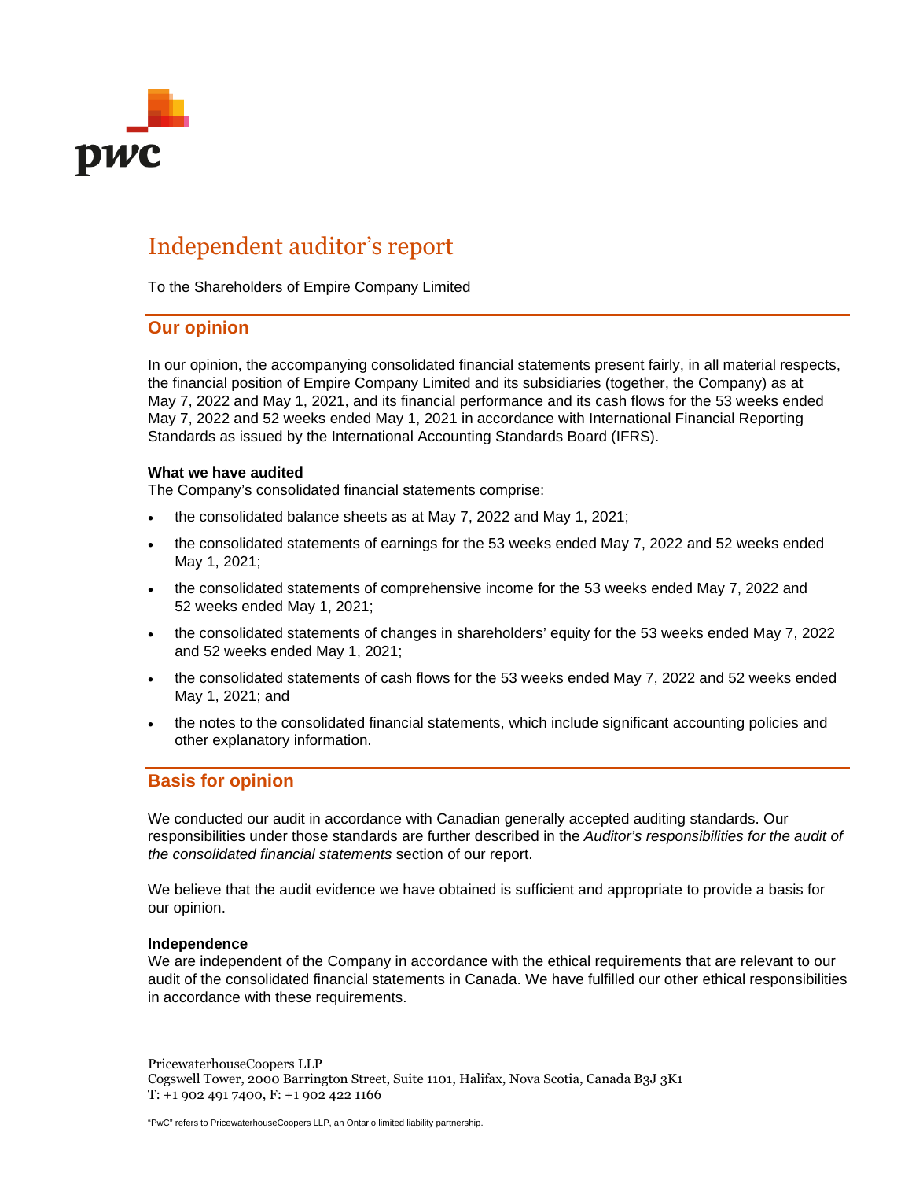# Independent auditor's report

To the Shareholders of Empire Company Limited

## Our opinion

In our opinion, the accompanying consolidated financial statements present fairly, in all material respects, the financial position of Empire Company Limited and its subsidiaries (together, the Company) as at May 7, 2022 and May 1, 2021, and its financial performance and its cash flows for the 53 weeks ended May 7, 2022 and 52 weeks ended May 1, 2021 in accordance with International Financial Reporting Standards as issued by the International Accounting Standards Board (IFRS).

**What we have audited**

The Company's consolidated financial statements comprise:

- the consolidated balance sheets as at May 7, 2022 and May 1, 2021;
- the consolidated statements of earnings for the 53 weeks ended May 7, 2022 and 52 weeks ended May 1, 2021;
- the consolidated statements of comprehensive income for the 53 weeks ended May 7, 2022 and 52 weeks ended May 1, 2021;
- the consolidated statements of changes in shareholders' equity for the 53 weeks ended May 7, 2022 and 52 weeks ended May 1, 2021;
- the consolidated statements of cash flows for the 53 weeks ended May 7, 2022 and 52 weeks ended May 1, 2021; and
- the notes to the consolidated financial statements, which include significant accounting policies and other explanatory information.

## Basis for opinion

We conducted our audit in accordance with Canadian generally accepted auditing standards. Our responsibilities under those standards are further described in the *Auditor's responsibilities for the audit of the consolidated financial statements* section of our report.

We believe that the audit evidence we have obtained is sufficient and appropriate to provide a basis for our opinion.

**Independence**

We are independent of the Company in accordance with the ethical requirements that are relevant to our audit of the consolidated financial statements in Canada. We have fulfilled our other ethical responsibilities in accordance with these requirements.

PricewaterhouseCoopers LLP
Cogswell Tower, 2000 Barrington Street, Suite 1101, Halifax, Nova Scotia, Canada B3J 3K1
T: +1 902 491 7400, F: +1 902 422 1166

"PwC" refers to PricewaterhouseCoopers LLP, an Ontario limited liability partnership.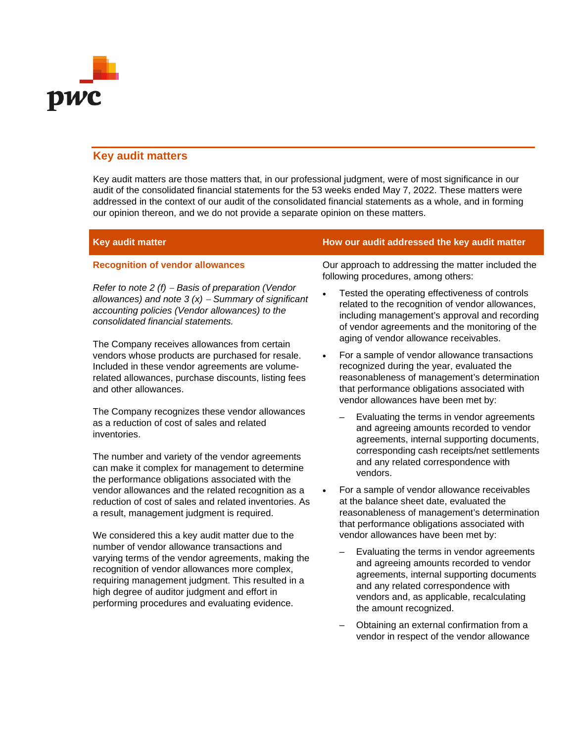## Key audit matters

Key audit matters are those matters that, in our professional judgment, were of most significance in our audit of the consolidated financial statements for the 53 weeks ended May 7, 2022. These matters were addressed in the context of our audit of the consolidated financial statements as a whole, and in forming our opinion thereon, and we do not provide a separate opinion on these matters.

| Key audit matter | How our audit addressed the key audit matter |
|---|---|
| **Recognition of vendor allowances**<br><br>*Refer to note 2 (f) – Basis of preparation (Vendor allowances) and note 3 (x) – Summary of significant accounting policies (Vendor allowances) to the consolidated financial statements.*<br><br>The Company receives allowances from certain vendors whose products are purchased for resale. Included in these vendor agreements are volume-related allowances, purchase discounts, listing fees and other allowances.<br><br>The Company recognizes these vendor allowances as a reduction of cost of sales and related inventories.<br><br>The number and variety of the vendor agreements can make it complex for management to determine the performance obligations associated with the vendor allowances and the related recognition as a reduction of cost of sales and related inventories. As a result, management judgment is required.<br><br>We considered this a key audit matter due to the number of vendor allowance transactions and varying terms of the vendor agreements, making the recognition of vendor allowances more complex, requiring management judgment. This resulted in a high degree of auditor judgment and effort in performing procedures and evaluating evidence. | Our approach to addressing the matter included the following procedures, among others:<br><br>• Tested the operating effectiveness of controls related to the recognition of vendor allowances, including management's approval and recording of vendor agreements and the monitoring of the aging of vendor allowance receivables.<br><br>• For a sample of vendor allowance transactions recognized during the year, evaluated the reasonableness of management's determination that performance obligations associated with vendor allowances have been met by:<br>  – Evaluating the terms in vendor agreements and agreeing amounts recorded to vendor agreements, internal supporting documents, corresponding cash receipts/net settlements and any related correspondence with vendors.<br><br>• For a sample of vendor allowance receivables at the balance sheet date, evaluated the reasonableness of management's determination that performance obligations associated with vendor allowances have been met by:<br>  – Evaluating the terms in vendor agreements and agreeing amounts recorded to vendor agreements, internal supporting documents and any related correspondence with vendors and, as applicable, recalculating the amount recognized.<br>  – Obtaining an external confirmation from a vendor in respect of the vendor allowance |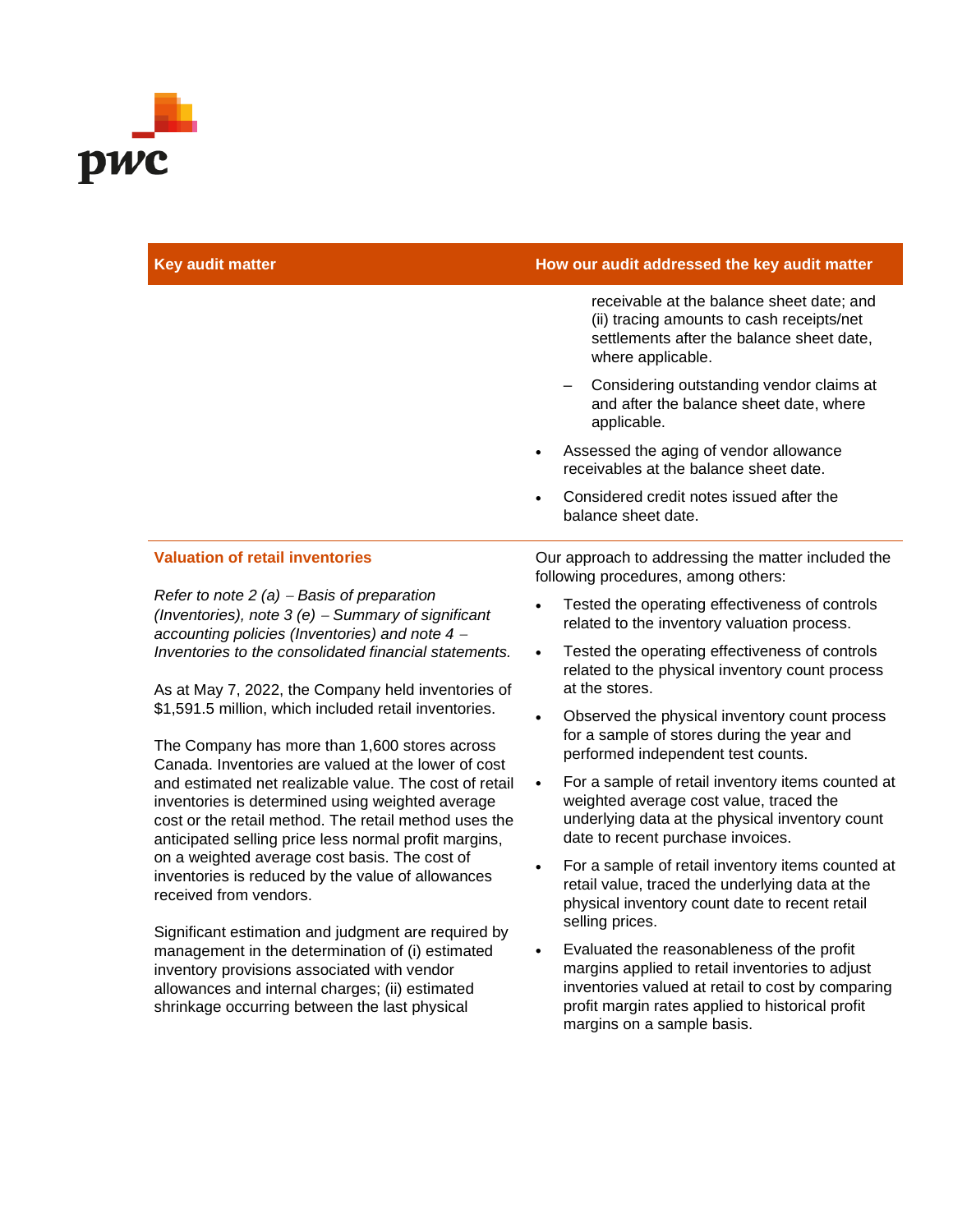| Key audit matter | How our audit addressed the key audit matter |
|---|---|
| | receivable at the balance sheet date; and (ii) tracing amounts to cash receipts/net settlements after the balance sheet date, where applicable.<br>– Considering outstanding vendor claims at and after the balance sheet date, where applicable.<br>• Assessed the aging of vendor allowance receivables at the balance sheet date.<br>• Considered credit notes issued after the balance sheet date. |
| **Valuation of retail inventories**<br><br>*Refer to note 2 (a) – Basis of preparation (Inventories), note 3 (e) – Summary of significant accounting policies (Inventories) and note 4 – Inventories to the consolidated financial statements.*<br><br>As at May 7, 2022, the Company held inventories of $1,591.5 million, which included retail inventories.<br><br>The Company has more than 1,600 stores across Canada. Inventories are valued at the lower of cost and estimated net realizable value. The cost of retail inventories is determined using weighted average cost or the retail method. The retail method uses the anticipated selling price less normal profit margins, on a weighted average cost basis. The cost of inventories is reduced by the value of allowances received from vendors.<br><br>Significant estimation and judgment are required by management in the determination of (i) estimated inventory provisions associated with vendor allowances and internal charges; (ii) estimated shrinkage occurring between the last physical | Our approach to addressing the matter included the following procedures, among others:<br>• Tested the operating effectiveness of controls related to the inventory valuation process.<br>• Tested the operating effectiveness of controls related to the physical inventory count process at the stores.<br>• Observed the physical inventory count process for a sample of stores during the year and performed independent test counts.<br>• For a sample of retail inventory items counted at weighted average cost value, traced the underlying data at the physical inventory count date to recent purchase invoices.<br>• For a sample of retail inventory items counted at retail value, traced the underlying data at the physical inventory count date to recent retail selling prices.<br>• Evaluated the reasonableness of the profit margins applied to retail inventories to adjust inventories valued at retail to cost by comparing profit margin rates applied to historical profit margins on a sample basis. |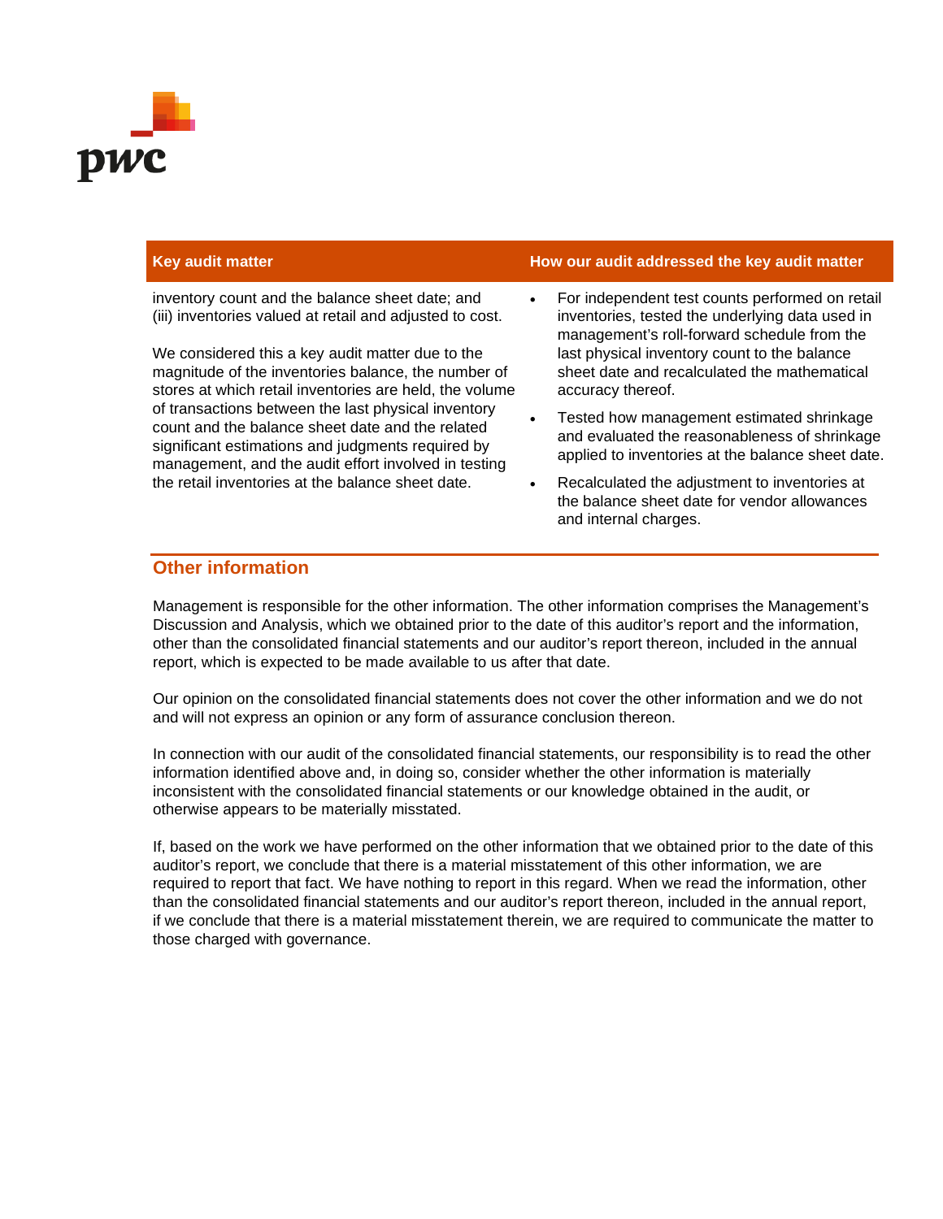| Key audit matter | How our audit addressed the key audit matter |
| --- | --- |
| inventory count and the balance sheet date; and (iii) inventories valued at retail and adjusted to cost.<br><br>We considered this a key audit matter due to the magnitude of the inventories balance, the number of stores at which retail inventories are held, the volume of transactions between the last physical inventory count and the balance sheet date and the related significant estimations and judgments required by management, and the audit effort involved in testing the retail inventories at the balance sheet date. | • For independent test counts performed on retail inventories, tested the underlying data used in management's roll-forward schedule from the last physical inventory count to the balance sheet date and recalculated the mathematical accuracy thereof.<br>• Tested how management estimated shrinkage and evaluated the reasonableness of shrinkage applied to inventories at the balance sheet date.<br>• Recalculated the adjustment to inventories at the balance sheet date for vendor allowances and internal charges. |

## Other information

Management is responsible for the other information. The other information comprises the Management's Discussion and Analysis, which we obtained prior to the date of this auditor's report and the information, other than the consolidated financial statements and our auditor's report thereon, included in the annual report, which is expected to be made available to us after that date.

Our opinion on the consolidated financial statements does not cover the other information and we do not and will not express an opinion or any form of assurance conclusion thereon.

In connection with our audit of the consolidated financial statements, our responsibility is to read the other information identified above and, in doing so, consider whether the other information is materially inconsistent with the consolidated financial statements or our knowledge obtained in the audit, or otherwise appears to be materially misstated.

If, based on the work we have performed on the other information that we obtained prior to the date of this auditor's report, we conclude that there is a material misstatement of this other information, we are required to report that fact. We have nothing to report in this regard. When we read the information, other than the consolidated financial statements and our auditor's report thereon, included in the annual report, if we conclude that there is a material misstatement therein, we are required to communicate the matter to those charged with governance.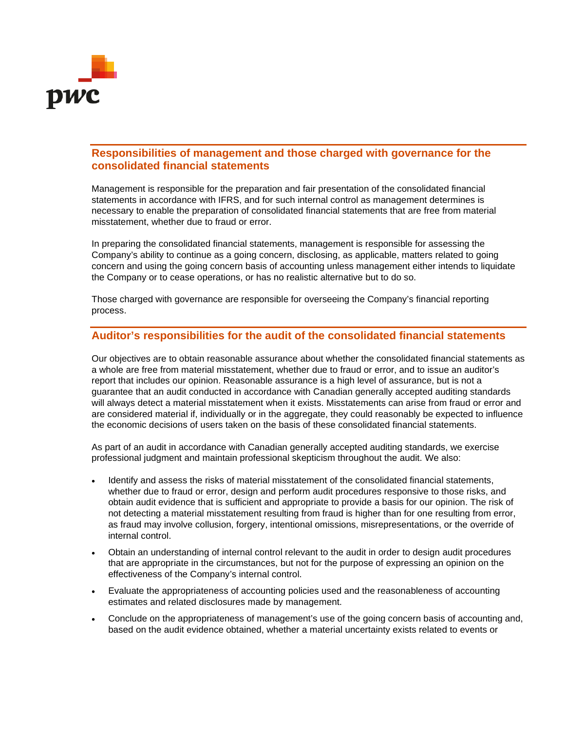## Responsibilities of management and those charged with governance for the consolidated financial statements

Management is responsible for the preparation and fair presentation of the consolidated financial statements in accordance with IFRS, and for such internal control as management determines is necessary to enable the preparation of consolidated financial statements that are free from material misstatement, whether due to fraud or error.

In preparing the consolidated financial statements, management is responsible for assessing the Company's ability to continue as a going concern, disclosing, as applicable, matters related to going concern and using the going concern basis of accounting unless management either intends to liquidate the Company or to cease operations, or has no realistic alternative but to do so.

Those charged with governance are responsible for overseeing the Company's financial reporting process.

## Auditor's responsibilities for the audit of the consolidated financial statements

Our objectives are to obtain reasonable assurance about whether the consolidated financial statements as a whole are free from material misstatement, whether due to fraud or error, and to issue an auditor's report that includes our opinion. Reasonable assurance is a high level of assurance, but is not a guarantee that an audit conducted in accordance with Canadian generally accepted auditing standards will always detect a material misstatement when it exists. Misstatements can arise from fraud or error and are considered material if, individually or in the aggregate, they could reasonably be expected to influence the economic decisions of users taken on the basis of these consolidated financial statements.

As part of an audit in accordance with Canadian generally accepted auditing standards, we exercise professional judgment and maintain professional skepticism throughout the audit. We also:

- Identify and assess the risks of material misstatement of the consolidated financial statements, whether due to fraud or error, design and perform audit procedures responsive to those risks, and obtain audit evidence that is sufficient and appropriate to provide a basis for our opinion. The risk of not detecting a material misstatement resulting from fraud is higher than for one resulting from error, as fraud may involve collusion, forgery, intentional omissions, misrepresentations, or the override of internal control.
- Obtain an understanding of internal control relevant to the audit in order to design audit procedures that are appropriate in the circumstances, but not for the purpose of expressing an opinion on the effectiveness of the Company's internal control.
- Evaluate the appropriateness of accounting policies used and the reasonableness of accounting estimates and related disclosures made by management.
- Conclude on the appropriateness of management's use of the going concern basis of accounting and, based on the audit evidence obtained, whether a material uncertainty exists related to events or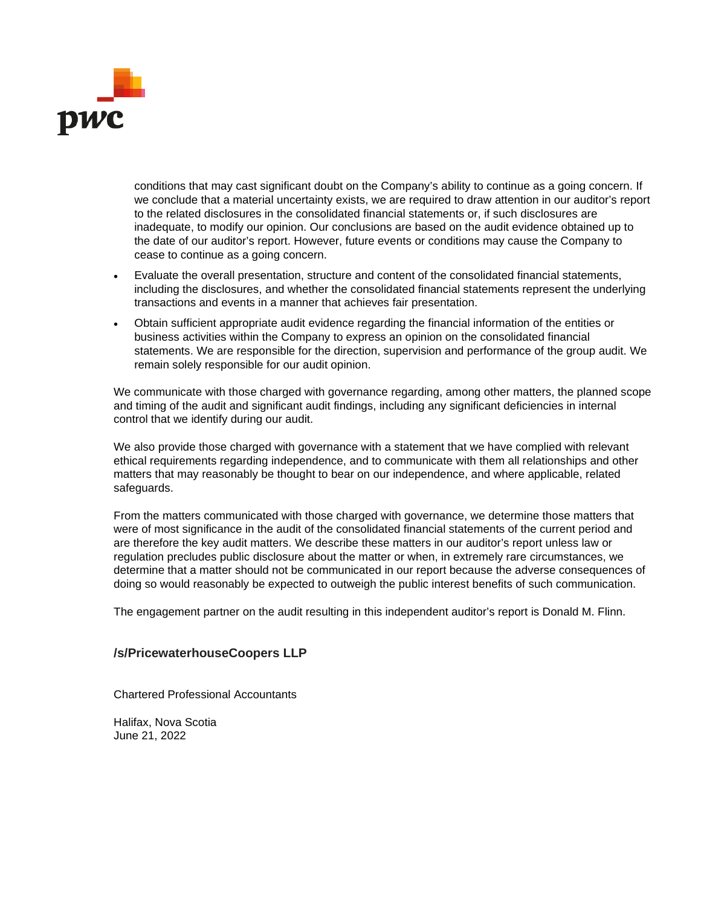conditions that may cast significant doubt on the Company's ability to continue as a going concern. If we conclude that a material uncertainty exists, we are required to draw attention in our auditor's report to the related disclosures in the consolidated financial statements or, if such disclosures are inadequate, to modify our opinion. Our conclusions are based on the audit evidence obtained up to the date of our auditor's report. However, future events or conditions may cause the Company to cease to continue as a going concern.

- Evaluate the overall presentation, structure and content of the consolidated financial statements, including the disclosures, and whether the consolidated financial statements represent the underlying transactions and events in a manner that achieves fair presentation.
- Obtain sufficient appropriate audit evidence regarding the financial information of the entities or business activities within the Company to express an opinion on the consolidated financial statements. We are responsible for the direction, supervision and performance of the group audit. We remain solely responsible for our audit opinion.

We communicate with those charged with governance regarding, among other matters, the planned scope and timing of the audit and significant audit findings, including any significant deficiencies in internal control that we identify during our audit.

We also provide those charged with governance with a statement that we have complied with relevant ethical requirements regarding independence, and to communicate with them all relationships and other matters that may reasonably be thought to bear on our independence, and where applicable, related safeguards.

From the matters communicated with those charged with governance, we determine those matters that were of most significance in the audit of the consolidated financial statements of the current period and are therefore the key audit matters. We describe these matters in our auditor's report unless law or regulation precludes public disclosure about the matter or when, in extremely rare circumstances, we determine that a matter should not be communicated in our report because the adverse consequences of doing so would reasonably be expected to outweigh the public interest benefits of such communication.

The engagement partner on the audit resulting in this independent auditor's report is Donald M. Flinn.

**/s/PricewaterhouseCoopers LLP**

Chartered Professional Accountants

Halifax, Nova Scotia
June 21, 2022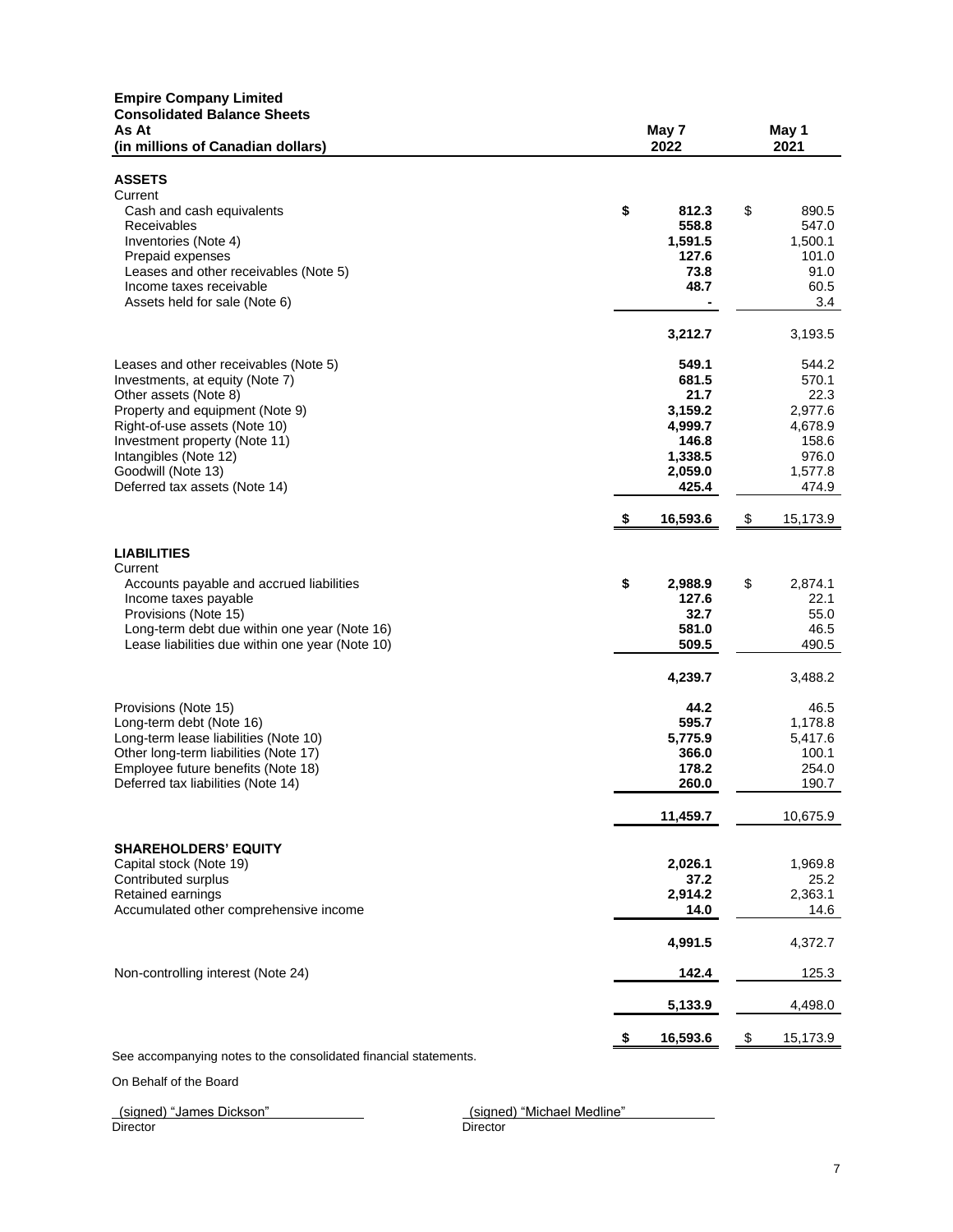**Empire Company Limited**
**Consolidated Balance Sheets**

| As At (in millions of Canadian dollars) | May 7 2022 | May 1 2021 |
|---|---|---|
| **ASSETS** | | |
| Current | | |
| Cash and cash equivalents | **$ 812.3** | $ 890.5 |
| Receivables | **558.8** | 547.0 |
| Inventories (Note 4) | **1,591.5** | 1,500.1 |
| Prepaid expenses | **127.6** | 101.0 |
| Leases and other receivables (Note 5) | **73.8** | 91.0 |
| Income taxes receivable | **48.7** | 60.5 |
| Assets held for sale (Note 6) | **-** | 3.4 |
| | **3,212.7** | 3,193.5 |
| Leases and other receivables (Note 5) | **549.1** | 544.2 |
| Investments, at equity (Note 7) | **681.5** | 570.1 |
| Other assets (Note 8) | **21.7** | 22.3 |
| Property and equipment (Note 9) | **3,159.2** | 2,977.6 |
| Right-of-use assets (Note 10) | **4,999.7** | 4,678.9 |
| Investment property (Note 11) | **146.8** | 158.6 |
| Intangibles (Note 12) | **1,338.5** | 976.0 |
| Goodwill (Note 13) | **2,059.0** | 1,577.8 |
| Deferred tax assets (Note 14) | **425.4** | 474.9 |
| | **$ 16,593.6** | $ 15,173.9 |
| **LIABILITIES** | | |
| Current | | |
| Accounts payable and accrued liabilities | **$ 2,988.9** | $ 2,874.1 |
| Income taxes payable | **127.6** | 22.1 |
| Provisions (Note 15) | **32.7** | 55.0 |
| Long-term debt due within one year (Note 16) | **581.0** | 46.5 |
| Lease liabilities due within one year (Note 10) | **509.5** | 490.5 |
| | **4,239.7** | 3,488.2 |
| Provisions (Note 15) | **44.2** | 46.5 |
| Long-term debt (Note 16) | **595.7** | 1,178.8 |
| Long-term lease liabilities (Note 10) | **5,775.9** | 5,417.6 |
| Other long-term liabilities (Note 17) | **366.0** | 100.1 |
| Employee future benefits (Note 18) | **178.2** | 254.0 |
| Deferred tax liabilities (Note 14) | **260.0** | 190.7 |
| | **11,459.7** | 10,675.9 |
| **SHAREHOLDERS' EQUITY** | | |
| Capital stock (Note 19) | **2,026.1** | 1,969.8 |
| Contributed surplus | **37.2** | 25.2 |
| Retained earnings | **2,914.2** | 2,363.1 |
| Accumulated other comprehensive income | **14.0** | 14.6 |
| | **4,991.5** | 4,372.7 |
| Non-controlling interest (Note 24) | **142.4** | 125.3 |
| | **5,133.9** | 4,498.0 |
| | **$ 16,593.6** | $ 15,173.9 |

See accompanying notes to the consolidated financial statements.

On Behalf of the Board

(signed) "James Dickson"
Director

(signed) "Michael Medline"
Director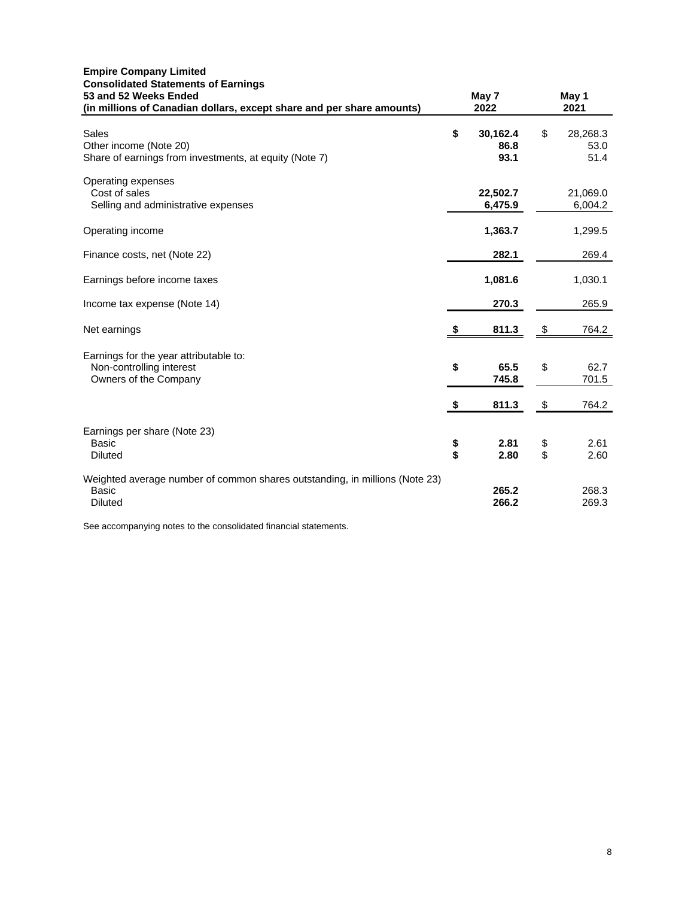**Empire Company Limited**
**Consolidated Statements of Earnings**
**53 and 52 Weeks Ended**
**(in millions of Canadian dollars, except share and per share amounts)**

| | **May 7 2022** | May 1 2021 |
|---|---|---|
| Sales | **$ 30,162.4** | $ 28,268.3 |
| Other income (Note 20) | **86.8** | 53.0 |
| Share of earnings from investments, at equity (Note 7) | **93.1** | 51.4 |
| Operating expenses | | |
| Cost of sales | **22,502.7** | 21,069.0 |
| Selling and administrative expenses | **6,475.9** | 6,004.2 |
| Operating income | **1,363.7** | 1,299.5 |
| Finance costs, net (Note 22) | **282.1** | 269.4 |
| Earnings before income taxes | **1,081.6** | 1,030.1 |
| Income tax expense (Note 14) | **270.3** | 265.9 |
| Net earnings | **$ 811.3** | $ 764.2 |
| Earnings for the year attributable to: | | |
| Non-controlling interest | **$ 65.5** | $ 62.7 |
| Owners of the Company | **745.8** | 701.5 |
| | **$ 811.3** | $ 764.2 |
| Earnings per share (Note 23) | | |
| Basic | **$ 2.81** | $ 2.61 |
| Diluted | **$ 2.80** | $ 2.60 |
| Weighted average number of common shares outstanding, in millions (Note 23) | | |
| Basic | **265.2** | 268.3 |
| Diluted | **266.2** | 269.3 |

See accompanying notes to the consolidated financial statements.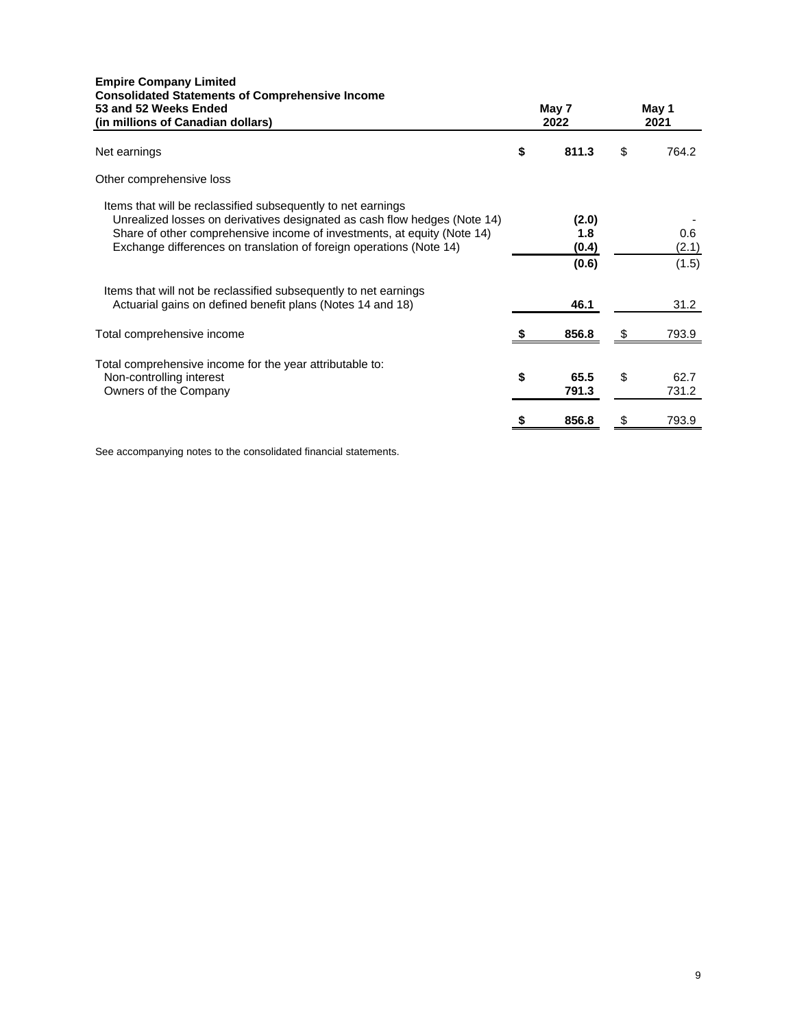**Empire Company Limited**
**Consolidated Statements of Comprehensive Income**
**53 and 52 Weeks Ended**
**(in millions of Canadian dollars)**

| | May 7 2022 | May 1 2021 |
|---|---|---|
| Net earnings | **$ 811.3** | $ 764.2 |
| Other comprehensive loss | | |
| Items that will be reclassified subsequently to net earnings | | |
| Unrealized losses on derivatives designated as cash flow hedges (Note 14) | **(2.0)** | - |
| Share of other comprehensive income of investments, at equity (Note 14) | **1.8** | 0.6 |
| Exchange differences on translation of foreign operations (Note 14) | **(0.4)** | (2.1) |
| | **(0.6)** | (1.5) |
| Items that will not be reclassified subsequently to net earnings | | |
| Actuarial gains on defined benefit plans (Notes 14 and 18) | **46.1** | 31.2 |
| Total comprehensive income | **$ 856.8** | $ 793.9 |
| Total comprehensive income for the year attributable to: | | |
| Non-controlling interest | **$ 65.5** | $ 62.7 |
| Owners of the Company | **791.3** | 731.2 |
| | **$ 856.8** | $ 793.9 |

See accompanying notes to the consolidated financial statements.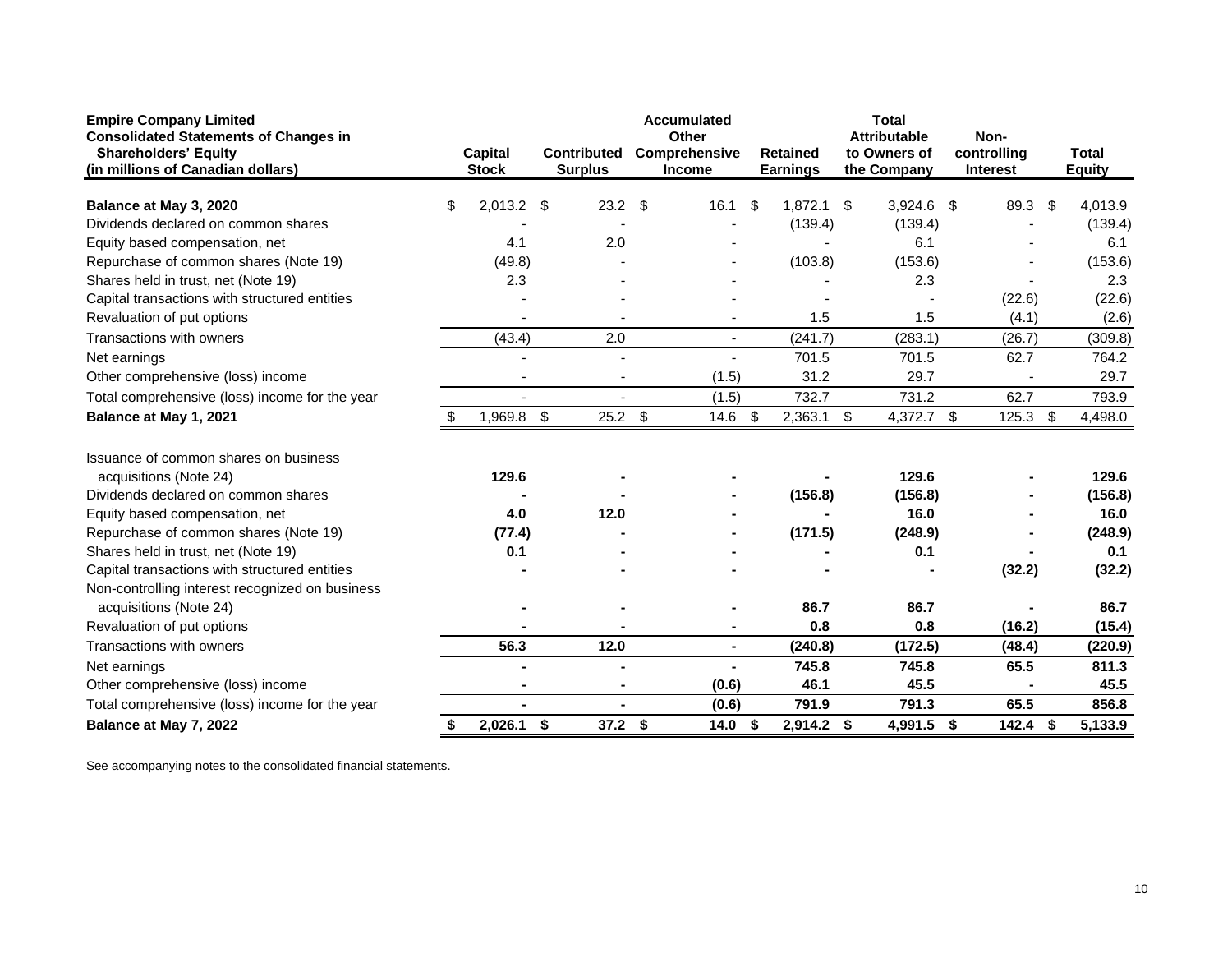**Empire Company Limited**
**Consolidated Statements of Changes in Shareholders' Equity**
**(in millions of Canadian dollars)**

| | Capital Stock | Contributed Surplus | Accumulated Other Comprehensive Income | Retained Earnings | Total Attributable to Owners of the Company | Non-controlling Interest | Total Equity |
|---|---|---|---|---|---|---|---|
| **Balance at May 3, 2020** | $ 2,013.2 | $ 23.2 | $ 16.1 | $ 1,872.1 | $ 3,924.6 | $ 89.3 | $ 4,013.9 |
| Dividends declared on common shares | - | - | - | (139.4) | (139.4) | - | (139.4) |
| Equity based compensation, net | 4.1 | 2.0 | - | - | 6.1 | - | 6.1 |
| Repurchase of common shares (Note 19) | (49.8) | - | - | (103.8) | (153.6) | - | (153.6) |
| Shares held in trust, net (Note 19) | 2.3 | - | - | - | 2.3 | - | 2.3 |
| Capital transactions with structured entities | - | - | - | - | - | (22.6) | (22.6) |
| Revaluation of put options | - | - | - | 1.5 | 1.5 | (4.1) | (2.6) |
| Transactions with owners | (43.4) | 2.0 | - | (241.7) | (283.1) | (26.7) | (309.8) |
| Net earnings | - | - | - | 701.5 | 701.5 | 62.7 | 764.2 |
| Other comprehensive (loss) income | - | - | (1.5) | 31.2 | 29.7 | - | 29.7 |
| Total comprehensive (loss) income for the year | - | - | (1.5) | 732.7 | 731.2 | 62.7 | 793.9 |
| **Balance at May 1, 2021** | $ 1,969.8 | $ 25.2 | $ 14.6 | $ 2,363.1 | $ 4,372.7 | $ 125.3 | $ 4,498.0 |
| Issuance of common shares on business acquisitions (Note 24) | **129.6** | **-** | **-** | **-** | **129.6** | **-** | **129.6** |
| Dividends declared on common shares | **-** | **-** | **-** | **(156.8)** | **(156.8)** | **-** | **(156.8)** |
| Equity based compensation, net | **4.0** | **12.0** | **-** | **-** | **16.0** | **-** | **16.0** |
| Repurchase of common shares (Note 19) | **(77.4)** | **-** | **-** | **(171.5)** | **(248.9)** | **-** | **(248.9)** |
| Shares held in trust, net (Note 19) | **0.1** | **-** | **-** | **-** | **0.1** | **-** | **0.1** |
| Capital transactions with structured entities | **-** | **-** | **-** | **-** | **-** | **(32.2)** | **(32.2)** |
| Non-controlling interest recognized on business acquisitions (Note 24) | **-** | **-** | **-** | **86.7** | **86.7** | **-** | **86.7** |
| Revaluation of put options | **-** | **-** | **-** | **0.8** | **0.8** | **(16.2)** | **(15.4)** |
| Transactions with owners | **56.3** | **12.0** | **-** | **(240.8)** | **(172.5)** | **(48.4)** | **(220.9)** |
| Net earnings | **-** | **-** | **-** | **745.8** | **745.8** | **65.5** | **811.3** |
| Other comprehensive (loss) income | **-** | **-** | **(0.6)** | **46.1** | **45.5** | **-** | **45.5** |
| Total comprehensive (loss) income for the year | **-** | **-** | **(0.6)** | **791.9** | **791.3** | **65.5** | **856.8** |
| **Balance at May 7, 2022** | **$ 2,026.1** | **$ 37.2** | **$ 14.0** | **$ 2,914.2** | **$ 4,991.5** | **$ 142.4** | **$ 5,133.9** |

See accompanying notes to the consolidated financial statements.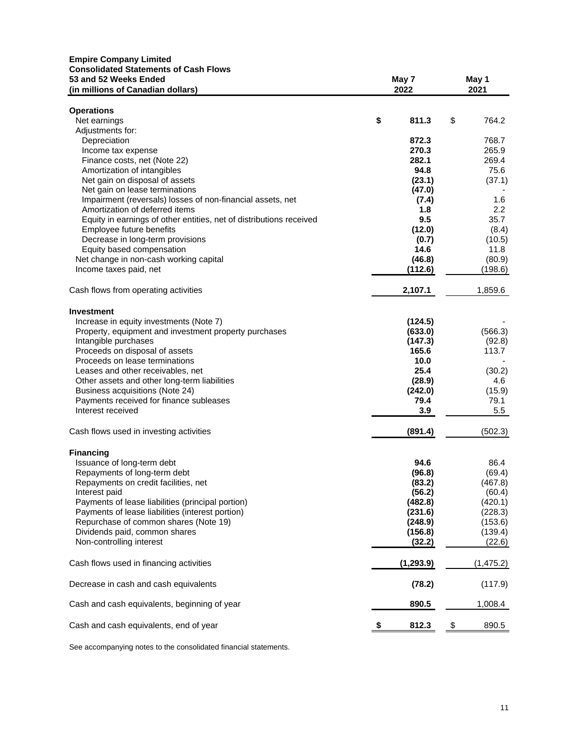**Empire Company Limited**
**Consolidated Statements of Cash Flows**

| **53 and 52 Weeks Ended (in millions of Canadian dollars)** | **May 7 2022** | **May 1 2021** |
|---|---|---|
| **Operations** | | |
| Net earnings | **$ 811.3** | $ 764.2 |
| Adjustments for: | | |
| Depreciation | **872.3** | 768.7 |
| Income tax expense | **270.3** | 265.9 |
| Finance costs, net (Note 22) | **282.1** | 269.4 |
| Amortization of intangibles | **94.8** | 75.6 |
| Net gain on disposal of assets | **(23.1)** | (37.1) |
| Net gain on lease terminations | **(47.0)** | - |
| Impairment (reversals) losses of non-financial assets, net | **(7.4)** | 1.6 |
| Amortization of deferred items | **1.8** | 2.2 |
| Equity in earnings of other entities, net of distributions received | **9.5** | 35.7 |
| Employee future benefits | **(12.0)** | (8.4) |
| Decrease in long-term provisions | **(0.7)** | (10.5) |
| Equity based compensation | **14.6** | 11.8 |
| Net change in non-cash working capital | **(46.8)** | (80.9) |
| Income taxes paid, net | **(112.6)** | (198.6) |
| Cash flows from operating activities | **2,107.1** | 1,859.6 |
| **Investment** | | |
| Increase in equity investments (Note 7) | **(124.5)** | - |
| Property, equipment and investment property purchases | **(633.0)** | (566.3) |
| Intangible purchases | **(147.3)** | (92.8) |
| Proceeds on disposal of assets | **165.6** | 113.7 |
| Proceeds on lease terminations | **10.0** | - |
| Leases and other receivables, net | **25.4** | (30.2) |
| Other assets and other long-term liabilities | **(28.9)** | 4.6 |
| Business acquisitions (Note 24) | **(242.0)** | (15.9) |
| Payments received for finance subleases | **79.4** | 79.1 |
| Interest received | **3.9** | 5.5 |
| Cash flows used in investing activities | **(891.4)** | (502.3) |
| **Financing** | | |
| Issuance of long-term debt | **94.6** | 86.4 |
| Repayments of long-term debt | **(96.8)** | (69.4) |
| Repayments on credit facilities, net | **(83.2)** | (467.8) |
| Interest paid | **(56.2)** | (60.4) |
| Payments of lease liabilities (principal portion) | **(482.8)** | (420.1) |
| Payments of lease liabilities (interest portion) | **(231.6)** | (228.3) |
| Repurchase of common shares (Note 19) | **(248.9)** | (153.6) |
| Dividends paid, common shares | **(156.8)** | (139.4) |
| Non-controlling interest | **(32.2)** | (22.6) |
| Cash flows used in financing activities | **(1,293.9)** | (1,475.2) |
| Decrease in cash and cash equivalents | **(78.2)** | (117.9) |
| Cash and cash equivalents, beginning of year | **890.5** | 1,008.4 |
| Cash and cash equivalents, end of year | **$ 812.3** | $ 890.5 |

See accompanying notes to the consolidated financial statements.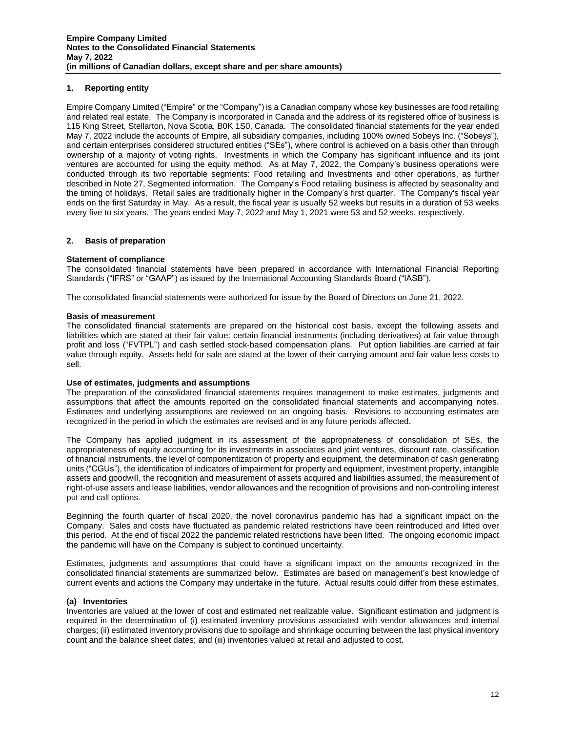## 1. Reporting entity

Empire Company Limited ("Empire" or the "Company") is a Canadian company whose key businesses are food retailing and related real estate. The Company is incorporated in Canada and the address of its registered office of business is 115 King Street, Stellarton, Nova Scotia, B0K 1S0, Canada. The consolidated financial statements for the year ended May 7, 2022 include the accounts of Empire, all subsidiary companies, including 100% owned Sobeys Inc. ("Sobeys"), and certain enterprises considered structured entities ("SEs"), where control is achieved on a basis other than through ownership of a majority of voting rights. Investments in which the Company has significant influence and its joint ventures are accounted for using the equity method. As at May 7, 2022, the Company's business operations were conducted through its two reportable segments: Food retailing and Investments and other operations, as further described in Note 27, Segmented information. The Company's Food retailing business is affected by seasonality and the timing of holidays. Retail sales are traditionally higher in the Company's first quarter. The Company's fiscal year ends on the first Saturday in May. As a result, the fiscal year is usually 52 weeks but results in a duration of 53 weeks every five to six years. The years ended May 7, 2022 and May 1, 2021 were 53 and 52 weeks, respectively.

## 2. Basis of preparation

**Statement of compliance**

The consolidated financial statements have been prepared in accordance with International Financial Reporting Standards ("IFRS" or "GAAP") as issued by the International Accounting Standards Board ("IASB").

The consolidated financial statements were authorized for issue by the Board of Directors on June 21, 2022.

**Basis of measurement**

The consolidated financial statements are prepared on the historical cost basis, except the following assets and liabilities which are stated at their fair value: certain financial instruments (including derivatives) at fair value through profit and loss ("FVTPL") and cash settled stock-based compensation plans. Put option liabilities are carried at fair value through equity. Assets held for sale are stated at the lower of their carrying amount and fair value less costs to sell.

**Use of estimates, judgments and assumptions**

The preparation of the consolidated financial statements requires management to make estimates, judgments and assumptions that affect the amounts reported on the consolidated financial statements and accompanying notes. Estimates and underlying assumptions are reviewed on an ongoing basis. Revisions to accounting estimates are recognized in the period in which the estimates are revised and in any future periods affected.

The Company has applied judgment in its assessment of the appropriateness of consolidation of SEs, the appropriateness of equity accounting for its investments in associates and joint ventures, discount rate, classification of financial instruments, the level of componentization of property and equipment, the determination of cash generating units ("CGUs"), the identification of indicators of impairment for property and equipment, investment property, intangible assets and goodwill, the recognition and measurement of assets acquired and liabilities assumed, the measurement of right-of-use assets and lease liabilities, vendor allowances and the recognition of provisions and non-controlling interest put and call options.

Beginning the fourth quarter of fiscal 2020, the novel coronavirus pandemic has had a significant impact on the Company. Sales and costs have fluctuated as pandemic related restrictions have been reintroduced and lifted over this period. At the end of fiscal 2022 the pandemic related restrictions have been lifted. The ongoing economic impact the pandemic will have on the Company is subject to continued uncertainty.

Estimates, judgments and assumptions that could have a significant impact on the amounts recognized in the consolidated financial statements are summarized below. Estimates are based on management's best knowledge of current events and actions the Company may undertake in the future. Actual results could differ from these estimates.

**(a) Inventories**

Inventories are valued at the lower of cost and estimated net realizable value. Significant estimation and judgment is required in the determination of (i) estimated inventory provisions associated with vendor allowances and internal charges; (ii) estimated inventory provisions due to spoilage and shrinkage occurring between the last physical inventory count and the balance sheet dates; and (iii) inventories valued at retail and adjusted to cost.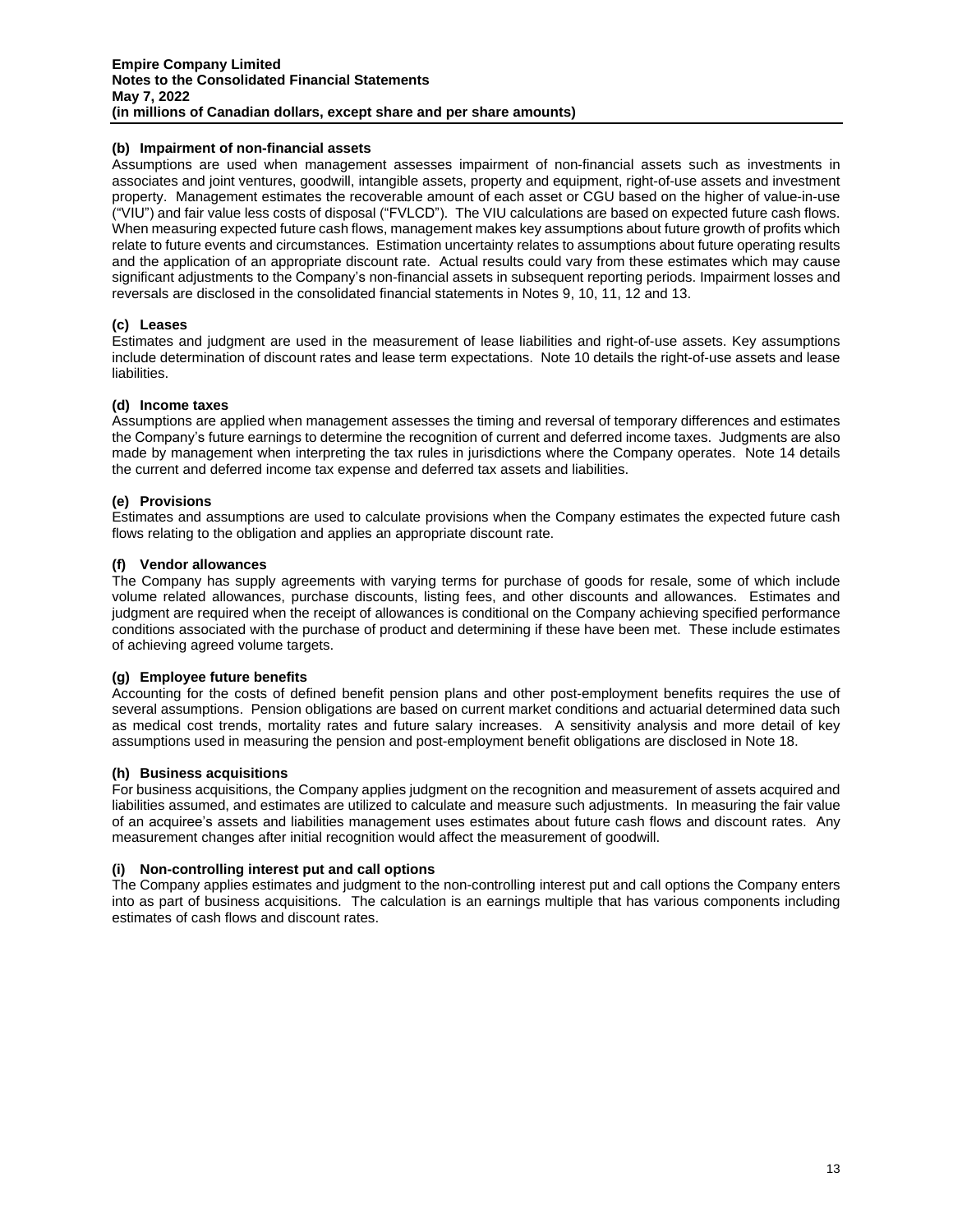### (b) Impairment of non-financial assets

Assumptions are used when management assesses impairment of non-financial assets such as investments in associates and joint ventures, goodwill, intangible assets, property and equipment, right-of-use assets and investment property. Management estimates the recoverable amount of each asset or CGU based on the higher of value-in-use ("VIU") and fair value less costs of disposal ("FVLCD"). The VIU calculations are based on expected future cash flows. When measuring expected future cash flows, management makes key assumptions about future growth of profits which relate to future events and circumstances. Estimation uncertainty relates to assumptions about future operating results and the application of an appropriate discount rate. Actual results could vary from these estimates which may cause significant adjustments to the Company's non-financial assets in subsequent reporting periods. Impairment losses and reversals are disclosed in the consolidated financial statements in Notes 9, 10, 11, 12 and 13.

### (c) Leases

Estimates and judgment are used in the measurement of lease liabilities and right-of-use assets. Key assumptions include determination of discount rates and lease term expectations. Note 10 details the right-of-use assets and lease liabilities.

### (d) Income taxes

Assumptions are applied when management assesses the timing and reversal of temporary differences and estimates the Company's future earnings to determine the recognition of current and deferred income taxes. Judgments are also made by management when interpreting the tax rules in jurisdictions where the Company operates. Note 14 details the current and deferred income tax expense and deferred tax assets and liabilities.

### (e) Provisions

Estimates and assumptions are used to calculate provisions when the Company estimates the expected future cash flows relating to the obligation and applies an appropriate discount rate.

### (f) Vendor allowances

The Company has supply agreements with varying terms for purchase of goods for resale, some of which include volume related allowances, purchase discounts, listing fees, and other discounts and allowances. Estimates and judgment are required when the receipt of allowances is conditional on the Company achieving specified performance conditions associated with the purchase of product and determining if these have been met. These include estimates of achieving agreed volume targets.

### (g) Employee future benefits

Accounting for the costs of defined benefit pension plans and other post-employment benefits requires the use of several assumptions. Pension obligations are based on current market conditions and actuarial determined data such as medical cost trends, mortality rates and future salary increases. A sensitivity analysis and more detail of key assumptions used in measuring the pension and post-employment benefit obligations are disclosed in Note 18.

### (h) Business acquisitions

For business acquisitions, the Company applies judgment on the recognition and measurement of assets acquired and liabilities assumed, and estimates are utilized to calculate and measure such adjustments. In measuring the fair value of an acquiree's assets and liabilities management uses estimates about future cash flows and discount rates. Any measurement changes after initial recognition would affect the measurement of goodwill.

### (i) Non-controlling interest put and call options

The Company applies estimates and judgment to the non-controlling interest put and call options the Company enters into as part of business acquisitions. The calculation is an earnings multiple that has various components including estimates of cash flows and discount rates.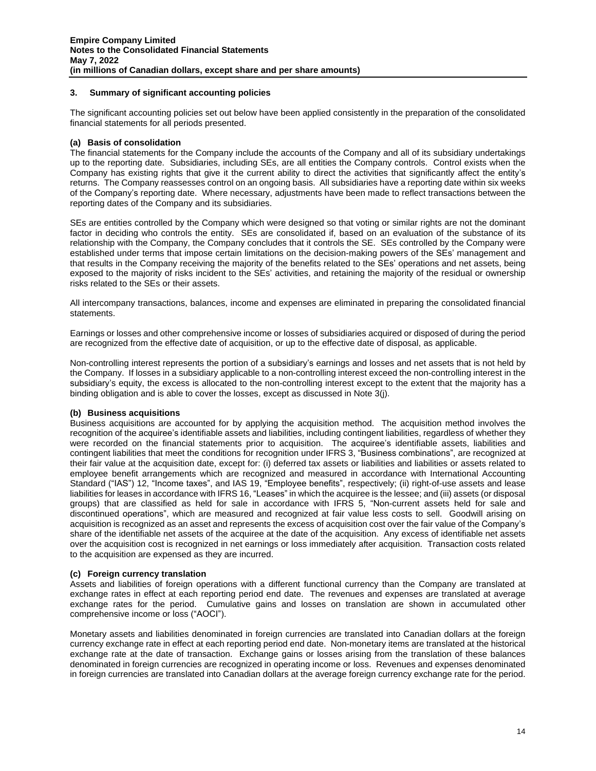## 3. Summary of significant accounting policies

The significant accounting policies set out below have been applied consistently in the preparation of the consolidated financial statements for all periods presented.

### (a) Basis of consolidation

The financial statements for the Company include the accounts of the Company and all of its subsidiary undertakings up to the reporting date. Subsidiaries, including SEs, are all entities the Company controls. Control exists when the Company has existing rights that give it the current ability to direct the activities that significantly affect the entity's returns. The Company reassesses control on an ongoing basis. All subsidiaries have a reporting date within six weeks of the Company's reporting date. Where necessary, adjustments have been made to reflect transactions between the reporting dates of the Company and its subsidiaries.

SEs are entities controlled by the Company which were designed so that voting or similar rights are not the dominant factor in deciding who controls the entity. SEs are consolidated if, based on an evaluation of the substance of its relationship with the Company, the Company concludes that it controls the SE. SEs controlled by the Company were established under terms that impose certain limitations on the decision-making powers of the SEs' management and that results in the Company receiving the majority of the benefits related to the SEs' operations and net assets, being exposed to the majority of risks incident to the SEs' activities, and retaining the majority of the residual or ownership risks related to the SEs or their assets.

All intercompany transactions, balances, income and expenses are eliminated in preparing the consolidated financial statements.

Earnings or losses and other comprehensive income or losses of subsidiaries acquired or disposed of during the period are recognized from the effective date of acquisition, or up to the effective date of disposal, as applicable.

Non-controlling interest represents the portion of a subsidiary's earnings and losses and net assets that is not held by the Company. If losses in a subsidiary applicable to a non-controlling interest exceed the non-controlling interest in the subsidiary's equity, the excess is allocated to the non-controlling interest except to the extent that the majority has a binding obligation and is able to cover the losses, except as discussed in Note 3(j).

### (b) Business acquisitions

Business acquisitions are accounted for by applying the acquisition method. The acquisition method involves the recognition of the acquiree's identifiable assets and liabilities, including contingent liabilities, regardless of whether they were recorded on the financial statements prior to acquisition. The acquiree's identifiable assets, liabilities and contingent liabilities that meet the conditions for recognition under IFRS 3, "Business combinations", are recognized at their fair value at the acquisition date, except for: (i) deferred tax assets or liabilities and liabilities or assets related to employee benefit arrangements which are recognized and measured in accordance with International Accounting Standard ("IAS") 12, "Income taxes", and IAS 19, "Employee benefits", respectively; (ii) right-of-use assets and lease liabilities for leases in accordance with IFRS 16, "Leases" in which the acquiree is the lessee; and (iii) assets (or disposal groups) that are classified as held for sale in accordance with IFRS 5, "Non-current assets held for sale and discontinued operations", which are measured and recognized at fair value less costs to sell. Goodwill arising on acquisition is recognized as an asset and represents the excess of acquisition cost over the fair value of the Company's share of the identifiable net assets of the acquiree at the date of the acquisition. Any excess of identifiable net assets over the acquisition cost is recognized in net earnings or loss immediately after acquisition. Transaction costs related to the acquisition are expensed as they are incurred.

### (c) Foreign currency translation

Assets and liabilities of foreign operations with a different functional currency than the Company are translated at exchange rates in effect at each reporting period end date. The revenues and expenses are translated at average exchange rates for the period. Cumulative gains and losses on translation are shown in accumulated other comprehensive income or loss ("AOCI").

Monetary assets and liabilities denominated in foreign currencies are translated into Canadian dollars at the foreign currency exchange rate in effect at each reporting period end date. Non-monetary items are translated at the historical exchange rate at the date of transaction. Exchange gains or losses arising from the translation of these balances denominated in foreign currencies are recognized in operating income or loss. Revenues and expenses denominated in foreign currencies are translated into Canadian dollars at the average foreign currency exchange rate for the period.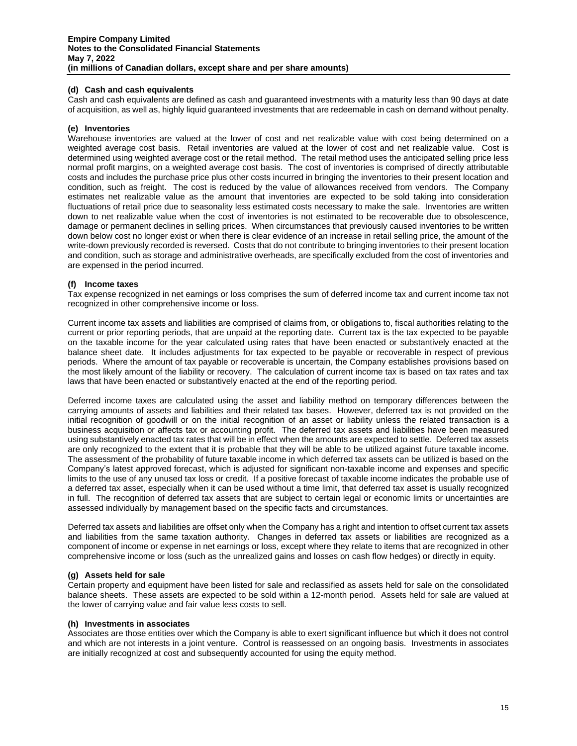**(d) Cash and cash equivalents**

Cash and cash equivalents are defined as cash and guaranteed investments with a maturity less than 90 days at date of acquisition, as well as, highly liquid guaranteed investments that are redeemable in cash on demand without penalty.

**(e) Inventories**

Warehouse inventories are valued at the lower of cost and net realizable value with cost being determined on a weighted average cost basis. Retail inventories are valued at the lower of cost and net realizable value. Cost is determined using weighted average cost or the retail method. The retail method uses the anticipated selling price less normal profit margins, on a weighted average cost basis. The cost of inventories is comprised of directly attributable costs and includes the purchase price plus other costs incurred in bringing the inventories to their present location and condition, such as freight. The cost is reduced by the value of allowances received from vendors. The Company estimates net realizable value as the amount that inventories are expected to be sold taking into consideration fluctuations of retail price due to seasonality less estimated costs necessary to make the sale. Inventories are written down to net realizable value when the cost of inventories is not estimated to be recoverable due to obsolescence, damage or permanent declines in selling prices. When circumstances that previously caused inventories to be written down below cost no longer exist or when there is clear evidence of an increase in retail selling price, the amount of the write-down previously recorded is reversed. Costs that do not contribute to bringing inventories to their present location and condition, such as storage and administrative overheads, are specifically excluded from the cost of inventories and are expensed in the period incurred.

**(f) Income taxes**

Tax expense recognized in net earnings or loss comprises the sum of deferred income tax and current income tax not recognized in other comprehensive income or loss.

Current income tax assets and liabilities are comprised of claims from, or obligations to, fiscal authorities relating to the current or prior reporting periods, that are unpaid at the reporting date. Current tax is the tax expected to be payable on the taxable income for the year calculated using rates that have been enacted or substantively enacted at the balance sheet date. It includes adjustments for tax expected to be payable or recoverable in respect of previous periods. Where the amount of tax payable or recoverable is uncertain, the Company establishes provisions based on the most likely amount of the liability or recovery. The calculation of current income tax is based on tax rates and tax laws that have been enacted or substantively enacted at the end of the reporting period.

Deferred income taxes are calculated using the asset and liability method on temporary differences between the carrying amounts of assets and liabilities and their related tax bases. However, deferred tax is not provided on the initial recognition of goodwill or on the initial recognition of an asset or liability unless the related transaction is a business acquisition or affects tax or accounting profit. The deferred tax assets and liabilities have been measured using substantively enacted tax rates that will be in effect when the amounts are expected to settle. Deferred tax assets are only recognized to the extent that it is probable that they will be able to be utilized against future taxable income. The assessment of the probability of future taxable income in which deferred tax assets can be utilized is based on the Company's latest approved forecast, which is adjusted for significant non-taxable income and expenses and specific limits to the use of any unused tax loss or credit. If a positive forecast of taxable income indicates the probable use of a deferred tax asset, especially when it can be used without a time limit, that deferred tax asset is usually recognized in full. The recognition of deferred tax assets that are subject to certain legal or economic limits or uncertainties are assessed individually by management based on the specific facts and circumstances.

Deferred tax assets and liabilities are offset only when the Company has a right and intention to offset current tax assets and liabilities from the same taxation authority. Changes in deferred tax assets or liabilities are recognized as a component of income or expense in net earnings or loss, except where they relate to items that are recognized in other comprehensive income or loss (such as the unrealized gains and losses on cash flow hedges) or directly in equity.

**(g) Assets held for sale**

Certain property and equipment have been listed for sale and reclassified as assets held for sale on the consolidated balance sheets. These assets are expected to be sold within a 12-month period. Assets held for sale are valued at the lower of carrying value and fair value less costs to sell.

**(h) Investments in associates**

Associates are those entities over which the Company is able to exert significant influence but which it does not control and which are not interests in a joint venture. Control is reassessed on an ongoing basis. Investments in associates are initially recognized at cost and subsequently accounted for using the equity method.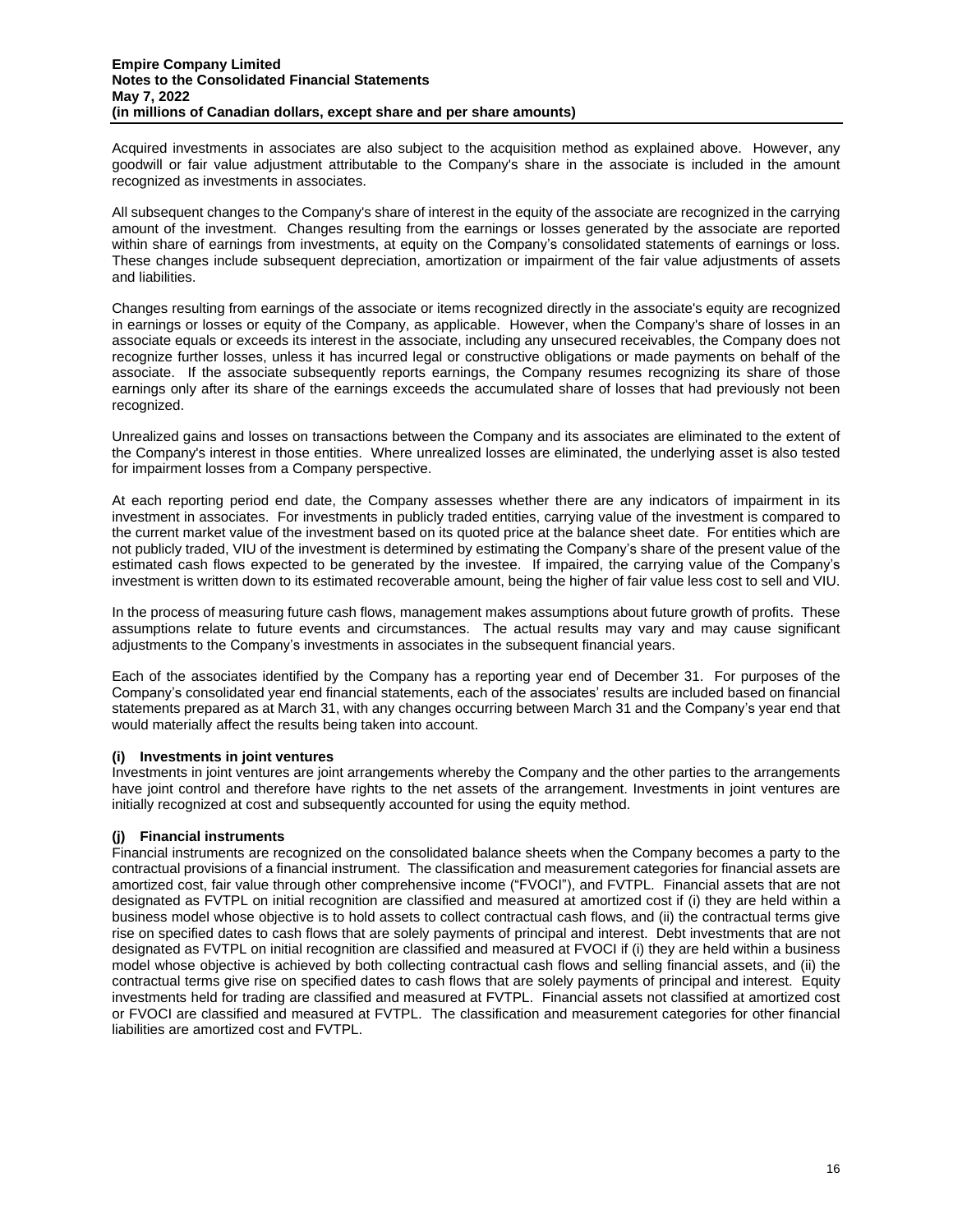Acquired investments in associates are also subject to the acquisition method as explained above. However, any goodwill or fair value adjustment attributable to the Company's share in the associate is included in the amount recognized as investments in associates.

All subsequent changes to the Company's share of interest in the equity of the associate are recognized in the carrying amount of the investment. Changes resulting from the earnings or losses generated by the associate are reported within share of earnings from investments, at equity on the Company's consolidated statements of earnings or loss. These changes include subsequent depreciation, amortization or impairment of the fair value adjustments of assets and liabilities.

Changes resulting from earnings of the associate or items recognized directly in the associate's equity are recognized in earnings or losses or equity of the Company, as applicable. However, when the Company's share of losses in an associate equals or exceeds its interest in the associate, including any unsecured receivables, the Company does not recognize further losses, unless it has incurred legal or constructive obligations or made payments on behalf of the associate. If the associate subsequently reports earnings, the Company resumes recognizing its share of those earnings only after its share of the earnings exceeds the accumulated share of losses that had previously not been recognized.

Unrealized gains and losses on transactions between the Company and its associates are eliminated to the extent of the Company's interest in those entities. Where unrealized losses are eliminated, the underlying asset is also tested for impairment losses from a Company perspective.

At each reporting period end date, the Company assesses whether there are any indicators of impairment in its investment in associates. For investments in publicly traded entities, carrying value of the investment is compared to the current market value of the investment based on its quoted price at the balance sheet date. For entities which are not publicly traded, VIU of the investment is determined by estimating the Company's share of the present value of the estimated cash flows expected to be generated by the investee. If impaired, the carrying value of the Company's investment is written down to its estimated recoverable amount, being the higher of fair value less cost to sell and VIU.

In the process of measuring future cash flows, management makes assumptions about future growth of profits. These assumptions relate to future events and circumstances. The actual results may vary and may cause significant adjustments to the Company's investments in associates in the subsequent financial years.

Each of the associates identified by the Company has a reporting year end of December 31. For purposes of the Company's consolidated year end financial statements, each of the associates' results are included based on financial statements prepared as at March 31, with any changes occurring between March 31 and the Company's year end that would materially affect the results being taken into account.

### (i) Investments in joint ventures

Investments in joint ventures are joint arrangements whereby the Company and the other parties to the arrangements have joint control and therefore have rights to the net assets of the arrangement. Investments in joint ventures are initially recognized at cost and subsequently accounted for using the equity method.

### (j) Financial instruments

Financial instruments are recognized on the consolidated balance sheets when the Company becomes a party to the contractual provisions of a financial instrument. The classification and measurement categories for financial assets are amortized cost, fair value through other comprehensive income ("FVOCI"), and FVTPL. Financial assets that are not designated as FVTPL on initial recognition are classified and measured at amortized cost if (i) they are held within a business model whose objective is to hold assets to collect contractual cash flows, and (ii) the contractual terms give rise on specified dates to cash flows that are solely payments of principal and interest. Debt investments that are not designated as FVTPL on initial recognition are classified and measured at FVOCI if (i) they are held within a business model whose objective is achieved by both collecting contractual cash flows and selling financial assets, and (ii) the contractual terms give rise on specified dates to cash flows that are solely payments of principal and interest. Equity investments held for trading are classified and measured at FVTPL. Financial assets not classified at amortized cost or FVOCI are classified and measured at FVTPL. The classification and measurement categories for other financial liabilities are amortized cost and FVTPL.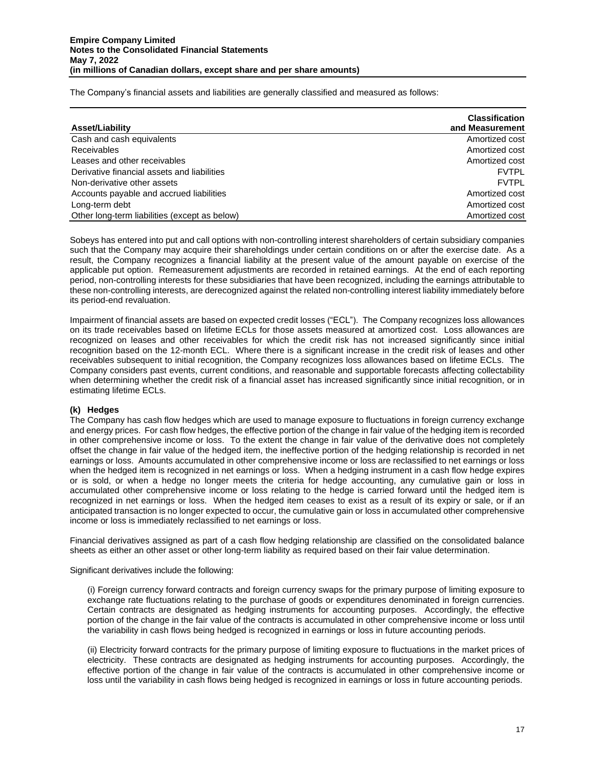The Company's financial assets and liabilities are generally classified and measured as follows:

| Asset/Liability | Classification and Measurement |
|---|---|
| Cash and cash equivalents | Amortized cost |
| Receivables | Amortized cost |
| Leases and other receivables | Amortized cost |
| Derivative financial assets and liabilities | FVTPL |
| Non-derivative other assets | FVTPL |
| Accounts payable and accrued liabilities | Amortized cost |
| Long-term debt | Amortized cost |
| Other long-term liabilities (except as below) | Amortized cost |

Sobeys has entered into put and call options with non-controlling interest shareholders of certain subsidiary companies such that the Company may acquire their shareholdings under certain conditions on or after the exercise date. As a result, the Company recognizes a financial liability at the present value of the amount payable on exercise of the applicable put option. Remeasurement adjustments are recorded in retained earnings. At the end of each reporting period, non-controlling interests for these subsidiaries that have been recognized, including the earnings attributable to these non-controlling interests, are derecognized against the related non-controlling interest liability immediately before its period-end revaluation.

Impairment of financial assets are based on expected credit losses ("ECL"). The Company recognizes loss allowances on its trade receivables based on lifetime ECLs for those assets measured at amortized cost. Loss allowances are recognized on leases and other receivables for which the credit risk has not increased significantly since initial recognition based on the 12-month ECL. Where there is a significant increase in the credit risk of leases and other receivables subsequent to initial recognition, the Company recognizes loss allowances based on lifetime ECLs. The Company considers past events, current conditions, and reasonable and supportable forecasts affecting collectability when determining whether the credit risk of a financial asset has increased significantly since initial recognition, or in estimating lifetime ECLs.

### (k) Hedges

The Company has cash flow hedges which are used to manage exposure to fluctuations in foreign currency exchange and energy prices. For cash flow hedges, the effective portion of the change in fair value of the hedging item is recorded in other comprehensive income or loss. To the extent the change in fair value of the derivative does not completely offset the change in fair value of the hedged item, the ineffective portion of the hedging relationship is recorded in net earnings or loss. Amounts accumulated in other comprehensive income or loss are reclassified to net earnings or loss when the hedged item is recognized in net earnings or loss. When a hedging instrument in a cash flow hedge expires or is sold, or when a hedge no longer meets the criteria for hedge accounting, any cumulative gain or loss in accumulated other comprehensive income or loss relating to the hedge is carried forward until the hedged item is recognized in net earnings or loss. When the hedged item ceases to exist as a result of its expiry or sale, or if an anticipated transaction is no longer expected to occur, the cumulative gain or loss in accumulated other comprehensive income or loss is immediately reclassified to net earnings or loss.

Financial derivatives assigned as part of a cash flow hedging relationship are classified on the consolidated balance sheets as either an other asset or other long-term liability as required based on their fair value determination.

Significant derivatives include the following:

(i) Foreign currency forward contracts and foreign currency swaps for the primary purpose of limiting exposure to exchange rate fluctuations relating to the purchase of goods or expenditures denominated in foreign currencies. Certain contracts are designated as hedging instruments for accounting purposes. Accordingly, the effective portion of the change in the fair value of the contracts is accumulated in other comprehensive income or loss until the variability in cash flows being hedged is recognized in earnings or loss in future accounting periods.

(ii) Electricity forward contracts for the primary purpose of limiting exposure to fluctuations in the market prices of electricity. These contracts are designated as hedging instruments for accounting purposes. Accordingly, the effective portion of the change in fair value of the contracts is accumulated in other comprehensive income or loss until the variability in cash flows being hedged is recognized in earnings or loss in future accounting periods.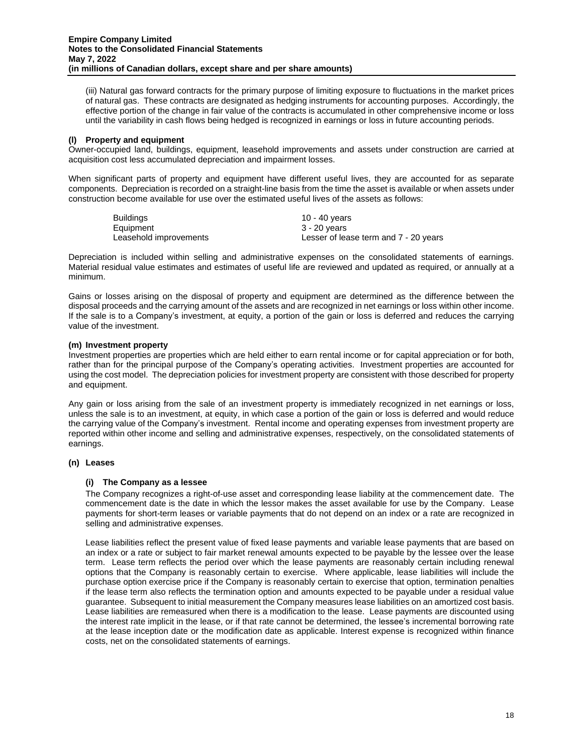(iii) Natural gas forward contracts for the primary purpose of limiting exposure to fluctuations in the market prices of natural gas. These contracts are designated as hedging instruments for accounting purposes. Accordingly, the effective portion of the change in fair value of the contracts is accumulated in other comprehensive income or loss until the variability in cash flows being hedged is recognized in earnings or loss in future accounting periods.

**(l) Property and equipment**

Owner-occupied land, buildings, equipment, leasehold improvements and assets under construction are carried at acquisition cost less accumulated depreciation and impairment losses.

When significant parts of property and equipment have different useful lives, they are accounted for as separate components. Depreciation is recorded on a straight-line basis from the time the asset is available or when assets under construction become available for use over the estimated useful lives of the assets as follows:

| | |
|---|---|
| Buildings | 10 - 40 years |
| Equipment | 3 - 20 years |
| Leasehold improvements | Lesser of lease term and 7 - 20 years |

Depreciation is included within selling and administrative expenses on the consolidated statements of earnings. Material residual value estimates and estimates of useful life are reviewed and updated as required, or annually at a minimum.

Gains or losses arising on the disposal of property and equipment are determined as the difference between the disposal proceeds and the carrying amount of the assets and are recognized in net earnings or loss within other income. If the sale is to a Company's investment, at equity, a portion of the gain or loss is deferred and reduces the carrying value of the investment.

**(m) Investment property**

Investment properties are properties which are held either to earn rental income or for capital appreciation or for both, rather than for the principal purpose of the Company's operating activities. Investment properties are accounted for using the cost model. The depreciation policies for investment property are consistent with those described for property and equipment.

Any gain or loss arising from the sale of an investment property is immediately recognized in net earnings or loss, unless the sale is to an investment, at equity, in which case a portion of the gain or loss is deferred and would reduce the carrying value of the Company's investment. Rental income and operating expenses from investment property are reported within other income and selling and administrative expenses, respectively, on the consolidated statements of earnings.

**(n) Leases**

**(i) The Company as a lessee**

The Company recognizes a right-of-use asset and corresponding lease liability at the commencement date. The commencement date is the date in which the lessor makes the asset available for use by the Company. Lease payments for short-term leases or variable payments that do not depend on an index or a rate are recognized in selling and administrative expenses.

Lease liabilities reflect the present value of fixed lease payments and variable lease payments that are based on an index or a rate or subject to fair market renewal amounts expected to be payable by the lessee over the lease term. Lease term reflects the period over which the lease payments are reasonably certain including renewal options that the Company is reasonably certain to exercise. Where applicable, lease liabilities will include the purchase option exercise price if the Company is reasonably certain to exercise that option, termination penalties if the lease term also reflects the termination option and amounts expected to be payable under a residual value guarantee. Subsequent to initial measurement the Company measures lease liabilities on an amortized cost basis. Lease liabilities are remeasured when there is a modification to the lease. Lease payments are discounted using the interest rate implicit in the lease, or if that rate cannot be determined, the lessee's incremental borrowing rate at the lease inception date or the modification date as applicable. Interest expense is recognized within finance costs, net on the consolidated statements of earnings.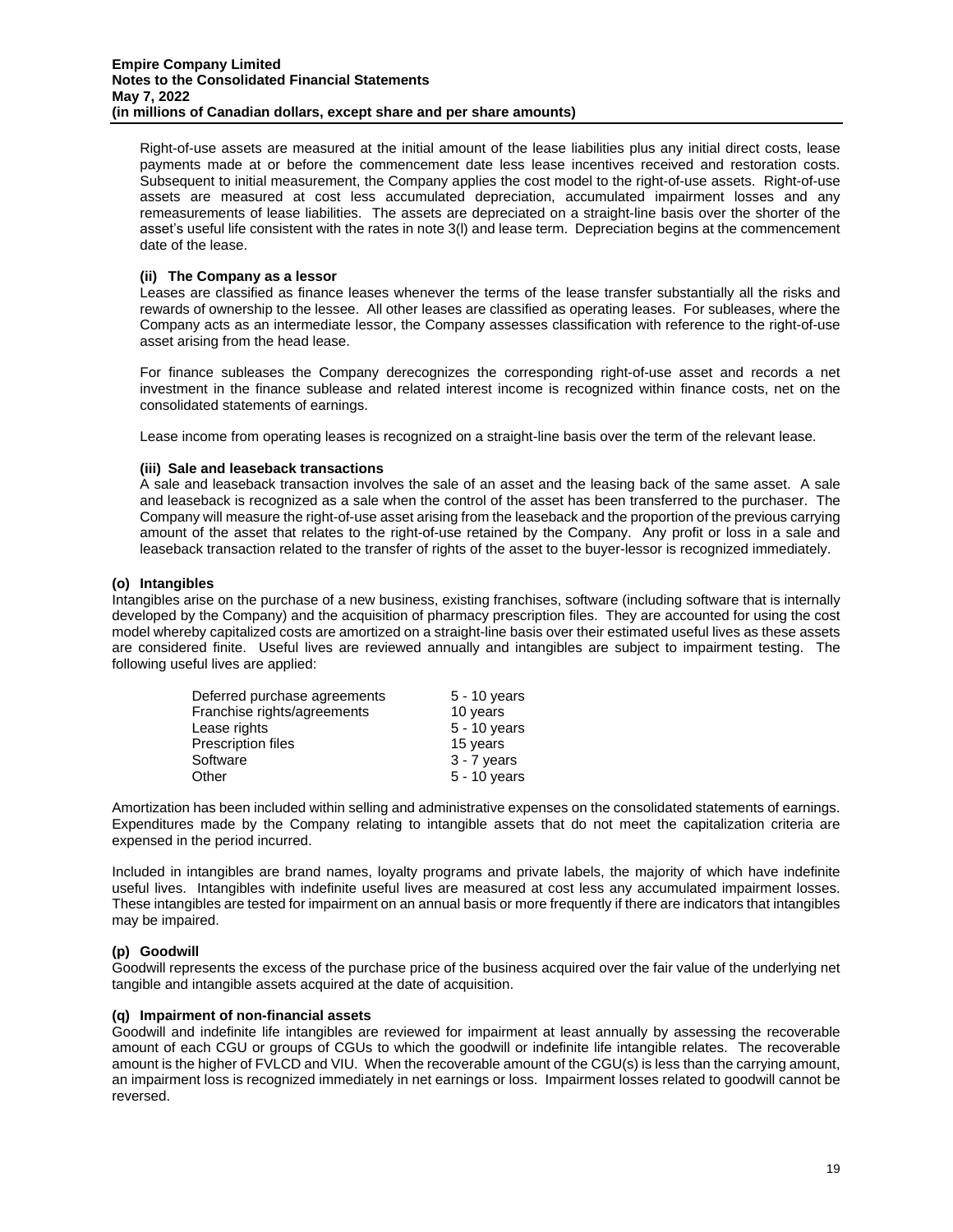Right-of-use assets are measured at the initial amount of the lease liabilities plus any initial direct costs, lease payments made at or before the commencement date less lease incentives received and restoration costs. Subsequent to initial measurement, the Company applies the cost model to the right-of-use assets. Right-of-use assets are measured at cost less accumulated depreciation, accumulated impairment losses and any remeasurements of lease liabilities. The assets are depreciated on a straight-line basis over the shorter of the asset's useful life consistent with the rates in note 3(l) and lease term. Depreciation begins at the commencement date of the lease.

**(ii) The Company as a lessor**

Leases are classified as finance leases whenever the terms of the lease transfer substantially all the risks and rewards of ownership to the lessee. All other leases are classified as operating leases. For subleases, where the Company acts as an intermediate lessor, the Company assesses classification with reference to the right-of-use asset arising from the head lease.

For finance subleases the Company derecognizes the corresponding right-of-use asset and records a net investment in the finance sublease and related interest income is recognized within finance costs, net on the consolidated statements of earnings.

Lease income from operating leases is recognized on a straight-line basis over the term of the relevant lease.

**(iii) Sale and leaseback transactions**

A sale and leaseback transaction involves the sale of an asset and the leasing back of the same asset. A sale and leaseback is recognized as a sale when the control of the asset has been transferred to the purchaser. The Company will measure the right-of-use asset arising from the leaseback and the proportion of the previous carrying amount of the asset that relates to the right-of-use retained by the Company. Any profit or loss in a sale and leaseback transaction related to the transfer of rights of the asset to the buyer-lessor is recognized immediately.

**(o) Intangibles**

Intangibles arise on the purchase of a new business, existing franchises, software (including software that is internally developed by the Company) and the acquisition of pharmacy prescription files. They are accounted for using the cost model whereby capitalized costs are amortized on a straight-line basis over their estimated useful lives as these assets are considered finite. Useful lives are reviewed annually and intangibles are subject to impairment testing. The following useful lives are applied:

| | |
|---|---|
| Deferred purchase agreements | 5 - 10 years |
| Franchise rights/agreements | 10 years |
| Lease rights | 5 - 10 years |
| Prescription files | 15 years |
| Software | 3 - 7 years |
| Other | 5 - 10 years |

Amortization has been included within selling and administrative expenses on the consolidated statements of earnings. Expenditures made by the Company relating to intangible assets that do not meet the capitalization criteria are expensed in the period incurred.

Included in intangibles are brand names, loyalty programs and private labels, the majority of which have indefinite useful lives. Intangibles with indefinite useful lives are measured at cost less any accumulated impairment losses. These intangibles are tested for impairment on an annual basis or more frequently if there are indicators that intangibles may be impaired.

**(p) Goodwill**

Goodwill represents the excess of the purchase price of the business acquired over the fair value of the underlying net tangible and intangible assets acquired at the date of acquisition.

**(q) Impairment of non-financial assets**

Goodwill and indefinite life intangibles are reviewed for impairment at least annually by assessing the recoverable amount of each CGU or groups of CGUs to which the goodwill or indefinite life intangible relates. The recoverable amount is the higher of FVLCD and VIU. When the recoverable amount of the CGU(s) is less than the carrying amount, an impairment loss is recognized immediately in net earnings or loss. Impairment losses related to goodwill cannot be reversed.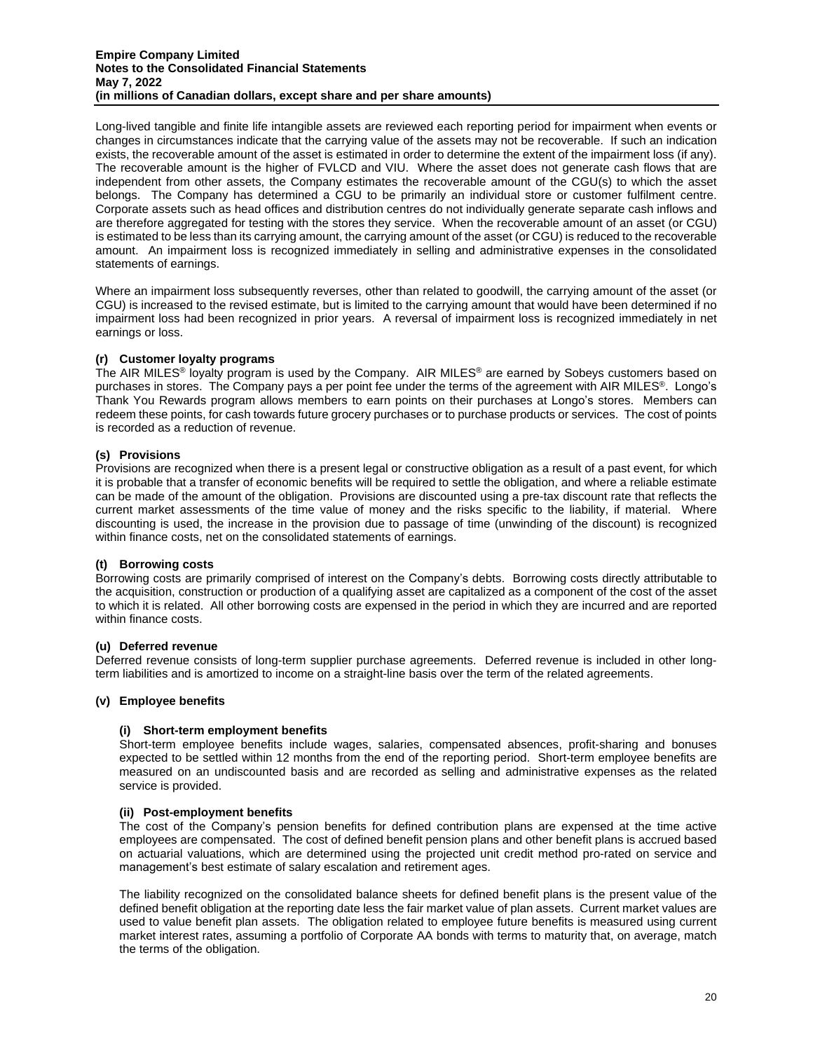Long-lived tangible and finite life intangible assets are reviewed each reporting period for impairment when events or changes in circumstances indicate that the carrying value of the assets may not be recoverable. If such an indication exists, the recoverable amount of the asset is estimated in order to determine the extent of the impairment loss (if any). The recoverable amount is the higher of FVLCD and VIU. Where the asset does not generate cash flows that are independent from other assets, the Company estimates the recoverable amount of the CGU(s) to which the asset belongs. The Company has determined a CGU to be primarily an individual store or customer fulfilment centre. Corporate assets such as head offices and distribution centres do not individually generate separate cash inflows and are therefore aggregated for testing with the stores they service. When the recoverable amount of an asset (or CGU) is estimated to be less than its carrying amount, the carrying amount of the asset (or CGU) is reduced to the recoverable amount. An impairment loss is recognized immediately in selling and administrative expenses in the consolidated statements of earnings.

Where an impairment loss subsequently reverses, other than related to goodwill, the carrying amount of the asset (or CGU) is increased to the revised estimate, but is limited to the carrying amount that would have been determined if no impairment loss had been recognized in prior years. A reversal of impairment loss is recognized immediately in net earnings or loss.

**(r) Customer loyalty programs**

The AIR MILES® loyalty program is used by the Company. AIR MILES® are earned by Sobeys customers based on purchases in stores. The Company pays a per point fee under the terms of the agreement with AIR MILES®. Longo's Thank You Rewards program allows members to earn points on their purchases at Longo's stores. Members can redeem these points, for cash towards future grocery purchases or to purchase products or services. The cost of points is recorded as a reduction of revenue.

**(s) Provisions**

Provisions are recognized when there is a present legal or constructive obligation as a result of a past event, for which it is probable that a transfer of economic benefits will be required to settle the obligation, and where a reliable estimate can be made of the amount of the obligation. Provisions are discounted using a pre-tax discount rate that reflects the current market assessments of the time value of money and the risks specific to the liability, if material. Where discounting is used, the increase in the provision due to passage of time (unwinding of the discount) is recognized within finance costs, net on the consolidated statements of earnings.

**(t) Borrowing costs**

Borrowing costs are primarily comprised of interest on the Company's debts. Borrowing costs directly attributable to the acquisition, construction or production of a qualifying asset are capitalized as a component of the cost of the asset to which it is related. All other borrowing costs are expensed in the period in which they are incurred and are reported within finance costs.

**(u) Deferred revenue**

Deferred revenue consists of long-term supplier purchase agreements. Deferred revenue is included in other long-term liabilities and is amortized to income on a straight-line basis over the term of the related agreements.

**(v) Employee benefits**

**(i) Short-term employment benefits**

Short-term employee benefits include wages, salaries, compensated absences, profit-sharing and bonuses expected to be settled within 12 months from the end of the reporting period. Short-term employee benefits are measured on an undiscounted basis and are recorded as selling and administrative expenses as the related service is provided.

**(ii) Post-employment benefits**

The cost of the Company's pension benefits for defined contribution plans are expensed at the time active employees are compensated. The cost of defined benefit pension plans and other benefit plans is accrued based on actuarial valuations, which are determined using the projected unit credit method pro-rated on service and management's best estimate of salary escalation and retirement ages.

The liability recognized on the consolidated balance sheets for defined benefit plans is the present value of the defined benefit obligation at the reporting date less the fair market value of plan assets. Current market values are used to value benefit plan assets. The obligation related to employee future benefits is measured using current market interest rates, assuming a portfolio of Corporate AA bonds with terms to maturity that, on average, match the terms of the obligation.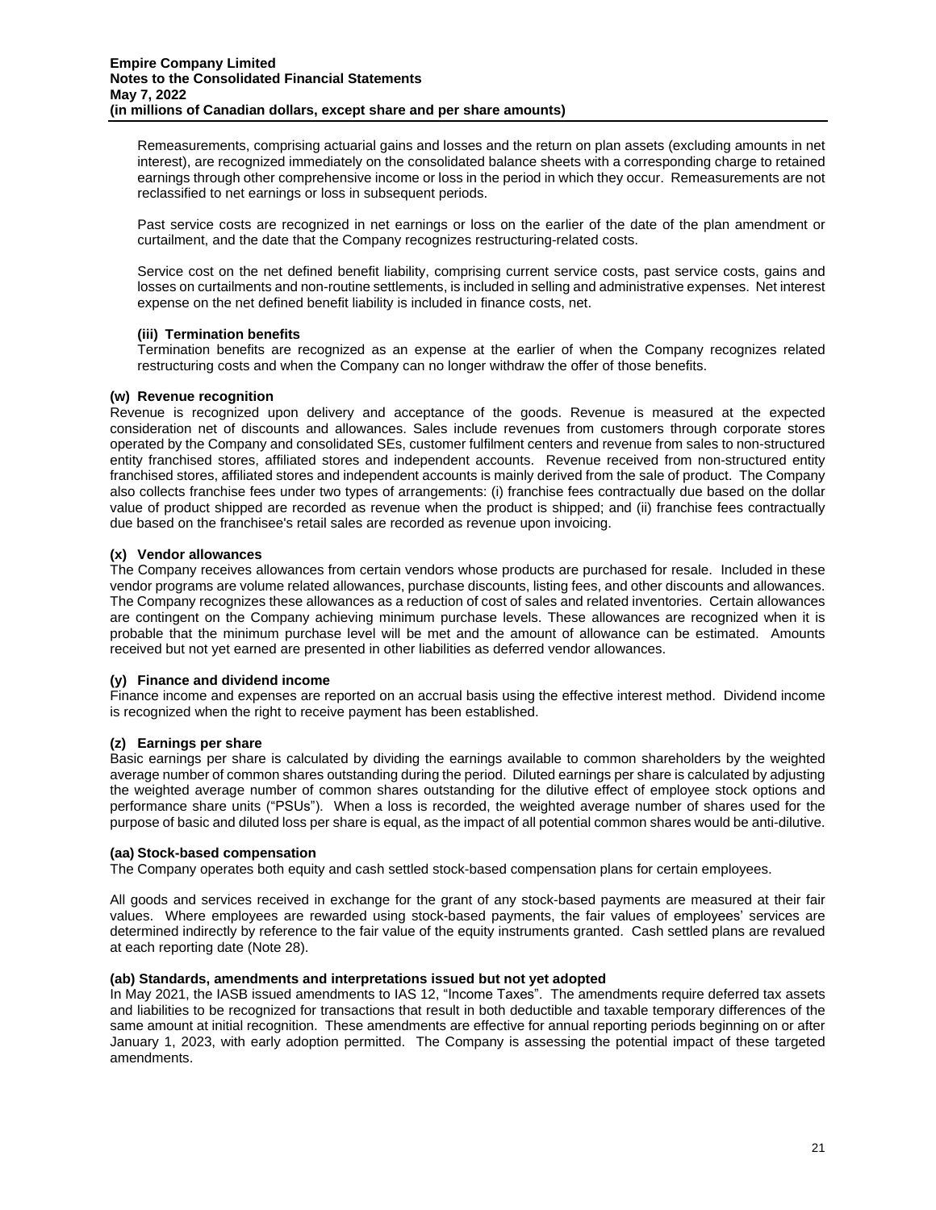Remeasurements, comprising actuarial gains and losses and the return on plan assets (excluding amounts in net interest), are recognized immediately on the consolidated balance sheets with a corresponding charge to retained earnings through other comprehensive income or loss in the period in which they occur. Remeasurements are not reclassified to net earnings or loss in subsequent periods.

Past service costs are recognized in net earnings or loss on the earlier of the date of the plan amendment or curtailment, and the date that the Company recognizes restructuring-related costs.

Service cost on the net defined benefit liability, comprising current service costs, past service costs, gains and losses on curtailments and non-routine settlements, is included in selling and administrative expenses. Net interest expense on the net defined benefit liability is included in finance costs, net.

**(iii) Termination benefits**

Termination benefits are recognized as an expense at the earlier of when the Company recognizes related restructuring costs and when the Company can no longer withdraw the offer of those benefits.

**(w) Revenue recognition**

Revenue is recognized upon delivery and acceptance of the goods. Revenue is measured at the expected consideration net of discounts and allowances. Sales include revenues from customers through corporate stores operated by the Company and consolidated SEs, customer fulfilment centers and revenue from sales to non-structured entity franchised stores, affiliated stores and independent accounts. Revenue received from non-structured entity franchised stores, affiliated stores and independent accounts is mainly derived from the sale of product. The Company also collects franchise fees under two types of arrangements: (i) franchise fees contractually due based on the dollar value of product shipped are recorded as revenue when the product is shipped; and (ii) franchise fees contractually due based on the franchisee's retail sales are recorded as revenue upon invoicing.

**(x) Vendor allowances**

The Company receives allowances from certain vendors whose products are purchased for resale. Included in these vendor programs are volume related allowances, purchase discounts, listing fees, and other discounts and allowances. The Company recognizes these allowances as a reduction of cost of sales and related inventories. Certain allowances are contingent on the Company achieving minimum purchase levels. These allowances are recognized when it is probable that the minimum purchase level will be met and the amount of allowance can be estimated. Amounts received but not yet earned are presented in other liabilities as deferred vendor allowances.

**(y) Finance and dividend income**

Finance income and expenses are reported on an accrual basis using the effective interest method. Dividend income is recognized when the right to receive payment has been established.

**(z) Earnings per share**

Basic earnings per share is calculated by dividing the earnings available to common shareholders by the weighted average number of common shares outstanding during the period. Diluted earnings per share is calculated by adjusting the weighted average number of common shares outstanding for the dilutive effect of employee stock options and performance share units ("PSUs"). When a loss is recorded, the weighted average number of shares used for the purpose of basic and diluted loss per share is equal, as the impact of all potential common shares would be anti-dilutive.

**(aa) Stock-based compensation**

The Company operates both equity and cash settled stock-based compensation plans for certain employees.

All goods and services received in exchange for the grant of any stock-based payments are measured at their fair values. Where employees are rewarded using stock-based payments, the fair values of employees' services are determined indirectly by reference to the fair value of the equity instruments granted. Cash settled plans are revalued at each reporting date (Note 28).

**(ab) Standards, amendments and interpretations issued but not yet adopted**

In May 2021, the IASB issued amendments to IAS 12, "Income Taxes". The amendments require deferred tax assets and liabilities to be recognized for transactions that result in both deductible and taxable temporary differences of the same amount at initial recognition. These amendments are effective for annual reporting periods beginning on or after January 1, 2023, with early adoption permitted. The Company is assessing the potential impact of these targeted amendments.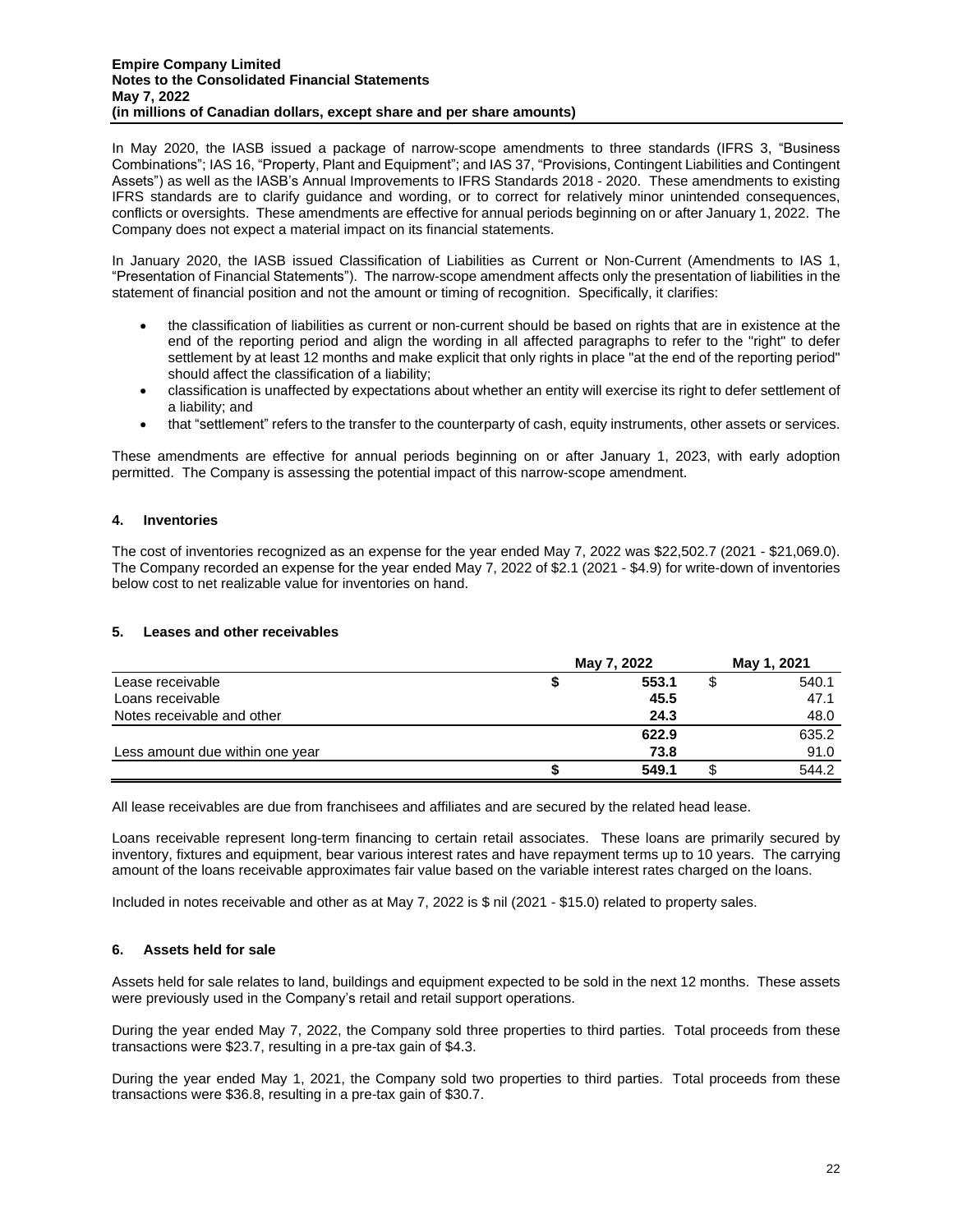In May 2020, the IASB issued a package of narrow-scope amendments to three standards (IFRS 3, "Business Combinations"; IAS 16, "Property, Plant and Equipment"; and IAS 37, "Provisions, Contingent Liabilities and Contingent Assets") as well as the IASB's Annual Improvements to IFRS Standards 2018 - 2020. These amendments to existing IFRS standards are to clarify guidance and wording, or to correct for relatively minor unintended consequences, conflicts or oversights. These amendments are effective for annual periods beginning on or after January 1, 2022. The Company does not expect a material impact on its financial statements.

In January 2020, the IASB issued Classification of Liabilities as Current or Non-Current (Amendments to IAS 1, "Presentation of Financial Statements"). The narrow-scope amendment affects only the presentation of liabilities in the statement of financial position and not the amount or timing of recognition. Specifically, it clarifies:

- the classification of liabilities as current or non-current should be based on rights that are in existence at the end of the reporting period and align the wording in all affected paragraphs to refer to the "right" to defer settlement by at least 12 months and make explicit that only rights in place "at the end of the reporting period" should affect the classification of a liability;
- classification is unaffected by expectations about whether an entity will exercise its right to defer settlement of a liability; and
- that "settlement" refers to the transfer to the counterparty of cash, equity instruments, other assets or services.

These amendments are effective for annual periods beginning on or after January 1, 2023, with early adoption permitted. The Company is assessing the potential impact of this narrow-scope amendment.

## 4. Inventories

The cost of inventories recognized as an expense for the year ended May 7, 2022 was $22,502.7 (2021 - $21,069.0). The Company recorded an expense for the year ended May 7, 2022 of $2.1 (2021 - $4.9) for write-down of inventories below cost to net realizable value for inventories on hand.

## 5. Leases and other receivables

| | May 7, 2022 | May 1, 2021 |
|---|---|---|
| Lease receivable | $ **553.1** | $ 540.1 |
| Loans receivable | **45.5** | 47.1 |
| Notes receivable and other | **24.3** | 48.0 |
| | **622.9** | 635.2 |
| Less amount due within one year | **73.8** | 91.0 |
| | $ **549.1** | $ 544.2 |

All lease receivables are due from franchisees and affiliates and are secured by the related head lease.

Loans receivable represent long-term financing to certain retail associates. These loans are primarily secured by inventory, fixtures and equipment, bear various interest rates and have repayment terms up to 10 years. The carrying amount of the loans receivable approximates fair value based on the variable interest rates charged on the loans.

Included in notes receivable and other as at May 7, 2022 is $ nil (2021 - $15.0) related to property sales.

## 6. Assets held for sale

Assets held for sale relates to land, buildings and equipment expected to be sold in the next 12 months. These assets were previously used in the Company's retail and retail support operations.

During the year ended May 7, 2022, the Company sold three properties to third parties. Total proceeds from these transactions were $23.7, resulting in a pre-tax gain of $4.3.

During the year ended May 1, 2021, the Company sold two properties to third parties. Total proceeds from these transactions were $36.8, resulting in a pre-tax gain of $30.7.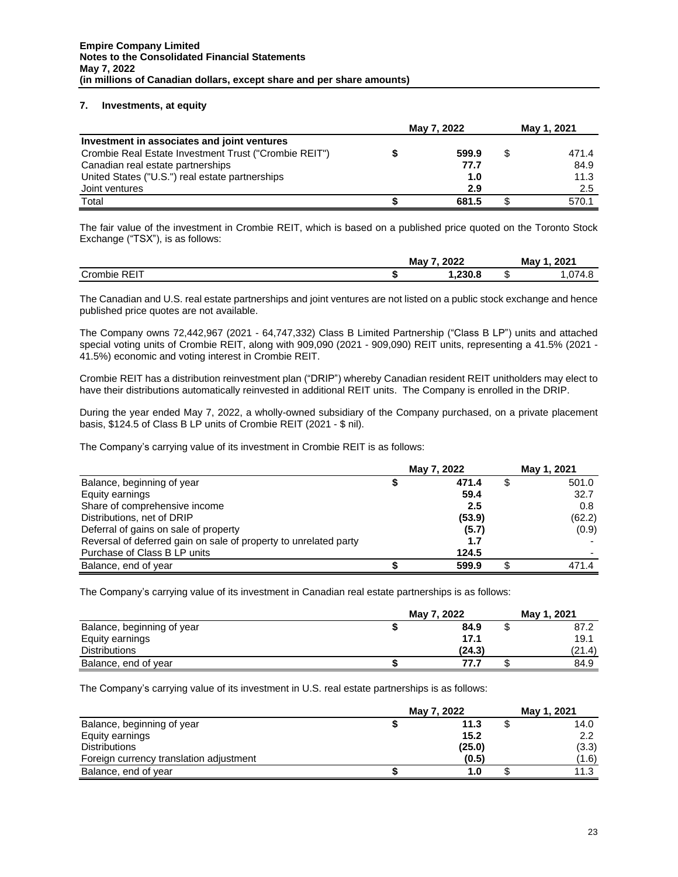## 7. Investments, at equity

| | May 7, 2022 | May 1, 2021 |
|---|---|---|
| **Investment in associates and joint ventures** | | |
| Crombie Real Estate Investment Trust ("Crombie REIT") | $ **599.9** | $ 471.4 |
| Canadian real estate partnerships | **77.7** | 84.9 |
| United States ("U.S.") real estate partnerships | **1.0** | 11.3 |
| Joint ventures | **2.9** | 2.5 |
| Total | $ **681.5** | $ 570.1 |

The fair value of the investment in Crombie REIT, which is based on a published price quoted on the Toronto Stock Exchange ("TSX"), is as follows:

| | May 7, 2022 | May 1, 2021 |
|---|---|---|
| Crombie REIT | $ **1,230.8** | $ 1,074.8 |

The Canadian and U.S. real estate partnerships and joint ventures are not listed on a public stock exchange and hence published price quotes are not available.

The Company owns 72,442,967 (2021 - 64,747,332) Class B Limited Partnership ("Class B LP") units and attached special voting units of Crombie REIT, along with 909,090 (2021 - 909,090) REIT units, representing a 41.5% (2021 - 41.5%) economic and voting interest in Crombie REIT.

Crombie REIT has a distribution reinvestment plan ("DRIP") whereby Canadian resident REIT unitholders may elect to have their distributions automatically reinvested in additional REIT units. The Company is enrolled in the DRIP.

During the year ended May 7, 2022, a wholly-owned subsidiary of the Company purchased, on a private placement basis, $124.5 of Class B LP units of Crombie REIT (2021 - $ nil).

The Company's carrying value of its investment in Crombie REIT is as follows:

| | May 7, 2022 | May 1, 2021 |
|---|---|---|
| Balance, beginning of year | $ **471.4** | $ 501.0 |
| Equity earnings | **59.4** | 32.7 |
| Share of comprehensive income | **2.5** | 0.8 |
| Distributions, net of DRIP | **(53.9)** | (62.2) |
| Deferral of gains on sale of property | **(5.7)** | (0.9) |
| Reversal of deferred gain on sale of property to unrelated party | **1.7** | - |
| Purchase of Class B LP units | **124.5** | - |
| Balance, end of year | $ **599.9** | $ 471.4 |

The Company's carrying value of its investment in Canadian real estate partnerships is as follows:

| | May 7, 2022 | May 1, 2021 |
|---|---|---|
| Balance, beginning of year | $ **84.9** | $ 87.2 |
| Equity earnings | **17.1** | 19.1 |
| Distributions | **(24.3)** | (21.4) |
| Balance, end of year | $ **77.7** | $ 84.9 |

The Company's carrying value of its investment in U.S. real estate partnerships is as follows:

| | May 7, 2022 | May 1, 2021 |
|---|---|---|
| Balance, beginning of year | $ **11.3** | $ 14.0 |
| Equity earnings | **15.2** | 2.2 |
| Distributions | **(25.0)** | (3.3) |
| Foreign currency translation adjustment | **(0.5)** | (1.6) |
| Balance, end of year | $ **1.0** | $ 11.3 |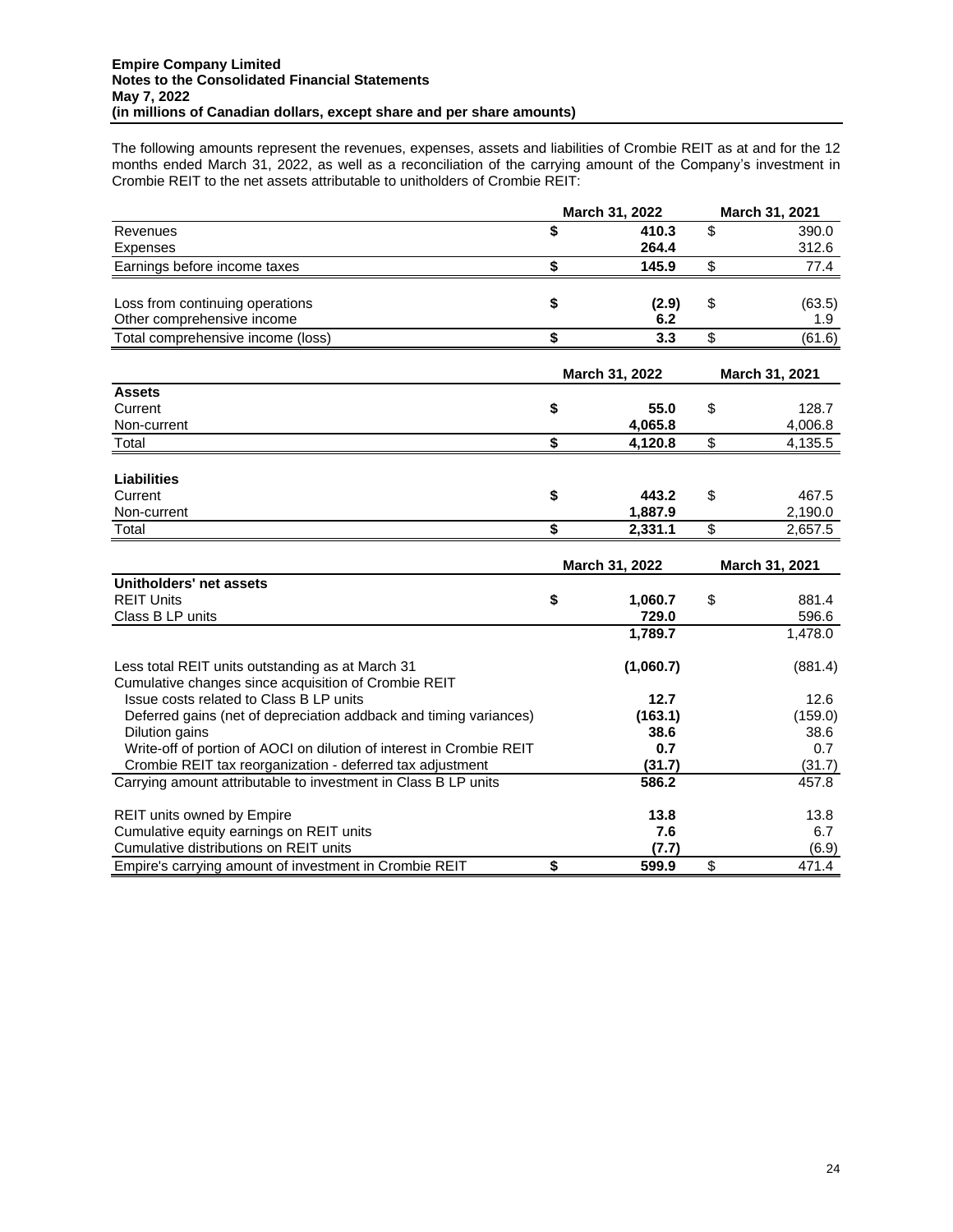The following amounts represent the revenues, expenses, assets and liabilities of Crombie REIT as at and for the 12 months ended March 31, 2022, as well as a reconciliation of the carrying amount of the Company's investment in Crombie REIT to the net assets attributable to unitholders of Crombie REIT:

| | March 31, 2022 | March 31, 2021 |
|---|---|---|
| Revenues | **$ 410.3** | $ 390.0 |
| Expenses | **264.4** | 312.6 |
| Earnings before income taxes | **$ 145.9** | $ 77.4 |
| | | |
| Loss from continuing operations | **$ (2.9)** | $ (63.5) |
| Other comprehensive income | **6.2** | 1.9 |
| Total comprehensive income (loss) | **$ 3.3** | $ (61.6) |

| | March 31, 2022 | March 31, 2021 |
|---|---|---|
| **Assets** | | |
| Current | **$ 55.0** | $ 128.7 |
| Non-current | **4,065.8** | 4,006.8 |
| Total | **$ 4,120.8** | $ 4,135.5 |
| | | |
| **Liabilities** | | |
| Current | **$ 443.2** | $ 467.5 |
| Non-current | **1,887.9** | 2,190.0 |
| Total | **$ 2,331.1** | $ 2,657.5 |

| | March 31, 2022 | March 31, 2021 |
|---|---|---|
| **Unitholders' net assets** | | |
| REIT Units | **$ 1,060.7** | $ 881.4 |
| Class B LP units | **729.0** | 596.6 |
| | **1,789.7** | 1,478.0 |
| | | |
| Less total REIT units outstanding as at March 31 | **(1,060.7)** | (881.4) |
| Cumulative changes since acquisition of Crombie REIT | | |
| Issue costs related to Class B LP units | **12.7** | 12.6 |
| Deferred gains (net of depreciation addback and timing variances) | **(163.1)** | (159.0) |
| Dilution gains | **38.6** | 38.6 |
| Write-off of portion of AOCI on dilution of interest in Crombie REIT | **0.7** | 0.7 |
| Crombie REIT tax reorganization - deferred tax adjustment | **(31.7)** | (31.7) |
| Carrying amount attributable to investment in Class B LP units | **586.2** | 457.8 |
| | | |
| REIT units owned by Empire | **13.8** | 13.8 |
| Cumulative equity earnings on REIT units | **7.6** | 6.7 |
| Cumulative distributions on REIT units | **(7.7)** | (6.9) |
| Empire's carrying amount of investment in Crombie REIT | **$ 599.9** | $ 471.4 |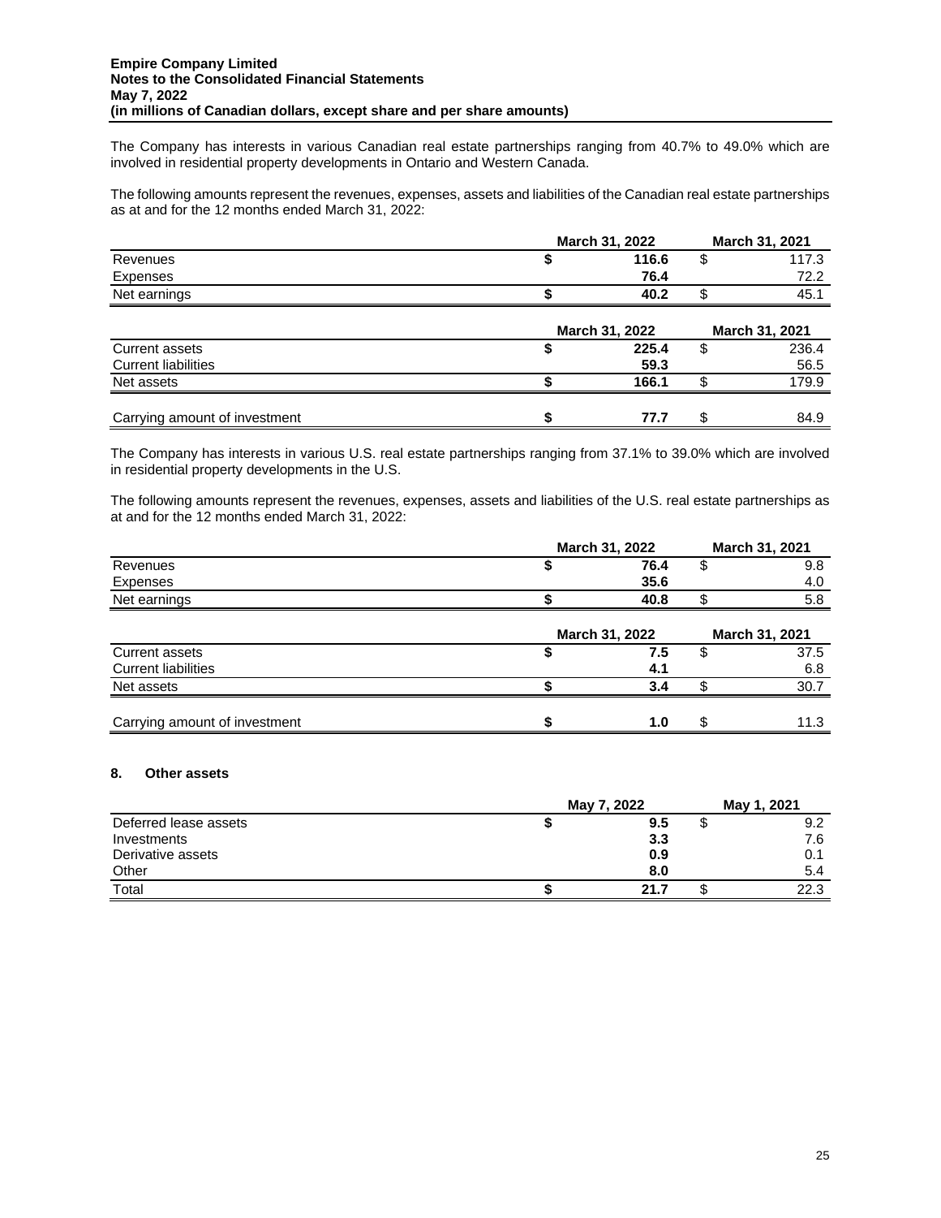The Company has interests in various Canadian real estate partnerships ranging from 40.7% to 49.0% which are involved in residential property developments in Ontario and Western Canada.

The following amounts represent the revenues, expenses, assets and liabilities of the Canadian real estate partnerships as at and for the 12 months ended March 31, 2022:

| | March 31, 2022 | March 31, 2021 |
|---|---|---|
| Revenues | **$ 116.6** | $ 117.3 |
| Expenses | **76.4** | 72.2 |
| Net earnings | **$ 40.2** | $ 45.1 |

| | March 31, 2022 | March 31, 2021 |
|---|---|---|
| Current assets | **$ 225.4** | $ 236.4 |
| Current liabilities | **59.3** | 56.5 |
| Net assets | **$ 166.1** | $ 179.9 |
| Carrying amount of investment | **$ 77.7** | $ 84.9 |

The Company has interests in various U.S. real estate partnerships ranging from 37.1% to 39.0% which are involved in residential property developments in the U.S.

The following amounts represent the revenues, expenses, assets and liabilities of the U.S. real estate partnerships as at and for the 12 months ended March 31, 2022:

| | March 31, 2022 | March 31, 2021 |
|---|---|---|
| Revenues | **$ 76.4** | $ 9.8 |
| Expenses | **35.6** | 4.0 |
| Net earnings | **$ 40.8** | $ 5.8 |

| | March 31, 2022 | March 31, 2021 |
|---|---|---|
| Current assets | **$ 7.5** | $ 37.5 |
| Current liabilities | **4.1** | 6.8 |
| Net assets | **$ 3.4** | $ 30.7 |
| Carrying amount of investment | **$ 1.0** | $ 11.3 |

## 8. Other assets

| | May 7, 2022 | May 1, 2021 |
|---|---|---|
| Deferred lease assets | **$ 9.5** | $ 9.2 |
| Investments | **3.3** | 7.6 |
| Derivative assets | **0.9** | 0.1 |
| Other | **8.0** | 5.4 |
| Total | **$ 21.7** | $ 22.3 |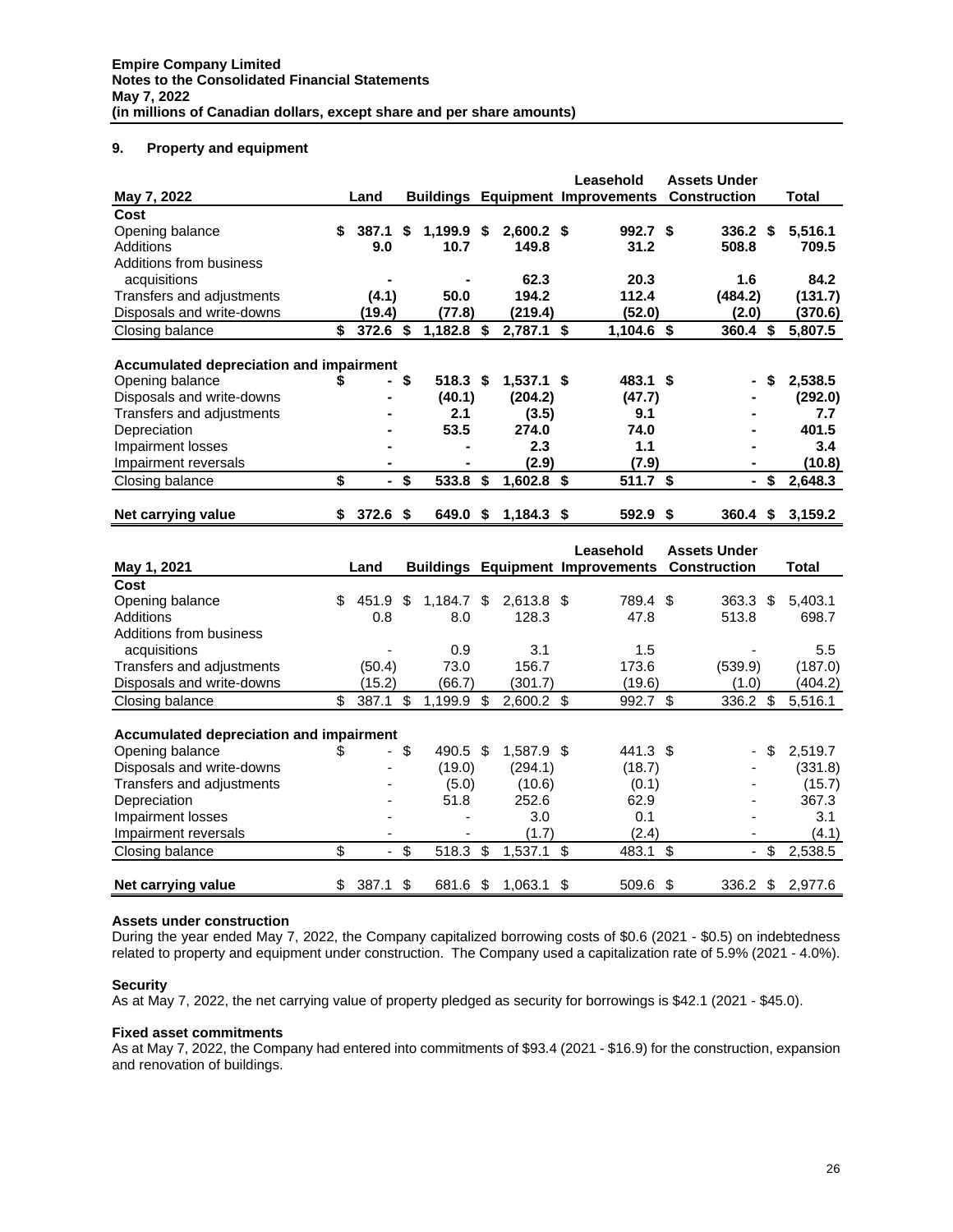## 9. Property and equipment

| May 7, 2022 | Land | Buildings | Equipment | Leasehold Improvements | Assets Under Construction | Total |
|---|---|---|---|---|---|---|
| **Cost** | | | | | | |
| Opening balance | $ 387.1 | $ 1,199.9 | $ 2,600.2 | $ 992.7 | $ 336.2 | $ 5,516.1 |
| Additions | 9.0 | 10.7 | 149.8 | 31.2 | 508.8 | 709.5 |
| Additions from business acquisitions | - | - | 62.3 | 20.3 | 1.6 | 84.2 |
| Transfers and adjustments | (4.1) | 50.0 | 194.2 | 112.4 | (484.2) | (131.7) |
| Disposals and write-downs | (19.4) | (77.8) | (219.4) | (52.0) | (2.0) | (370.6) |
| Closing balance | $ 372.6 | $ 1,182.8 | $ 2,787.1 | $ 1,104.6 | $ 360.4 | $ 5,807.5 |
| **Accumulated depreciation and impairment** | | | | | | |
| Opening balance | $ - | $ 518.3 | $ 1,537.1 | $ 483.1 | $ - | $ 2,538.5 |
| Disposals and write-downs | - | (40.1) | (204.2) | (47.7) | - | (292.0) |
| Transfers and adjustments | - | 2.1 | (3.5) | 9.1 | - | 7.7 |
| Depreciation | - | 53.5 | 274.0 | 74.0 | - | 401.5 |
| Impairment losses | - | - | 2.3 | 1.1 | - | 3.4 |
| Impairment reversals | - | - | (2.9) | (7.9) | - | (10.8) |
| Closing balance | $ - | $ 533.8 | $ 1,602.8 | $ 511.7 | $ - | $ 2,648.3 |
| **Net carrying value** | $ 372.6 | $ 649.0 | $ 1,184.3 | $ 592.9 | $ 360.4 | $ 3,159.2 |

| May 1, 2021 | Land | Buildings | Equipment | Leasehold Improvements | Assets Under Construction | Total |
|---|---|---|---|---|---|---|
| **Cost** | | | | | | |
| Opening balance | $ 451.9 | $ 1,184.7 | $ 2,613.8 | $ 789.4 | $ 363.3 | $ 5,403.1 |
| Additions | 0.8 | 8.0 | 128.3 | 47.8 | 513.8 | 698.7 |
| Additions from business acquisitions | - | 0.9 | 3.1 | 1.5 | - | 5.5 |
| Transfers and adjustments | (50.4) | 73.0 | 156.7 | 173.6 | (539.9) | (187.0) |
| Disposals and write-downs | (15.2) | (66.7) | (301.7) | (19.6) | (1.0) | (404.2) |
| Closing balance | $ 387.1 | $ 1,199.9 | $ 2,600.2 | $ 992.7 | $ 336.2 | $ 5,516.1 |
| **Accumulated depreciation and impairment** | | | | | | |
| Opening balance | $ - | $ 490.5 | $ 1,587.9 | $ 441.3 | $ - | $ 2,519.7 |
| Disposals and write-downs | - | (19.0) | (294.1) | (18.7) | - | (331.8) |
| Transfers and adjustments | - | (5.0) | (10.6) | (0.1) | - | (15.7) |
| Depreciation | - | 51.8 | 252.6 | 62.9 | - | 367.3 |
| Impairment losses | - | - | 3.0 | 0.1 | - | 3.1 |
| Impairment reversals | - | - | (1.7) | (2.4) | - | (4.1) |
| Closing balance | $ - | $ 518.3 | $ 1,537.1 | $ 483.1 | $ - | $ 2,538.5 |
| **Net carrying value** | $ 387.1 | $ 681.6 | $ 1,063.1 | $ 509.6 | $ 336.2 | $ 2,977.6 |

**Assets under construction**

During the year ended May 7, 2022, the Company capitalized borrowing costs of $0.6 (2021 - $0.5) on indebtedness related to property and equipment under construction. The Company used a capitalization rate of 5.9% (2021 - 4.0%).

**Security**

As at May 7, 2022, the net carrying value of property pledged as security for borrowings is $42.1 (2021 - $45.0).

**Fixed asset commitments**

As at May 7, 2022, the Company had entered into commitments of $93.4 (2021 - $16.9) for the construction, expansion and renovation of buildings.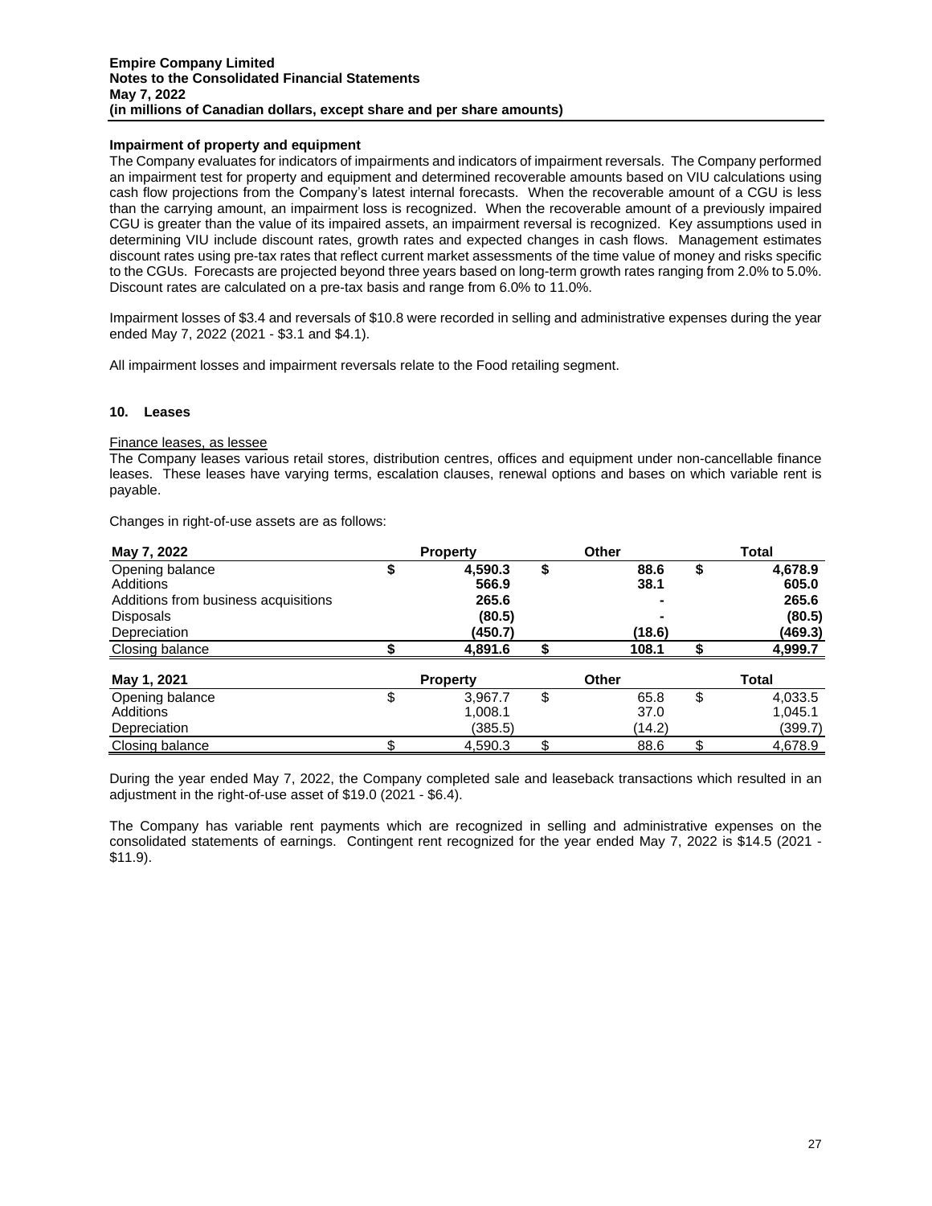**Impairment of property and equipment**

The Company evaluates for indicators of impairments and indicators of impairment reversals. The Company performed an impairment test for property and equipment and determined recoverable amounts based on VIU calculations using cash flow projections from the Company's latest internal forecasts. When the recoverable amount of a CGU is less than the carrying amount, an impairment loss is recognized. When the recoverable amount of a previously impaired CGU is greater than the value of its impaired assets, an impairment reversal is recognized. Key assumptions used in determining VIU include discount rates, growth rates and expected changes in cash flows. Management estimates discount rates using pre-tax rates that reflect current market assessments of the time value of money and risks specific to the CGUs. Forecasts are projected beyond three years based on long-term growth rates ranging from 2.0% to 5.0%. Discount rates are calculated on a pre-tax basis and range from 6.0% to 11.0%.

Impairment losses of $3.4 and reversals of $10.8 were recorded in selling and administrative expenses during the year ended May 7, 2022 (2021 - $3.1 and $4.1).

All impairment losses and impairment reversals relate to the Food retailing segment.

## 10. Leases

Finance leases, as lessee

The Company leases various retail stores, distribution centres, offices and equipment under non-cancellable finance leases. These leases have varying terms, escalation clauses, renewal options and bases on which variable rent is payable.

Changes in right-of-use assets are as follows:

| **May 7, 2022** | **Property** | **Other** | **Total** |
|---|---|---|---|
| Opening balance | **$ 4,590.3** | **$ 88.6** | **$ 4,678.9** |
| Additions | **566.9** | **38.1** | **605.0** |
| Additions from business acquisitions | **265.6** | **-** | **265.6** |
| Disposals | **(80.5)** | **-** | **(80.5)** |
| Depreciation | **(450.7)** | **(18.6)** | **(469.3)** |
| Closing balance | **$ 4,891.6** | **$ 108.1** | **$ 4,999.7** |

| **May 1, 2021** | **Property** | **Other** | **Total** |
|---|---|---|---|
| Opening balance | $ 3,967.7 | $ 65.8 | $ 4,033.5 |
| Additions | 1,008.1 | 37.0 | 1,045.1 |
| Depreciation | (385.5) | (14.2) | (399.7) |
| Closing balance | $ 4,590.3 | $ 88.6 | $ 4,678.9 |

During the year ended May 7, 2022, the Company completed sale and leaseback transactions which resulted in an adjustment in the right-of-use asset of $19.0 (2021 - $6.4).

The Company has variable rent payments which are recognized in selling and administrative expenses on the consolidated statements of earnings. Contingent rent recognized for the year ended May 7, 2022 is $14.5 (2021 - $11.9).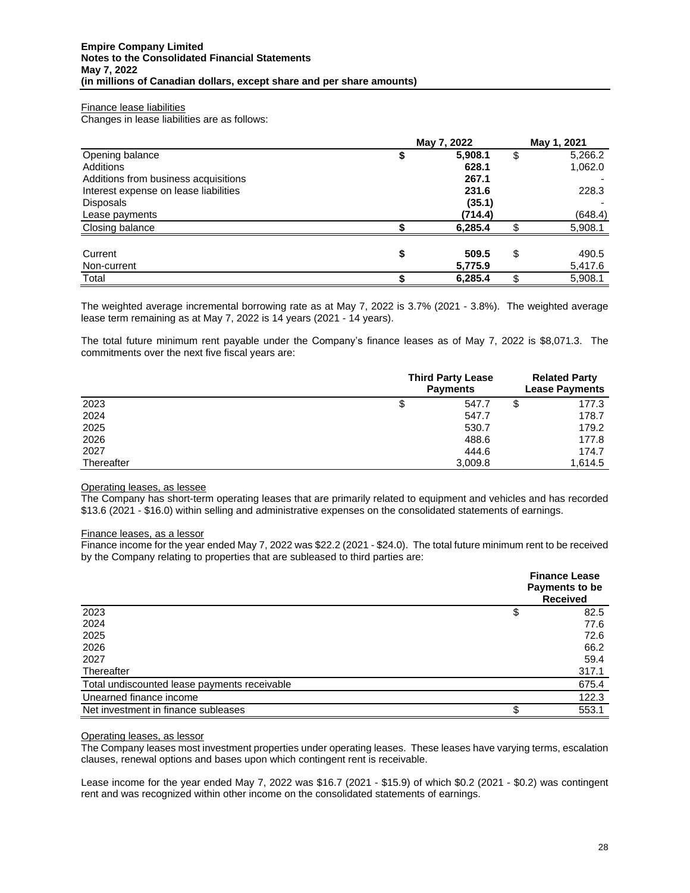Finance lease liabilities

Changes in lease liabilities are as follows:

| | May 7, 2022 | May 1, 2021 |
|---|---|---|
| Opening balance | **$ 5,908.1** | $ 5,266.2 |
| Additions | **628.1** | 1,062.0 |
| Additions from business acquisitions | **267.1** | - |
| Interest expense on lease liabilities | **231.6** | 228.3 |
| Disposals | **(35.1)** | - |
| Lease payments | **(714.4)** | (648.4) |
| Closing balance | **$ 6,285.4** | $ 5,908.1 |
| | | |
| Current | **$ 509.5** | $ 490.5 |
| Non-current | **5,775.9** | 5,417.6 |
| Total | **$ 6,285.4** | $ 5,908.1 |

The weighted average incremental borrowing rate as at May 7, 2022 is 3.7% (2021 - 3.8%). The weighted average lease term remaining as at May 7, 2022 is 14 years (2021 - 14 years).

The total future minimum rent payable under the Company's finance leases as of May 7, 2022 is $8,071.3. The commitments over the next five fiscal years are:

| | Third Party Lease Payments | Related Party Lease Payments |
|---|---|---|
| 2023 | $ 547.7 | $ 177.3 |
| 2024 | 547.7 | 178.7 |
| 2025 | 530.7 | 179.2 |
| 2026 | 488.6 | 177.8 |
| 2027 | 444.6 | 174.7 |
| Thereafter | 3,009.8 | 1,614.5 |

Operating leases, as lessee

The Company has short-term operating leases that are primarily related to equipment and vehicles and has recorded $13.6 (2021 - $16.0) within selling and administrative expenses on the consolidated statements of earnings.

Finance leases, as a lessor

Finance income for the year ended May 7, 2022 was $22.2 (2021 - $24.0). The total future minimum rent to be received by the Company relating to properties that are subleased to third parties are:

| | Finance Lease Payments to be Received |
|---|---|
| 2023 | $ 82.5 |
| 2024 | 77.6 |
| 2025 | 72.6 |
| 2026 | 66.2 |
| 2027 | 59.4 |
| Thereafter | 317.1 |
| Total undiscounted lease payments receivable | 675.4 |
| Unearned finance income | 122.3 |
| Net investment in finance subleases | $ 553.1 |

Operating leases, as lessor

The Company leases most investment properties under operating leases. These leases have varying terms, escalation clauses, renewal options and bases upon which contingent rent is receivable.

Lease income for the year ended May 7, 2022 was $16.7 (2021 - $15.9) of which $0.2 (2021 - $0.2) was contingent rent and was recognized within other income on the consolidated statements of earnings.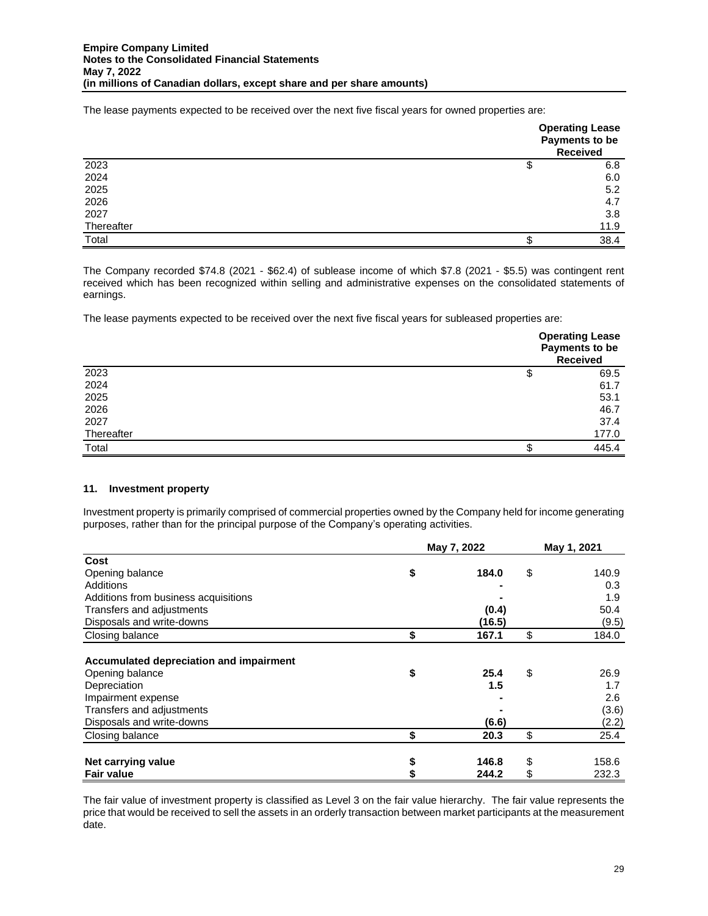The lease payments expected to be received over the next five fiscal years for owned properties are:

| | Operating Lease Payments to be Received |
|---|---|
| 2023 | $ 6.8 |
| 2024 | 6.0 |
| 2025 | 5.2 |
| 2026 | 4.7 |
| 2027 | 3.8 |
| Thereafter | 11.9 |
| Total | $ 38.4 |

The Company recorded $74.8 (2021 - $62.4) of sublease income of which $7.8 (2021 - $5.5) was contingent rent received which has been recognized within selling and administrative expenses on the consolidated statements of earnings.

The lease payments expected to be received over the next five fiscal years for subleased properties are:

| | Operating Lease Payments to be Received |
|---|---|
| 2023 | $ 69.5 |
| 2024 | 61.7 |
| 2025 | 53.1 |
| 2026 | 46.7 |
| 2027 | 37.4 |
| Thereafter | 177.0 |
| Total | $ 445.4 |

## 11. Investment property

Investment property is primarily comprised of commercial properties owned by the Company held for income generating purposes, rather than for the principal purpose of the Company's operating activities.

| | May 7, 2022 | May 1, 2021 |
|---|---|---|
| **Cost** | | |
| Opening balance | **$ 184.0** | $ 140.9 |
| Additions | **-** | 0.3 |
| Additions from business acquisitions | **-** | 1.9 |
| Transfers and adjustments | **(0.4)** | 50.4 |
| Disposals and write-downs | **(16.5)** | (9.5) |
| Closing balance | **$ 167.1** | $ 184.0 |
| | | |
| **Accumulated depreciation and impairment** | | |
| Opening balance | **$ 25.4** | $ 26.9 |
| Depreciation | **1.5** | 1.7 |
| Impairment expense | **-** | 2.6 |
| Transfers and adjustments | **-** | (3.6) |
| Disposals and write-downs | **(6.6)** | (2.2) |
| Closing balance | **$ 20.3** | $ 25.4 |
| | | |
| **Net carrying value** | **$ 146.8** | $ 158.6 |
| **Fair value** | **$ 244.2** | $ 232.3 |

The fair value of investment property is classified as Level 3 on the fair value hierarchy. The fair value represents the price that would be received to sell the assets in an orderly transaction between market participants at the measurement date.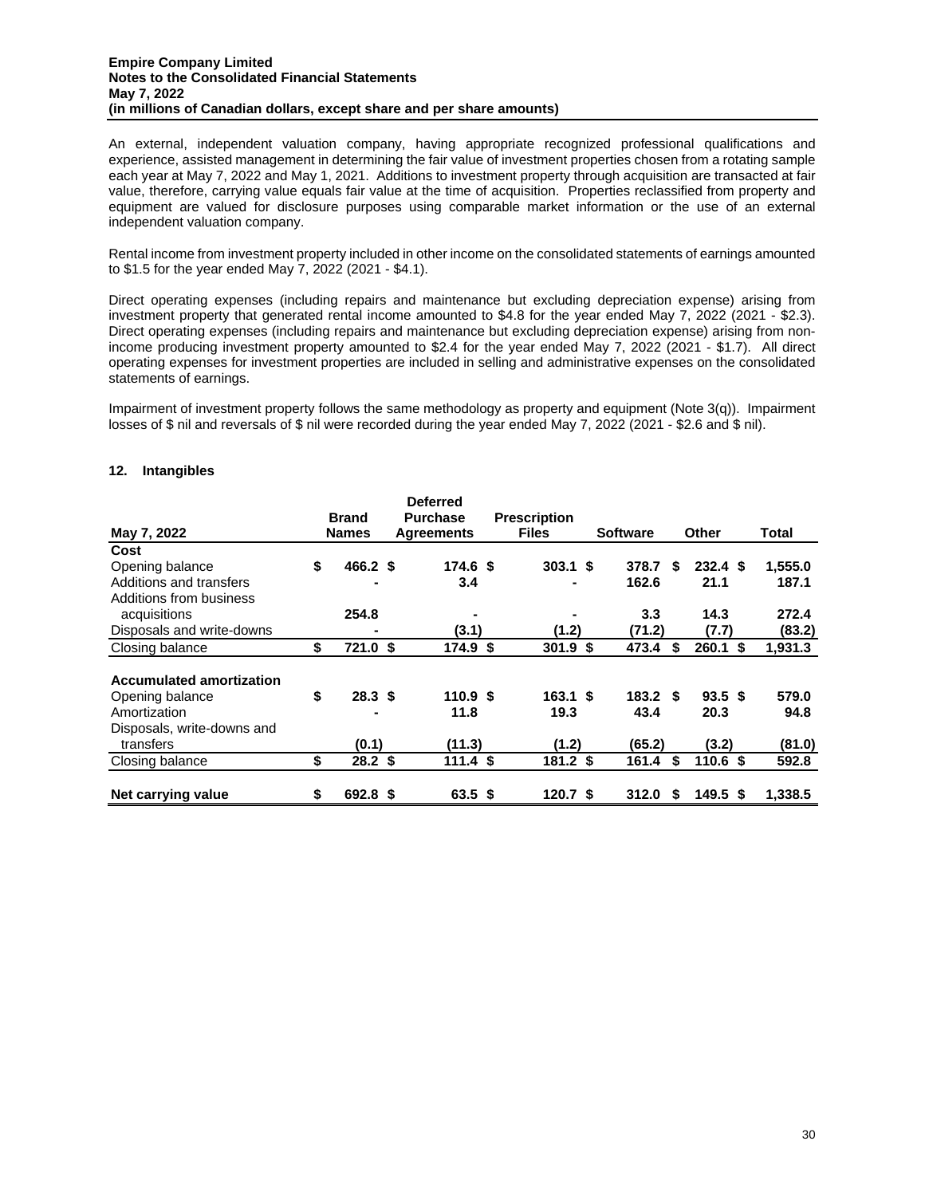An external, independent valuation company, having appropriate recognized professional qualifications and experience, assisted management in determining the fair value of investment properties chosen from a rotating sample each year at May 7, 2022 and May 1, 2021. Additions to investment property through acquisition are transacted at fair value, therefore, carrying value equals fair value at the time of acquisition. Properties reclassified from property and equipment are valued for disclosure purposes using comparable market information or the use of an external independent valuation company.

Rental income from investment property included in other income on the consolidated statements of earnings amounted to $1.5 for the year ended May 7, 2022 (2021 - $4.1).

Direct operating expenses (including repairs and maintenance but excluding depreciation expense) arising from investment property that generated rental income amounted to $4.8 for the year ended May 7, 2022 (2021 - $2.3). Direct operating expenses (including repairs and maintenance but excluding depreciation expense) arising from non-income producing investment property amounted to $2.4 for the year ended May 7, 2022 (2021 - $1.7). All direct operating expenses for investment properties are included in selling and administrative expenses on the consolidated statements of earnings.

Impairment of investment property follows the same methodology as property and equipment (Note 3(q)). Impairment losses of $ nil and reversals of $ nil were recorded during the year ended May 7, 2022 (2021 - $2.6 and $ nil).

## 12. Intangibles

| May 7, 2022 | Brand Names | Deferred Purchase Agreements | Prescription Files | Software | Other | Total |
|---|---|---|---|---|---|---|
| **Cost** | | | | | | |
| Opening balance | $ 466.2 | $ 174.6 | $ 303.1 | $ 378.7 | $ 232.4 | $ 1,555.0 |
| Additions and transfers | - | 3.4 | - | 162.6 | 21.1 | 187.1 |
| Additions from business acquisitions | 254.8 | - | - | 3.3 | 14.3 | 272.4 |
| Disposals and write-downs | - | (3.1) | (1.2) | (71.2) | (7.7) | (83.2) |
| Closing balance | $ 721.0 | $ 174.9 | $ 301.9 | $ 473.4 | $ 260.1 | $ 1,931.3 |
| **Accumulated amortization** | | | | | | |
| Opening balance | $ 28.3 | $ 110.9 | $ 163.1 | $ 183.2 | $ 93.5 | $ 579.0 |
| Amortization | - | 11.8 | 19.3 | 43.4 | 20.3 | 94.8 |
| Disposals, write-downs and transfers | (0.1) | (11.3) | (1.2) | (65.2) | (3.2) | (81.0) |
| Closing balance | $ 28.2 | $ 111.4 | $ 181.2 | $ 161.4 | $ 110.6 | $ 592.8 |
| **Net carrying value** | $ 692.8 | $ 63.5 | $ 120.7 | $ 312.0 | $ 149.5 | $ 1,338.5 |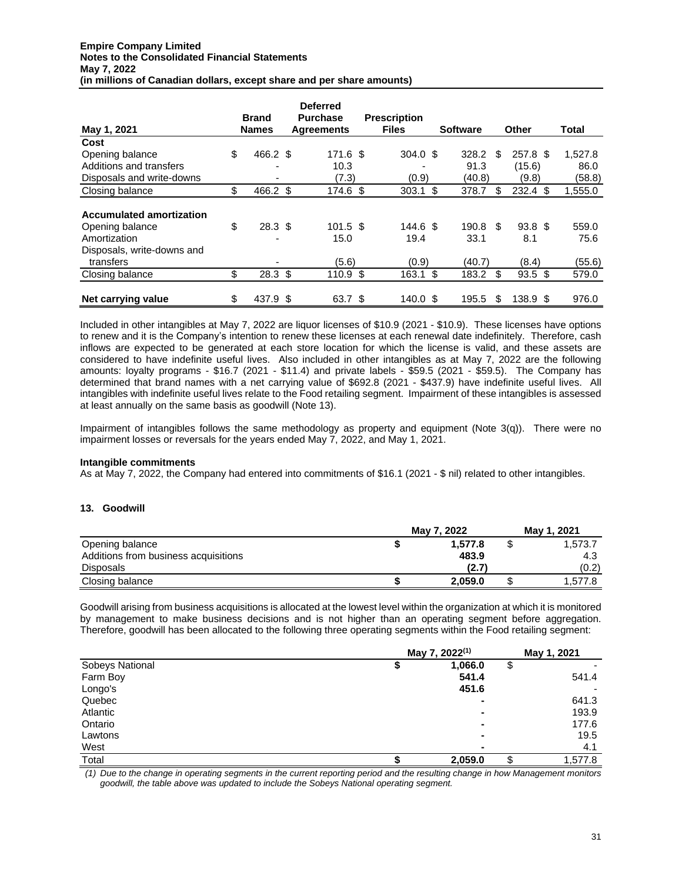| May 1, 2021 | Brand Names | Deferred Purchase Agreements | Prescription Files | Software | Other | Total |
|---|---|---|---|---|---|---|
| **Cost** | | | | | | |
| Opening balance | $ 466.2 | $ 171.6 | $ 304.0 | $ 328.2 | $ 257.8 | $ 1,527.8 |
| Additions and transfers | - | 10.3 | - | 91.3 | (15.6) | 86.0 |
| Disposals and write-downs | - | (7.3) | (0.9) | (40.8) | (9.8) | (58.8) |
| Closing balance | $ 466.2 | $ 174.6 | $ 303.1 | $ 378.7 | $ 232.4 | $ 1,555.0 |
| **Accumulated amortization** | | | | | | |
| Opening balance | $ 28.3 | $ 101.5 | $ 144.6 | $ 190.8 | $ 93.8 | $ 559.0 |
| Amortization | - | 15.0 | 19.4 | 33.1 | 8.1 | 75.6 |
| Disposals, write-downs and transfers | - | (5.6) | (0.9) | (40.7) | (8.4) | (55.6) |
| Closing balance | $ 28.3 | $ 110.9 | $ 163.1 | $ 183.2 | $ 93.5 | $ 579.0 |
| **Net carrying value** | $ 437.9 | $ 63.7 | $ 140.0 | $ 195.5 | $ 138.9 | $ 976.0 |

Included in other intangibles at May 7, 2022 are liquor licenses of $10.9 (2021 - $10.9). These licenses have options to renew and it is the Company's intention to renew these licenses at each renewal date indefinitely. Therefore, cash inflows are expected to be generated at each store location for which the license is valid, and these assets are considered to have indefinite useful lives. Also included in other intangibles as at May 7, 2022 are the following amounts: loyalty programs - $16.7 (2021 - $11.4) and private labels - $59.5 (2021 - $59.5). The Company has determined that brand names with a net carrying value of $692.8 (2021 - $437.9) have indefinite useful lives. All intangibles with indefinite useful lives relate to the Food retailing segment. Impairment of these intangibles is assessed at least annually on the same basis as goodwill (Note 13).

Impairment of intangibles follows the same methodology as property and equipment (Note 3(q)). There were no impairment losses or reversals for the years ended May 7, 2022, and May 1, 2021.

**Intangible commitments**

As at May 7, 2022, the Company had entered into commitments of $16.1 (2021 - $ nil) related to other intangibles.

## 13. Goodwill

| | May 7, 2022 | May 1, 2021 |
|---|---|---|
| Opening balance | **$ 1,577.8** | $ 1,573.7 |
| Additions from business acquisitions | **483.9** | 4.3 |
| Disposals | **(2.7)** | (0.2) |
| Closing balance | **$ 2,059.0** | $ 1,577.8 |

Goodwill arising from business acquisitions is allocated at the lowest level within the organization at which it is monitored by management to make business decisions and is not higher than an operating segment before aggregation. Therefore, goodwill has been allocated to the following three operating segments within the Food retailing segment:

| | May 7, 2022[(1)] | May 1, 2021 |
|---|---|---|
| Sobeys National | **$ 1,066.0** | $ - |
| Farm Boy | **541.4** | 541.4 |
| Longo's | **451.6** | - |
| Quebec | **-** | 641.3 |
| Atlantic | **-** | 193.9 |
| Ontario | **-** | 177.6 |
| Lawtons | **-** | 19.5 |
| West | **-** | 4.1 |
| Total | **$ 2,059.0** | $ 1,577.8 |

*(1) Due to the change in operating segments in the current reporting period and the resulting change in how Management monitors goodwill, the table above was updated to include the Sobeys National operating segment.*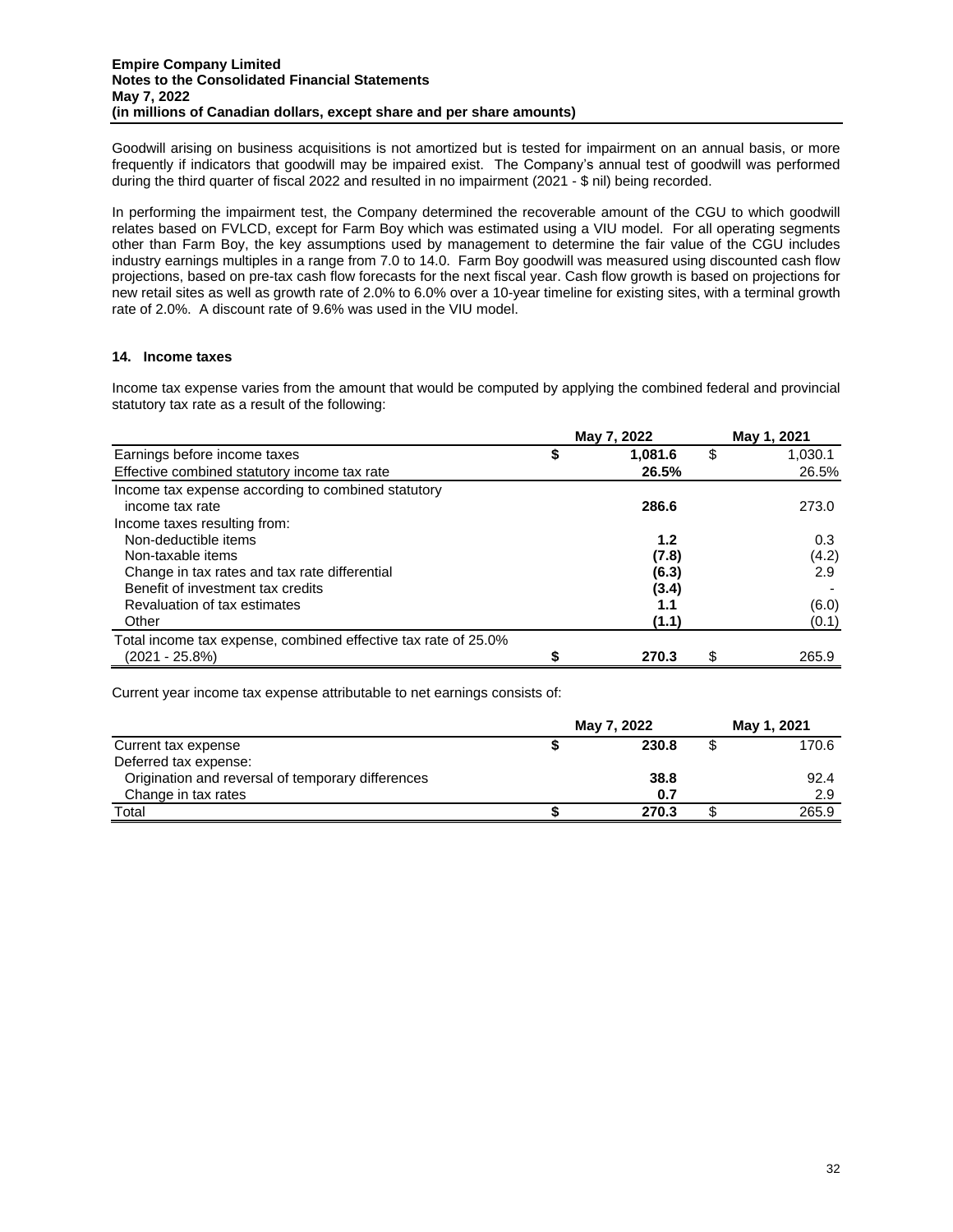Goodwill arising on business acquisitions is not amortized but is tested for impairment on an annual basis, or more frequently if indicators that goodwill may be impaired exist. The Company's annual test of goodwill was performed during the third quarter of fiscal 2022 and resulted in no impairment (2021 - $ nil) being recorded.

In performing the impairment test, the Company determined the recoverable amount of the CGU to which goodwill relates based on FVLCD, except for Farm Boy which was estimated using a VIU model. For all operating segments other than Farm Boy, the key assumptions used by management to determine the fair value of the CGU includes industry earnings multiples in a range from 7.0 to 14.0. Farm Boy goodwill was measured using discounted cash flow projections, based on pre-tax cash flow forecasts for the next fiscal year. Cash flow growth is based on projections for new retail sites as well as growth rate of 2.0% to 6.0% over a 10-year timeline for existing sites, with a terminal growth rate of 2.0%. A discount rate of 9.6% was used in the VIU model.

## 14. Income taxes

Income tax expense varies from the amount that would be computed by applying the combined federal and provincial statutory tax rate as a result of the following:

| | May 7, 2022 | May 1, 2021 |
|---|---|---|
| Earnings before income taxes | **$ 1,081.6** | $ 1,030.1 |
| Effective combined statutory income tax rate | **26.5%** | 26.5% |
| Income tax expense according to combined statutory income tax rate | **286.6** | 273.0 |
| Income taxes resulting from: | | |
| Non-deductible items | **1.2** | 0.3 |
| Non-taxable items | **(7.8)** | (4.2) |
| Change in tax rates and tax rate differential | **(6.3)** | 2.9 |
| Benefit of investment tax credits | **(3.4)** | - |
| Revaluation of tax estimates | **1.1** | (6.0) |
| Other | **(1.1)** | (0.1) |
| Total income tax expense, combined effective tax rate of 25.0% (2021 - 25.8%) | **$ 270.3** | $ 265.9 |

Current year income tax expense attributable to net earnings consists of:

| | May 7, 2022 | May 1, 2021 |
|---|---|---|
| Current tax expense | **$ 230.8** | $ 170.6 |
| Deferred tax expense: | | |
| Origination and reversal of temporary differences | **38.8** | 92.4 |
| Change in tax rates | **0.7** | 2.9 |
| Total | **$ 270.3** | $ 265.9 |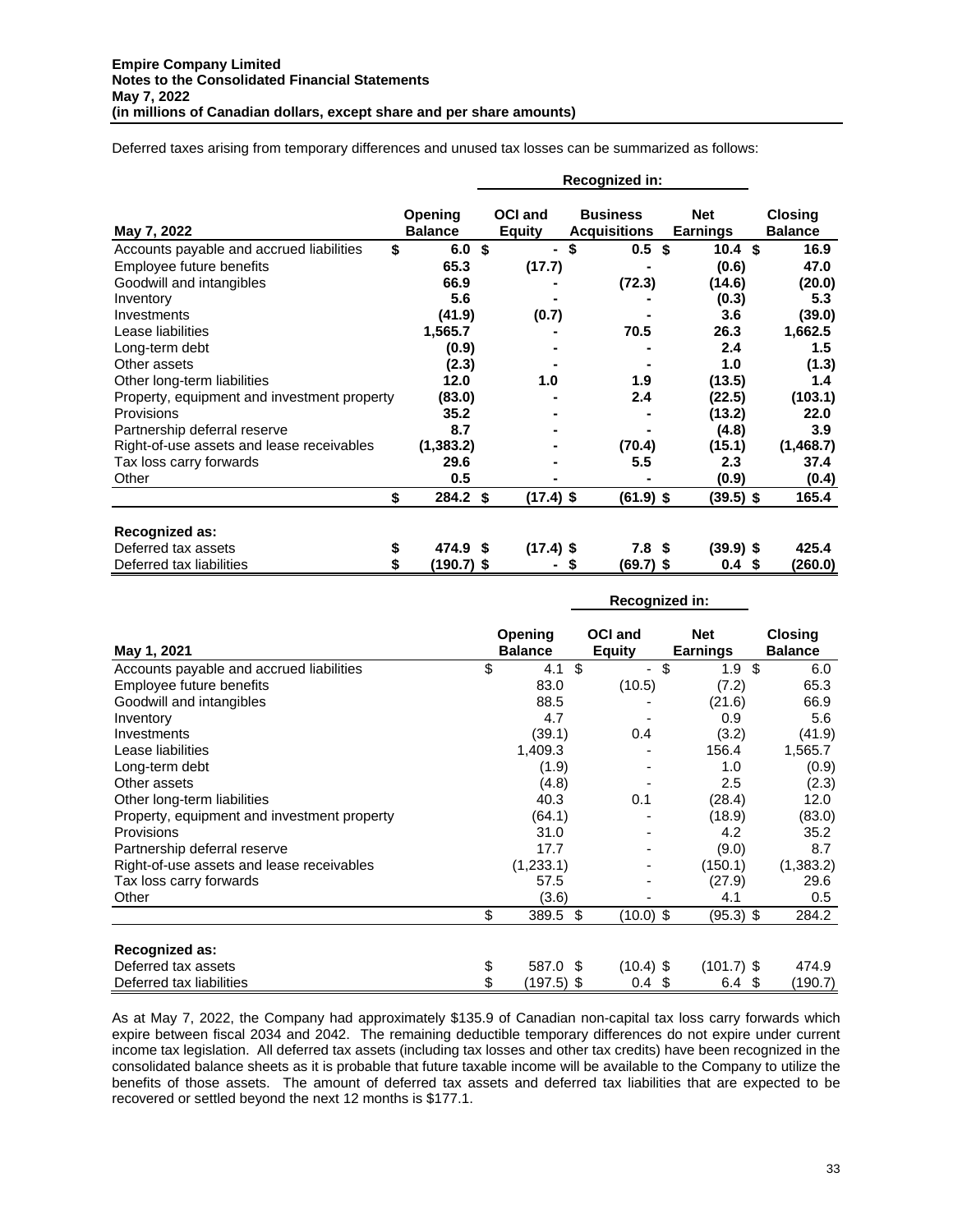Deferred taxes arising from temporary differences and unused tax losses can be summarized as follows:

| May 7, 2022 | Opening Balance | Recognized in: OCI and Equity | Business Acquisitions | Net Earnings | Closing Balance |
|---|---|---|---|---|---|
| Accounts payable and accrued liabilities | $ 6.0 | $ - | $ 0.5 | $ 10.4 | $ 16.9 |
| Employee future benefits | 65.3 | (17.7) | - | (0.6) | 47.0 |
| Goodwill and intangibles | 66.9 | - | (72.3) | (14.6) | (20.0) |
| Inventory | 5.6 | - | - | (0.3) | 5.3 |
| Investments | (41.9) | (0.7) | - | 3.6 | (39.0) |
| Lease liabilities | 1,565.7 | - | 70.5 | 26.3 | 1,662.5 |
| Long-term debt | (0.9) | - | - | 2.4 | 1.5 |
| Other assets | (2.3) | - | - | 1.0 | (1.3) |
| Other long-term liabilities | 12.0 | 1.0 | 1.9 | (13.5) | 1.4 |
| Property, equipment and investment property | (83.0) | - | 2.4 | (22.5) | (103.1) |
| Provisions | 35.2 | - | - | (13.2) | 22.0 |
| Partnership deferral reserve | 8.7 | - | - | (4.8) | 3.9 |
| Right-of-use assets and lease receivables | (1,383.2) | - | (70.4) | (15.1) | (1,468.7) |
| Tax loss carry forwards | 29.6 | - | 5.5 | 2.3 | 37.4 |
| Other | 0.5 | - | - | (0.9) | (0.4) |
| | $ 284.2 | $ (17.4) | $ (61.9) | $ (39.5) | $ 165.4 |
| **Recognized as:** | | | | | |
| Deferred tax assets | $ 474.9 | $ (17.4) | $ 7.8 | $ (39.9) | $ 425.4 |
| Deferred tax liabilities | $ (190.7) | $ - | $ (69.7) | $ 0.4 | $ (260.0) |

| May 1, 2021 | Opening Balance | Recognized in: OCI and Equity | Net Earnings | Closing Balance |
|---|---|---|---|---|
| Accounts payable and accrued liabilities | $ 4.1 | $ - | $ 1.9 | $ 6.0 |
| Employee future benefits | 83.0 | (10.5) | (7.2) | 65.3 |
| Goodwill and intangibles | 88.5 | - | (21.6) | 66.9 |
| Inventory | 4.7 | - | 0.9 | 5.6 |
| Investments | (39.1) | 0.4 | (3.2) | (41.9) |
| Lease liabilities | 1,409.3 | - | 156.4 | 1,565.7 |
| Long-term debt | (1.9) | - | 1.0 | (0.9) |
| Other assets | (4.8) | - | 2.5 | (2.3) |
| Other long-term liabilities | 40.3 | 0.1 | (28.4) | 12.0 |
| Property, equipment and investment property | (64.1) | - | (18.9) | (83.0) |
| Provisions | 31.0 | - | 4.2 | 35.2 |
| Partnership deferral reserve | 17.7 | - | (9.0) | 8.7 |
| Right-of-use assets and lease receivables | (1,233.1) | - | (150.1) | (1,383.2) |
| Tax loss carry forwards | 57.5 | - | (27.9) | 29.6 |
| Other | (3.6) | - | 4.1 | 0.5 |
| | $ 389.5 | $ (10.0) | $ (95.3) | $ 284.2 |
| **Recognized as:** | | | | |
| Deferred tax assets | $ 587.0 | $ (10.4) | $ (101.7) | $ 474.9 |
| Deferred tax liabilities | $ (197.5) | $ 0.4 | $ 6.4 | $ (190.7) |

As at May 7, 2022, the Company had approximately $135.9 of Canadian non-capital tax loss carry forwards which expire between fiscal 2034 and 2042. The remaining deductible temporary differences do not expire under current income tax legislation. All deferred tax assets (including tax losses and other tax credits) have been recognized in the consolidated balance sheets as it is probable that future taxable income will be available to the Company to utilize the benefits of those assets. The amount of deferred tax assets and deferred tax liabilities that are expected to be recovered or settled beyond the next 12 months is $177.1.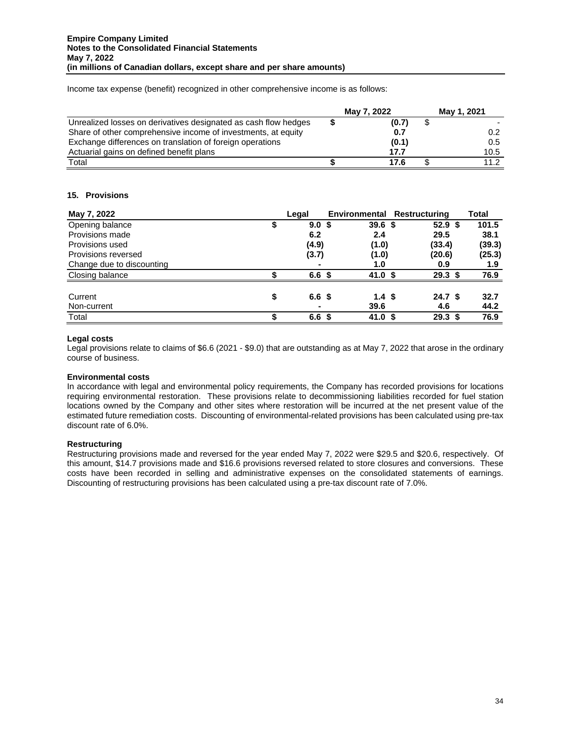Income tax expense (benefit) recognized in other comprehensive income is as follows:

| | May 7, 2022 | May 1, 2021 |
|---|---|---|
| Unrealized losses on derivatives designated as cash flow hedges | $ **(0.7)** | $ - |
| Share of other comprehensive income of investments, at equity | **0.7** | 0.2 |
| Exchange differences on translation of foreign operations | **(0.1)** | 0.5 |
| Actuarial gains on defined benefit plans | **17.7** | 10.5 |
| Total | $ **17.6** | $ 11.2 |

## 15. Provisions

| May 7, 2022 | Legal | Environmental | Restructuring | Total |
|---|---|---|---|---|
| Opening balance | $ **9.0** | $ **39.6** | $ **52.9** | $ **101.5** |
| Provisions made | **6.2** | **2.4** | **29.5** | **38.1** |
| Provisions used | **(4.9)** | **(1.0)** | **(33.4)** | **(39.3)** |
| Provisions reversed | **(3.7)** | **(1.0)** | **(20.6)** | **(25.3)** |
| Change due to discounting | **-** | **1.0** | **0.9** | **1.9** |
| Closing balance | $ **6.6** | $ **41.0** | $ **29.3** | $ **76.9** |
| | | | | |
| Current | $ **6.6** | $ **1.4** | $ **24.7** | $ **32.7** |
| Non-current | **-** | **39.6** | **4.6** | **44.2** |
| Total | $ **6.6** | $ **41.0** | $ **29.3** | $ **76.9** |

**Legal costs**
Legal provisions relate to claims of $6.6 (2021 - $9.0) that are outstanding as at May 7, 2022 that arose in the ordinary course of business.

**Environmental costs**
In accordance with legal and environmental policy requirements, the Company has recorded provisions for locations requiring environmental restoration. These provisions relate to decommissioning liabilities recorded for fuel station locations owned by the Company and other sites where restoration will be incurred at the net present value of the estimated future remediation costs. Discounting of environmental-related provisions has been calculated using pre-tax discount rate of 6.0%.

**Restructuring**
Restructuring provisions made and reversed for the year ended May 7, 2022 were $29.5 and $20.6, respectively. Of this amount, $14.7 provisions made and $16.6 provisions reversed related to store closures and conversions. These costs have been recorded in selling and administrative expenses on the consolidated statements of earnings. Discounting of restructuring provisions has been calculated using a pre-tax discount rate of 7.0%.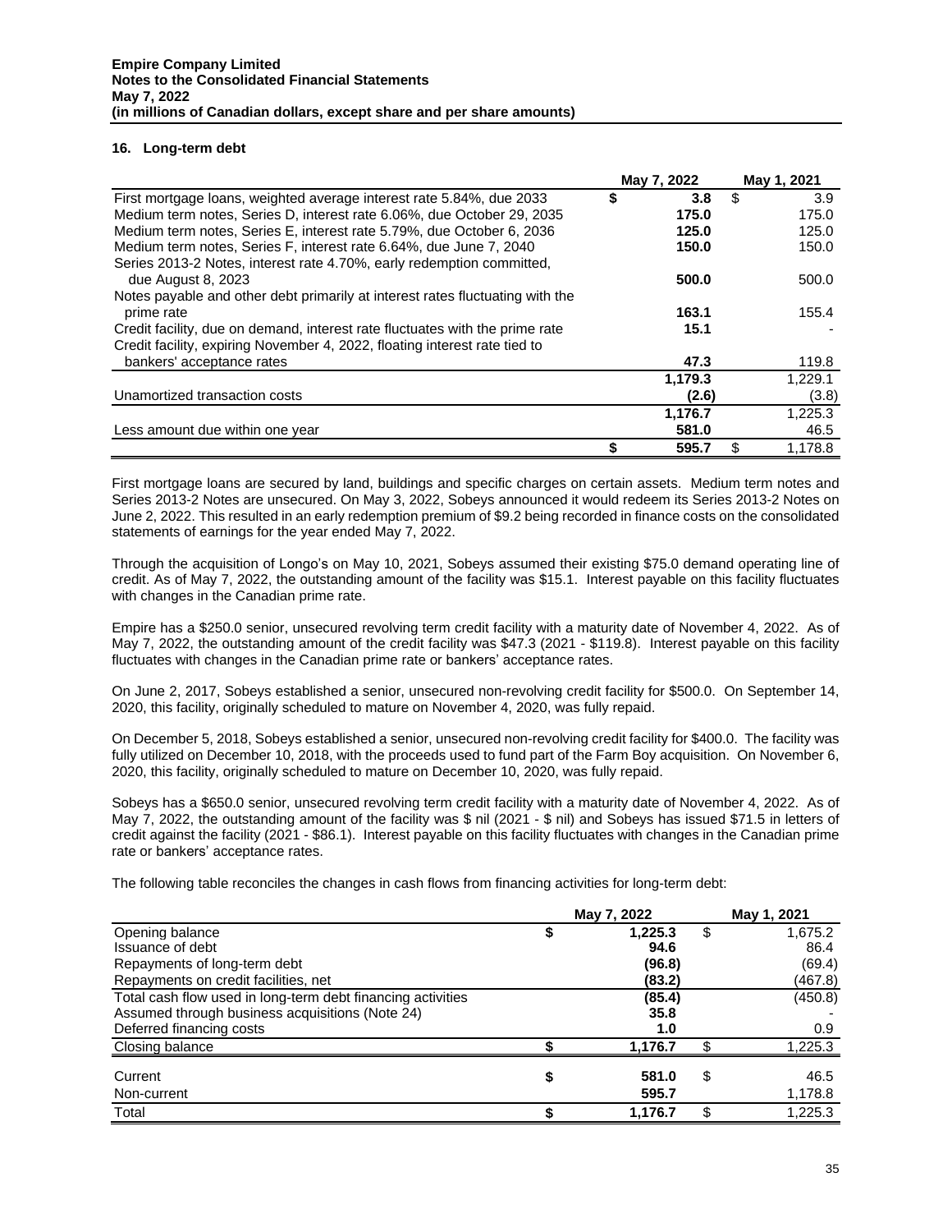**Empire Company Limited**
**Notes to the Consolidated Financial Statements**
**May 7, 2022**
**(in millions of Canadian dollars, except share and per share amounts)**

### 16. Long-term debt

| | May 7, 2022 | May 1, 2021 |
|---|---|---|
| First mortgage loans, weighted average interest rate 5.84%, due 2033 | **$ 3.8** | $ 3.9 |
| Medium term notes, Series D, interest rate 6.06%, due October 29, 2035 | **175.0** | 175.0 |
| Medium term notes, Series E, interest rate 5.79%, due October 6, 2036 | **125.0** | 125.0 |
| Medium term notes, Series F, interest rate 6.64%, due June 7, 2040 | **150.0** | 150.0 |
| Series 2013-2 Notes, interest rate 4.70%, early redemption committed, due August 8, 2023 | **500.0** | 500.0 |
| Notes payable and other debt primarily at interest rates fluctuating with the prime rate | **163.1** | 155.4 |
| Credit facility, due on demand, interest rate fluctuates with the prime rate | **15.1** | - |
| Credit facility, expiring November 4, 2022, floating interest rate tied to bankers' acceptance rates | **47.3** | 119.8 |
| | **1,179.3** | 1,229.1 |
| Unamortized transaction costs | **(2.6)** | (3.8) |
| | **1,176.7** | 1,225.3 |
| Less amount due within one year | **581.0** | 46.5 |
| | **$ 595.7** | $ 1,178.8 |

First mortgage loans are secured by land, buildings and specific charges on certain assets. Medium term notes and Series 2013-2 Notes are unsecured. On May 3, 2022, Sobeys announced it would redeem its Series 2013-2 Notes on June 2, 2022. This resulted in an early redemption premium of $9.2 being recorded in finance costs on the consolidated statements of earnings for the year ended May 7, 2022.

Through the acquisition of Longo's on May 10, 2021, Sobeys assumed their existing $75.0 demand operating line of credit. As of May 7, 2022, the outstanding amount of the facility was $15.1. Interest payable on this facility fluctuates with changes in the Canadian prime rate.

Empire has a $250.0 senior, unsecured revolving term credit facility with a maturity date of November 4, 2022. As of May 7, 2022, the outstanding amount of the credit facility was $47.3 (2021 - $119.8). Interest payable on this facility fluctuates with changes in the Canadian prime rate or bankers' acceptance rates.

On June 2, 2017, Sobeys established a senior, unsecured non-revolving credit facility for $500.0. On September 14, 2020, this facility, originally scheduled to mature on November 4, 2020, was fully repaid.

On December 5, 2018, Sobeys established a senior, unsecured non-revolving credit facility for $400.0. The facility was fully utilized on December 10, 2018, with the proceeds used to fund part of the Farm Boy acquisition. On November 6, 2020, this facility, originally scheduled to mature on December 10, 2020, was fully repaid.

Sobeys has a $650.0 senior, unsecured revolving term credit facility with a maturity date of November 4, 2022. As of May 7, 2022, the outstanding amount of the facility was $ nil (2021 - $ nil) and Sobeys has issued $71.5 in letters of credit against the facility (2021 - $86.1). Interest payable on this facility fluctuates with changes in the Canadian prime rate or bankers' acceptance rates.

The following table reconciles the changes in cash flows from financing activities for long-term debt:

| | May 7, 2022 | May 1, 2021 |
|---|---|---|
| Opening balance | **$ 1,225.3** | $ 1,675.2 |
| Issuance of debt | **94.6** | 86.4 |
| Repayments of long-term debt | **(96.8)** | (69.4) |
| Repayments on credit facilities, net | **(83.2)** | (467.8) |
| Total cash flow used in long-term debt financing activities | **(85.4)** | (450.8) |
| Assumed through business acquisitions (Note 24) | **35.8** | - |
| Deferred financing costs | **1.0** | 0.9 |
| Closing balance | **$ 1,176.7** | $ 1,225.3 |
| Current | **$ 581.0** | $ 46.5 |
| Non-current | **595.7** | 1,178.8 |
| Total | **$ 1,176.7** | $ 1,225.3 |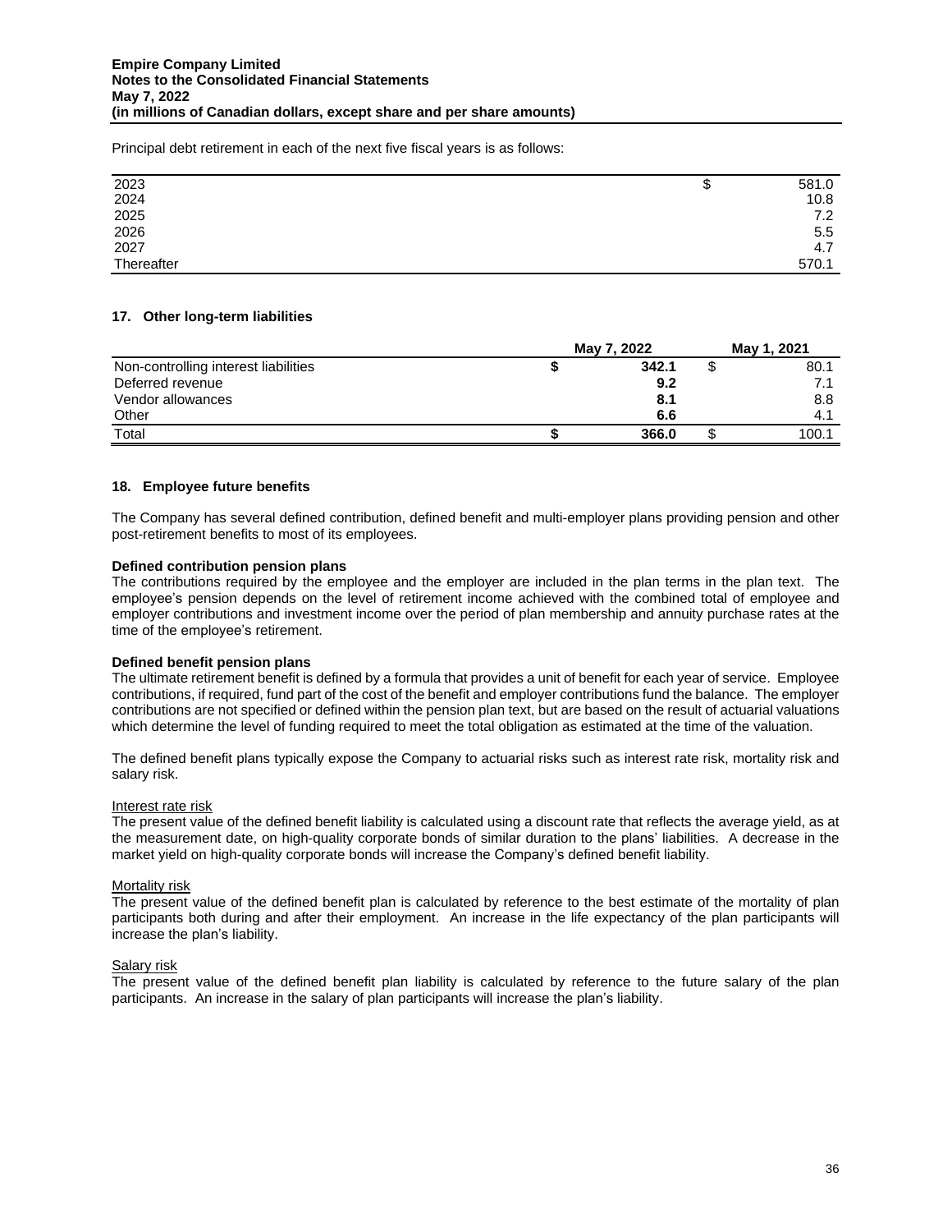Principal debt retirement in each of the next five fiscal years is as follows:

| | |
|---|---|
| 2023 | $ 581.0 |
| 2024 | 10.8 |
| 2025 | 7.2 |
| 2026 | 5.5 |
| 2027 | 4.7 |
| Thereafter | 570.1 |

## 17. Other long-term liabilities

| | May 7, 2022 | May 1, 2021 |
|---|---|---|
| Non-controlling interest liabilities | **$ 342.1** | $ 80.1 |
| Deferred revenue | **9.2** | 7.1 |
| Vendor allowances | **8.1** | 8.8 |
| Other | **6.6** | 4.1 |
| Total | **$ 366.0** | $ 100.1 |

## 18. Employee future benefits

The Company has several defined contribution, defined benefit and multi-employer plans providing pension and other post-retirement benefits to most of its employees.

**Defined contribution pension plans**
The contributions required by the employee and the employer are included in the plan terms in the plan text. The employee's pension depends on the level of retirement income achieved with the combined total of employee and employer contributions and investment income over the period of plan membership and annuity purchase rates at the time of the employee's retirement.

**Defined benefit pension plans**
The ultimate retirement benefit is defined by a formula that provides a unit of benefit for each year of service. Employee contributions, if required, fund part of the cost of the benefit and employer contributions fund the balance. The employer contributions are not specified or defined within the pension plan text, but are based on the result of actuarial valuations which determine the level of funding required to meet the total obligation as estimated at the time of the valuation.

The defined benefit plans typically expose the Company to actuarial risks such as interest rate risk, mortality risk and salary risk.

Interest rate risk
The present value of the defined benefit liability is calculated using a discount rate that reflects the average yield, as at the measurement date, on high-quality corporate bonds of similar duration to the plans' liabilities. A decrease in the market yield on high-quality corporate bonds will increase the Company's defined benefit liability.

Mortality risk
The present value of the defined benefit plan is calculated by reference to the best estimate of the mortality of plan participants both during and after their employment. An increase in the life expectancy of the plan participants will increase the plan's liability.

Salary risk
The present value of the defined benefit plan liability is calculated by reference to the future salary of the plan participants. An increase in the salary of plan participants will increase the plan's liability.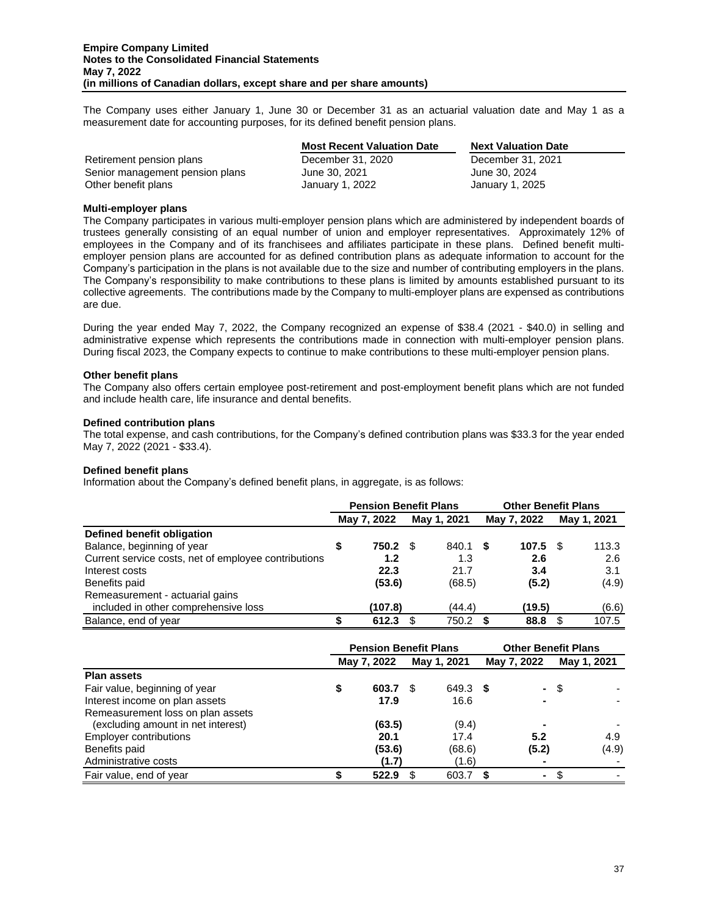The Company uses either January 1, June 30 or December 31 as an actuarial valuation date and May 1 as a measurement date for accounting purposes, for its defined benefit pension plans.

| | Most Recent Valuation Date | Next Valuation Date |
|---|---|---|
| Retirement pension plans | December 31, 2020 | December 31, 2021 |
| Senior management pension plans | June 30, 2021 | June 30, 2024 |
| Other benefit plans | January 1, 2022 | January 1, 2025 |

**Multi-employer plans**

The Company participates in various multi-employer pension plans which are administered by independent boards of trustees generally consisting of an equal number of union and employer representatives. Approximately 12% of employees in the Company and of its franchisees and affiliates participate in these plans. Defined benefit multi-employer pension plans are accounted for as defined contribution plans as adequate information to account for the Company's participation in the plans is not available due to the size and number of contributing employers in the plans. The Company's responsibility to make contributions to these plans is limited by amounts established pursuant to its collective agreements. The contributions made by the Company to multi-employer plans are expensed as contributions are due.

During the year ended May 7, 2022, the Company recognized an expense of $38.4 (2021 - $40.0) in selling and administrative expense which represents the contributions made in connection with multi-employer pension plans. During fiscal 2023, the Company expects to continue to make contributions to these multi-employer pension plans.

**Other benefit plans**

The Company also offers certain employee post-retirement and post-employment benefit plans which are not funded and include health care, life insurance and dental benefits.

**Defined contribution plans**

The total expense, and cash contributions, for the Company's defined contribution plans was $33.3 for the year ended May 7, 2022 (2021 - $33.4).

**Defined benefit plans**

Information about the Company's defined benefit plans, in aggregate, is as follows:

| | Pension Benefit Plans | | Other Benefit Plans | |
|---|---|---|---|---|
| | May 7, 2022 | May 1, 2021 | May 7, 2022 | May 1, 2021 |
| **Defined benefit obligation** | | | | |
| Balance, beginning of year | $ **750.2** | $ 840.1 | $ **107.5** | $ 113.3 |
| Current service costs, net of employee contributions | **1.2** | 1.3 | **2.6** | 2.6 |
| Interest costs | **22.3** | 21.7 | **3.4** | 3.1 |
| Benefits paid | **(53.6)** | (68.5) | **(5.2)** | (4.9) |
| Remeasurement - actuarial gains included in other comprehensive loss | **(107.8)** | (44.4) | **(19.5)** | (6.6) |
| Balance, end of year | $ **612.3** | $ 750.2 | $ **88.8** | $ 107.5 |

| | Pension Benefit Plans | | Other Benefit Plans | |
|---|---|---|---|---|
| | May 7, 2022 | May 1, 2021 | May 7, 2022 | May 1, 2021 |
| **Plan assets** | | | | |
| Fair value, beginning of year | $ **603.7** | $ 649.3 | $ **-** | $ - |
| Interest income on plan assets | **17.9** | 16.6 | **-** | - |
| Remeasurement loss on plan assets (excluding amount in net interest) | **(63.5)** | (9.4) | **-** | - |
| Employer contributions | **20.1** | 17.4 | **5.2** | 4.9 |
| Benefits paid | **(53.6)** | (68.6) | **(5.2)** | (4.9) |
| Administrative costs | **(1.7)** | (1.6) | **-** | - |
| Fair value, end of year | $ **522.9** | $ 603.7 | $ **-** | $ - |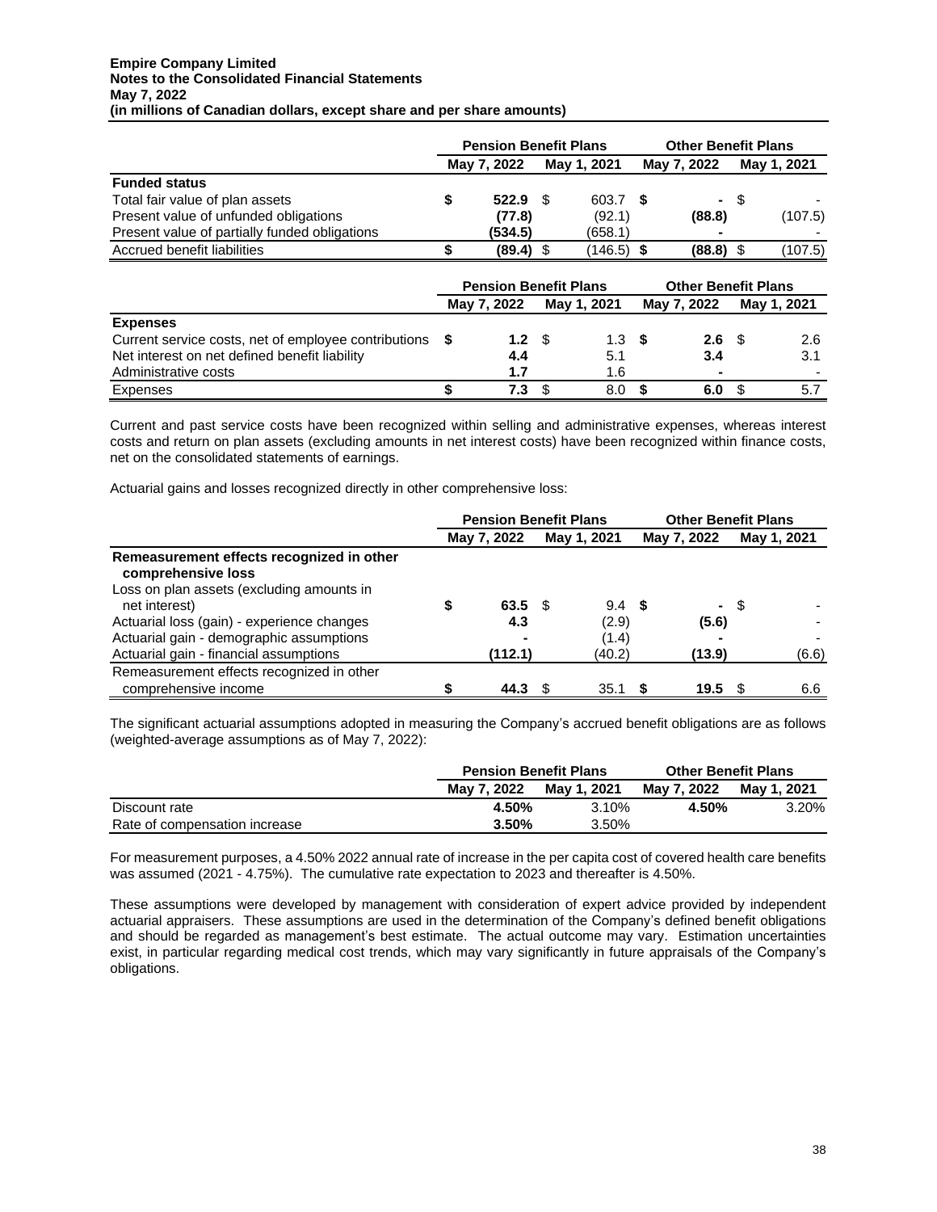|  | Pension Benefit Plans |  | Other Benefit Plans |  |
|---|---|---|---|---|
|  | May 7, 2022 | May 1, 2021 | May 7, 2022 | May 1, 2021 |
| **Funded status** |  |  |  |  |
| Total fair value of plan assets | $ **522.9** | $ 603.7 | $ **-** | $ - |
| Present value of unfunded obligations | **(77.8)** | (92.1) | **(88.8)** | (107.5) |
| Present value of partially funded obligations | **(534.5)** | (658.1) | **-** | - |
| Accrued benefit liabilities | $ **(89.4)** | $ (146.5) | $ **(88.8)** | $ (107.5) |

|  | Pension Benefit Plans |  | Other Benefit Plans |  |
|---|---|---|---|---|
|  | May 7, 2022 | May 1, 2021 | May 7, 2022 | May 1, 2021 |
| **Expenses** |  |  |  |  |
| Current service costs, net of employee contributions | $ **1.2** | $ 1.3 | $ **2.6** | $ 2.6 |
| Net interest on net defined benefit liability | **4.4** | 5.1 | **3.4** | 3.1 |
| Administrative costs | **1.7** | 1.6 | **-** | - |
| Expenses | $ **7.3** | $ 8.0 | $ **6.0** | $ 5.7 |

Current and past service costs have been recognized within selling and administrative expenses, whereas interest costs and return on plan assets (excluding amounts in net interest costs) have been recognized within finance costs, net on the consolidated statements of earnings.

Actuarial gains and losses recognized directly in other comprehensive loss:

|  | Pension Benefit Plans |  | Other Benefit Plans |  |
|---|---|---|---|---|
|  | May 7, 2022 | May 1, 2021 | May 7, 2022 | May 1, 2021 |
| **Remeasurement effects recognized in other comprehensive loss** |  |  |  |  |
| Loss on plan assets (excluding amounts in net interest) | $ **63.5** | $ 9.4 | $ **-** | $ - |
| Actuarial loss (gain) - experience changes | **4.3** | (2.9) | **(5.6)** | - |
| Actuarial gain - demographic assumptions | **-** | (1.4) | **-** | - |
| Actuarial gain - financial assumptions | **(112.1)** | (40.2) | **(13.9)** | (6.6) |
| Remeasurement effects recognized in other comprehensive income | $ **44.3** | $ 35.1 | $ **19.5** | $ 6.6 |

The significant actuarial assumptions adopted in measuring the Company's accrued benefit obligations are as follows (weighted-average assumptions as of May 7, 2022):

|  | Pension Benefit Plans |  | Other Benefit Plans |  |
|---|---|---|---|---|
|  | May 7, 2022 | May 1, 2021 | May 7, 2022 | May 1, 2021 |
| Discount rate | **4.50%** | 3.10% | **4.50%** | 3.20% |
| Rate of compensation increase | **3.50%** | 3.50% |  |  |

For measurement purposes, a 4.50% 2022 annual rate of increase in the per capita cost of covered health care benefits was assumed (2021 - 4.75%). The cumulative rate expectation to 2023 and thereafter is 4.50%.

These assumptions were developed by management with consideration of expert advice provided by independent actuarial appraisers. These assumptions are used in the determination of the Company's defined benefit obligations and should be regarded as management's best estimate. The actual outcome may vary. Estimation uncertainties exist, in particular regarding medical cost trends, which may vary significantly in future appraisals of the Company's obligations.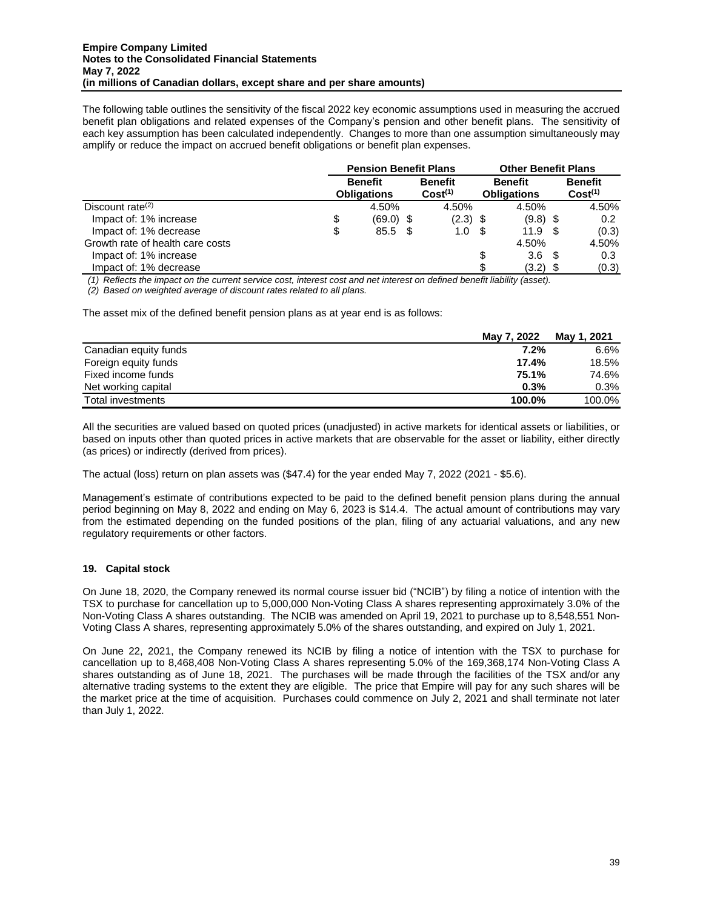The following table outlines the sensitivity of the fiscal 2022 key economic assumptions used in measuring the accrued benefit plan obligations and related expenses of the Company's pension and other benefit plans. The sensitivity of each key assumption has been calculated independently. Changes to more than one assumption simultaneously may amplify or reduce the impact on accrued benefit obligations or benefit plan expenses.

| | Pension Benefit Plans | | Other Benefit Plans | |
|---|---|---|---|---|
| | Benefit Obligations | Benefit Cost[1] | Benefit Obligations | Benefit Cost[1] |
| Discount rate[2] | 4.50% | 4.50% | 4.50% | 4.50% |
| Impact of: 1% increase | $ (69.0) | $ (2.3) | $ (9.8) | $ 0.2 |
| Impact of: 1% decrease | $ 85.5 | $ 1.0 | $ 11.9 | $ (0.3) |
| Growth rate of health care costs | | | 4.50% | 4.50% |
| Impact of: 1% increase | | | $ 3.6 | $ 0.3 |
| Impact of: 1% decrease | | | $ (3.2) | $ (0.3) |

*(1) Reflects the impact on the current service cost, interest cost and net interest on defined benefit liability (asset).*

*(2) Based on weighted average of discount rates related to all plans.*

The asset mix of the defined benefit pension plans as at year end is as follows:

| | May 7, 2022 | May 1, 2021 |
|---|---|---|
| Canadian equity funds | **7.2%** | 6.6% |
| Foreign equity funds | **17.4%** | 18.5% |
| Fixed income funds | **75.1%** | 74.6% |
| Net working capital | **0.3%** | 0.3% |
| Total investments | **100.0%** | 100.0% |

All the securities are valued based on quoted prices (unadjusted) in active markets for identical assets or liabilities, or based on inputs other than quoted prices in active markets that are observable for the asset or liability, either directly (as prices) or indirectly (derived from prices).

The actual (loss) return on plan assets was ($47.4) for the year ended May 7, 2022 (2021 - $5.6).

Management's estimate of contributions expected to be paid to the defined benefit pension plans during the annual period beginning on May 8, 2022 and ending on May 6, 2023 is $14.4. The actual amount of contributions may vary from the estimated depending on the funded positions of the plan, filing of any actuarial valuations, and any new regulatory requirements or other factors.

## 19. Capital stock

On June 18, 2020, the Company renewed its normal course issuer bid ("NCIB") by filing a notice of intention with the TSX to purchase for cancellation up to 5,000,000 Non-Voting Class A shares representing approximately 3.0% of the Non-Voting Class A shares outstanding. The NCIB was amended on April 19, 2021 to purchase up to 8,548,551 Non-Voting Class A shares, representing approximately 5.0% of the shares outstanding, and expired on July 1, 2021.

On June 22, 2021, the Company renewed its NCIB by filing a notice of intention with the TSX to purchase for cancellation up to 8,468,408 Non-Voting Class A shares representing 5.0% of the 169,368,174 Non-Voting Class A shares outstanding as of June 18, 2021. The purchases will be made through the facilities of the TSX and/or any alternative trading systems to the extent they are eligible. The price that Empire will pay for any such shares will be the market price at the time of acquisition. Purchases could commence on July 2, 2021 and shall terminate not later than July 1, 2022.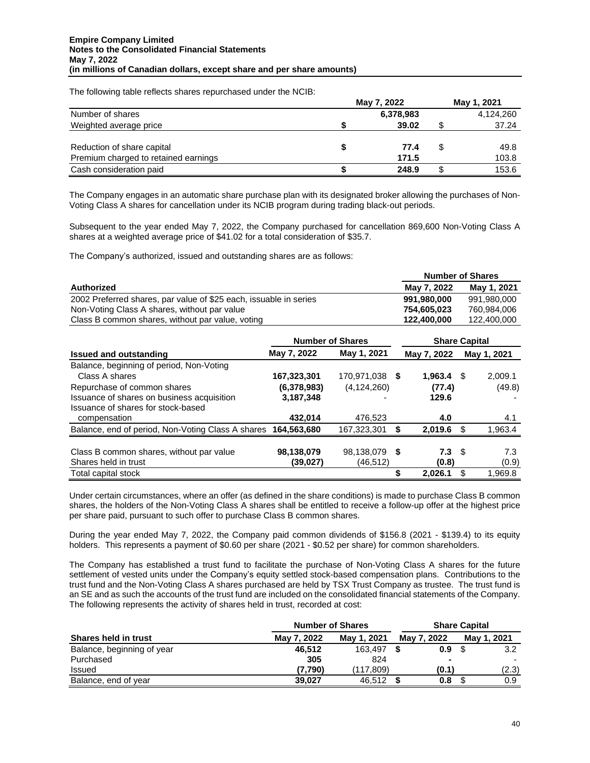The following table reflects shares repurchased under the NCIB:

| | May 7, 2022 | May 1, 2021 |
|---|---|---|
| Number of shares | **6,378,983** | 4,124,260 |
| Weighted average price | **$ 39.02** | $ 37.24 |
| | | |
| Reduction of share capital | **$ 77.4** | $ 49.8 |
| Premium charged to retained earnings | **171.5** | 103.8 |
| Cash consideration paid | **$ 248.9** | $ 153.6 |

The Company engages in an automatic share purchase plan with its designated broker allowing the purchases of Non-Voting Class A shares for cancellation under its NCIB program during trading black-out periods.

Subsequent to the year ended May 7, 2022, the Company purchased for cancellation 869,600 Non-Voting Class A shares at a weighted average price of $41.02 for a total consideration of $35.7.

The Company's authorized, issued and outstanding shares are as follows:

| | Number of Shares | |
|---|---|---|
| **Authorized** | **May 7, 2022** | **May 1, 2021** |
| 2002 Preferred shares, par value of $25 each, issuable in series | **991,980,000** | 991,980,000 |
| Non-Voting Class A shares, without par value | **754,605,023** | 760,984,006 |
| Class B common shares, without par value, voting | **122,400,000** | 122,400,000 |

| | Number of Shares | | Share Capital | |
|---|---|---|---|---|
| **Issued and outstanding** | **May 7, 2022** | **May 1, 2021** | **May 7, 2022** | **May 1, 2021** |
| Balance, beginning of period, Non-Voting Class A shares | **167,323,301** | 170,971,038 | **$ 1,963.4** | $ 2,009.1 |
| Repurchase of common shares | **(6,378,983)** | (4,124,260) | **(77.4)** | (49.8) |
| Issuance of shares on business acquisition | **3,187,348** | - | **129.6** | - |
| Issuance of shares for stock-based compensation | **432,014** | 476,523 | **4.0** | 4.1 |
| Balance, end of period, Non-Voting Class A shares | **164,563,680** | 167,323,301 | **$ 2,019.6** | $ 1,963.4 |
| | | | | |
| Class B common shares, without par value | **98,138,079** | 98,138,079 | **$ 7.3** | $ 7.3 |
| Shares held in trust | **(39,027)** | (46,512) | **(0.8)** | (0.9) |
| Total capital stock | | | **$ 2,026.1** | $ 1,969.8 |

Under certain circumstances, where an offer (as defined in the share conditions) is made to purchase Class B common shares, the holders of the Non-Voting Class A shares shall be entitled to receive a follow-up offer at the highest price per share paid, pursuant to such offer to purchase Class B common shares.

During the year ended May 7, 2022, the Company paid common dividends of $156.8 (2021 - $139.4) to its equity holders. This represents a payment of $0.60 per share (2021 - $0.52 per share) for common shareholders.

The Company has established a trust fund to facilitate the purchase of Non-Voting Class A shares for the future settlement of vested units under the Company's equity settled stock-based compensation plans. Contributions to the trust fund and the Non-Voting Class A shares purchased are held by TSX Trust Company as trustee. The trust fund is an SE and as such the accounts of the trust fund are included on the consolidated financial statements of the Company. The following represents the activity of shares held in trust, recorded at cost:

| | Number of Shares | | Share Capital | |
|---|---|---|---|---|
| **Shares held in trust** | **May 7, 2022** | **May 1, 2021** | **May 7, 2022** | **May 1, 2021** |
| Balance, beginning of year | **46,512** | 163,497 | **$ 0.9** | $ 3.2 |
| Purchased | **305** | 824 | **-** | - |
| Issued | **(7,790)** | (117,809) | **(0.1)** | (2.3) |
| Balance, end of year | **39,027** | 46,512 | **$ 0.8** | $ 0.9 |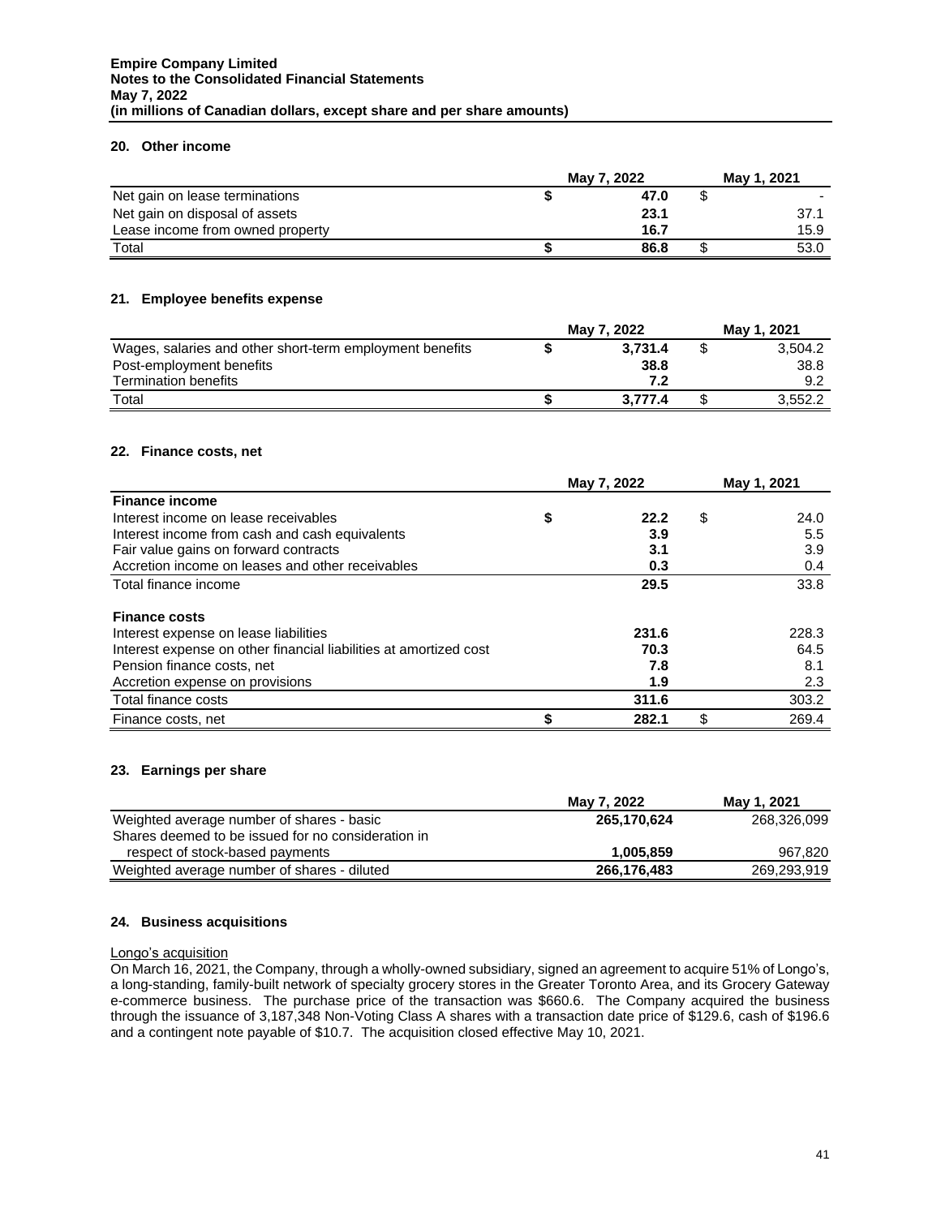## 20. Other income

| | May 7, 2022 | May 1, 2021 |
|---|---|---|
| Net gain on lease terminations | **$ 47.0** | $ - |
| Net gain on disposal of assets | **23.1** | 37.1 |
| Lease income from owned property | **16.7** | 15.9 |
| Total | **$ 86.8** | $ 53.0 |

## 21. Employee benefits expense

| | May 7, 2022 | May 1, 2021 |
|---|---|---|
| Wages, salaries and other short-term employment benefits | **$ 3,731.4** | $ 3,504.2 |
| Post-employment benefits | **38.8** | 38.8 |
| Termination benefits | **7.2** | 9.2 |
| Total | **$ 3,777.4** | $ 3,552.2 |

## 22. Finance costs, net

| | May 7, 2022 | May 1, 2021 |
|---|---|---|
| **Finance income** | | |
| Interest income on lease receivables | **$ 22.2** | $ 24.0 |
| Interest income from cash and cash equivalents | **3.9** | 5.5 |
| Fair value gains on forward contracts | **3.1** | 3.9 |
| Accretion income on leases and other receivables | **0.3** | 0.4 |
| Total finance income | **29.5** | 33.8 |
| **Finance costs** | | |
| Interest expense on lease liabilities | **231.6** | 228.3 |
| Interest expense on other financial liabilities at amortized cost | **70.3** | 64.5 |
| Pension finance costs, net | **7.8** | 8.1 |
| Accretion expense on provisions | **1.9** | 2.3 |
| Total finance costs | **311.6** | 303.2 |
| Finance costs, net | **$ 282.1** | $ 269.4 |

## 23. Earnings per share

| | May 7, 2022 | May 1, 2021 |
|---|---|---|
| Weighted average number of shares - basic | **265,170,624** | 268,326,099 |
| Shares deemed to be issued for no consideration in respect of stock-based payments | **1,005,859** | 967,820 |
| Weighted average number of shares - diluted | **266,176,483** | 269,293,919 |

## 24. Business acquisitions

Longo's acquisition

On March 16, 2021, the Company, through a wholly-owned subsidiary, signed an agreement to acquire 51% of Longo's, a long-standing, family-built network of specialty grocery stores in the Greater Toronto Area, and its Grocery Gateway e-commerce business. The purchase price of the transaction was $660.6. The Company acquired the business through the issuance of 3,187,348 Non-Voting Class A shares with a transaction date price of $129.6, cash of $196.6 and a contingent note payable of $10.7. The acquisition closed effective May 10, 2021.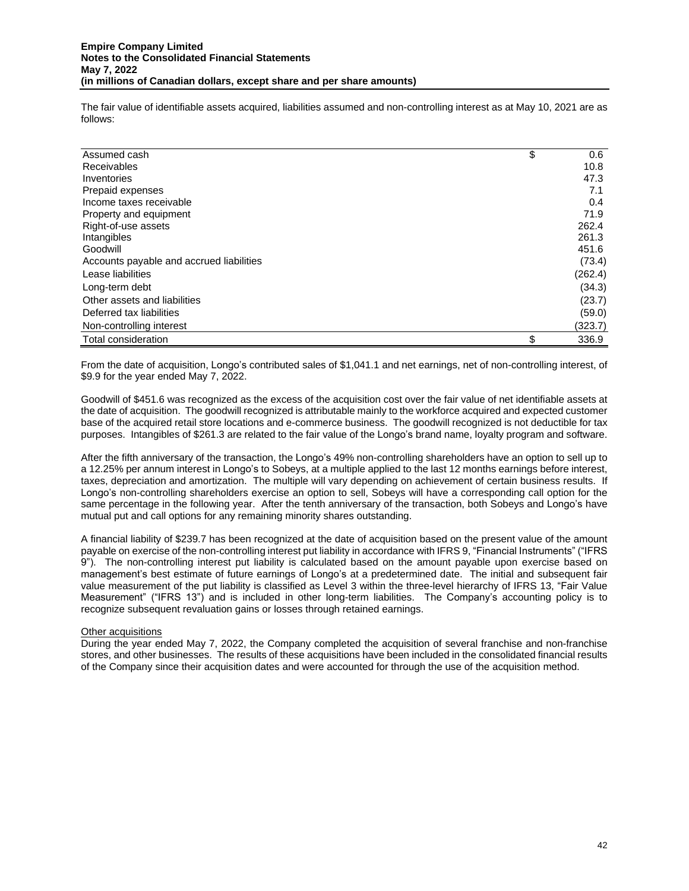The fair value of identifiable assets acquired, liabilities assumed and non-controlling interest as at May 10, 2021 are as follows:

| | | |
|---|---|---|
| Assumed cash | $ | 0.6 |
| Receivables | | 10.8 |
| Inventories | | 47.3 |
| Prepaid expenses | | 7.1 |
| Income taxes receivable | | 0.4 |
| Property and equipment | | 71.9 |
| Right-of-use assets | | 262.4 |
| Intangibles | | 261.3 |
| Goodwill | | 451.6 |
| Accounts payable and accrued liabilities | | (73.4) |
| Lease liabilities | | (262.4) |
| Long-term debt | | (34.3) |
| Other assets and liabilities | | (23.7) |
| Deferred tax liabilities | | (59.0) |
| Non-controlling interest | | (323.7) |
| Total consideration | $ | 336.9 |

From the date of acquisition, Longo's contributed sales of $1,041.1 and net earnings, net of non-controlling interest, of $9.9 for the year ended May 7, 2022.

Goodwill of $451.6 was recognized as the excess of the acquisition cost over the fair value of net identifiable assets at the date of acquisition. The goodwill recognized is attributable mainly to the workforce acquired and expected customer base of the acquired retail store locations and e-commerce business. The goodwill recognized is not deductible for tax purposes. Intangibles of $261.3 are related to the fair value of the Longo's brand name, loyalty program and software.

After the fifth anniversary of the transaction, the Longo's 49% non-controlling shareholders have an option to sell up to a 12.25% per annum interest in Longo's to Sobeys, at a multiple applied to the last 12 months earnings before interest, taxes, depreciation and amortization. The multiple will vary depending on achievement of certain business results. If Longo's non-controlling shareholders exercise an option to sell, Sobeys will have a corresponding call option for the same percentage in the following year. After the tenth anniversary of the transaction, both Sobeys and Longo's have mutual put and call options for any remaining minority shares outstanding.

A financial liability of $239.7 has been recognized at the date of acquisition based on the present value of the amount payable on exercise of the non-controlling interest put liability in accordance with IFRS 9, "Financial Instruments" ("IFRS 9"). The non-controlling interest put liability is calculated based on the amount payable upon exercise based on management's best estimate of future earnings of Longo's at a predetermined date. The initial and subsequent fair value measurement of the put liability is classified as Level 3 within the three-level hierarchy of IFRS 13, "Fair Value Measurement" ("IFRS 13") and is included in other long-term liabilities. The Company's accounting policy is to recognize subsequent revaluation gains or losses through retained earnings.

Other acquisitions

During the year ended May 7, 2022, the Company completed the acquisition of several franchise and non-franchise stores, and other businesses. The results of these acquisitions have been included in the consolidated financial results of the Company since their acquisition dates and were accounted for through the use of the acquisition method.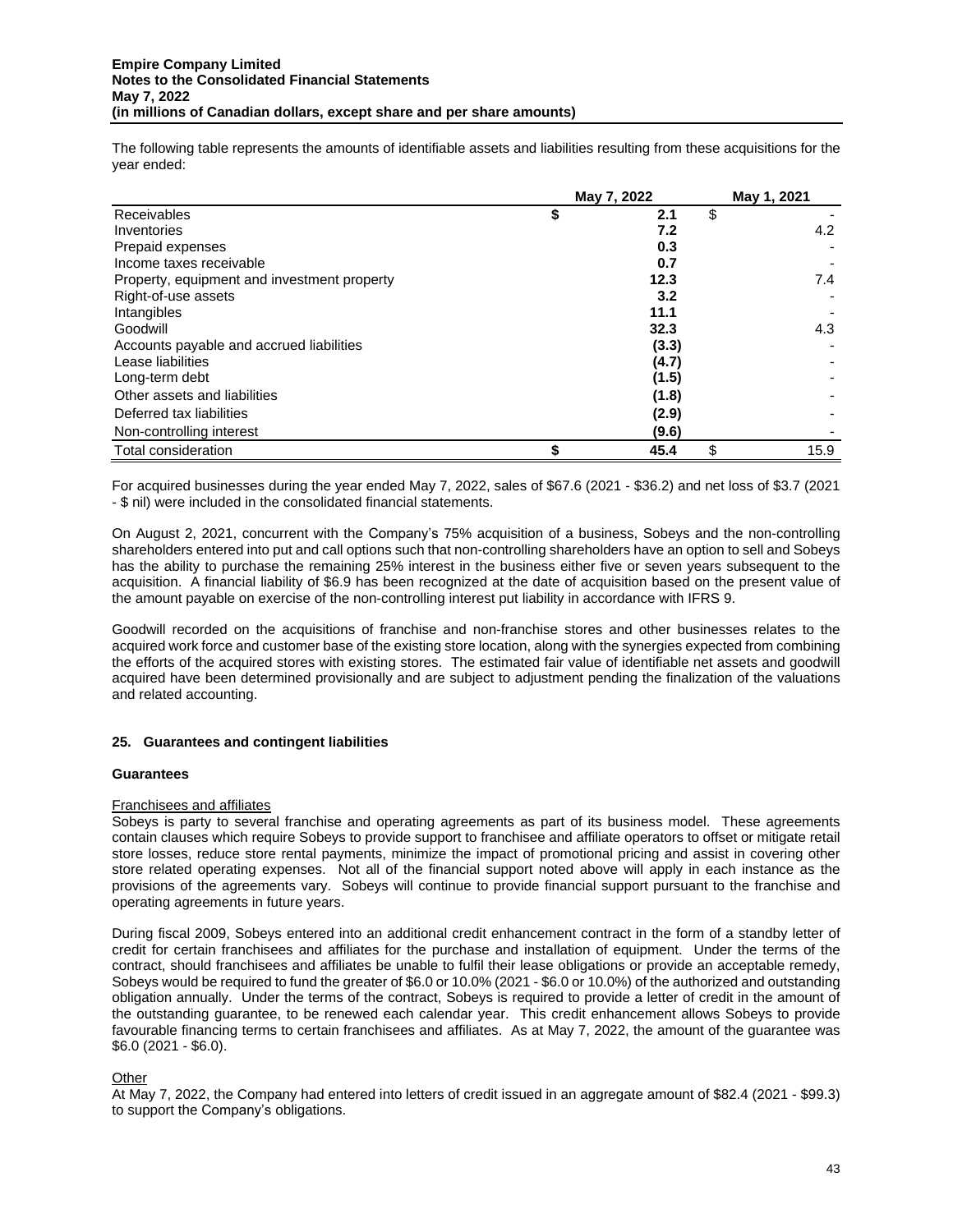The following table represents the amounts of identifiable assets and liabilities resulting from these acquisitions for the year ended:

| | May 7, 2022 | May 1, 2021 |
|---|---|---|
| Receivables | $ **2.1** | $ - |
| Inventories | **7.2** | 4.2 |
| Prepaid expenses | **0.3** | - |
| Income taxes receivable | **0.7** | - |
| Property, equipment and investment property | **12.3** | 7.4 |
| Right-of-use assets | **3.2** | - |
| Intangibles | **11.1** | - |
| Goodwill | **32.3** | 4.3 |
| Accounts payable and accrued liabilities | **(3.3)** | - |
| Lease liabilities | **(4.7)** | - |
| Long-term debt | **(1.5)** | - |
| Other assets and liabilities | **(1.8)** | - |
| Deferred tax liabilities | **(2.9)** | - |
| Non-controlling interest | **(9.6)** | - |
| Total consideration | $ **45.4** | $ 15.9 |

For acquired businesses during the year ended May 7, 2022, sales of $67.6 (2021 - $36.2) and net loss of $3.7 (2021 - $ nil) were included in the consolidated financial statements.

On August 2, 2021, concurrent with the Company's 75% acquisition of a business, Sobeys and the non-controlling shareholders entered into put and call options such that non-controlling shareholders have an option to sell and Sobeys has the ability to purchase the remaining 25% interest in the business either five or seven years subsequent to the acquisition. A financial liability of $6.9 has been recognized at the date of acquisition based on the present value of the amount payable on exercise of the non-controlling interest put liability in accordance with IFRS 9.

Goodwill recorded on the acquisitions of franchise and non-franchise stores and other businesses relates to the acquired work force and customer base of the existing store location, along with the synergies expected from combining the efforts of the acquired stores with existing stores. The estimated fair value of identifiable net assets and goodwill acquired have been determined provisionally and are subject to adjustment pending the finalization of the valuations and related accounting.

## 25. Guarantees and contingent liabilities

### Guarantees

Franchisees and affiliates

Sobeys is party to several franchise and operating agreements as part of its business model. These agreements contain clauses which require Sobeys to provide support to franchisee and affiliate operators to offset or mitigate retail store losses, reduce store rental payments, minimize the impact of promotional pricing and assist in covering other store related operating expenses. Not all of the financial support noted above will apply in each instance as the provisions of the agreements vary. Sobeys will continue to provide financial support pursuant to the franchise and operating agreements in future years.

During fiscal 2009, Sobeys entered into an additional credit enhancement contract in the form of a standby letter of credit for certain franchisees and affiliates for the purchase and installation of equipment. Under the terms of the contract, should franchisees and affiliates be unable to fulfil their lease obligations or provide an acceptable remedy, Sobeys would be required to fund the greater of $6.0 or 10.0% (2021 - $6.0 or 10.0%) of the authorized and outstanding obligation annually. Under the terms of the contract, Sobeys is required to provide a letter of credit in the amount of the outstanding guarantee, to be renewed each calendar year. This credit enhancement allows Sobeys to provide favourable financing terms to certain franchisees and affiliates. As at May 7, 2022, the amount of the guarantee was $6.0 (2021 - $6.0).

Other

At May 7, 2022, the Company had entered into letters of credit issued in an aggregate amount of $82.4 (2021 - $99.3) to support the Company's obligations.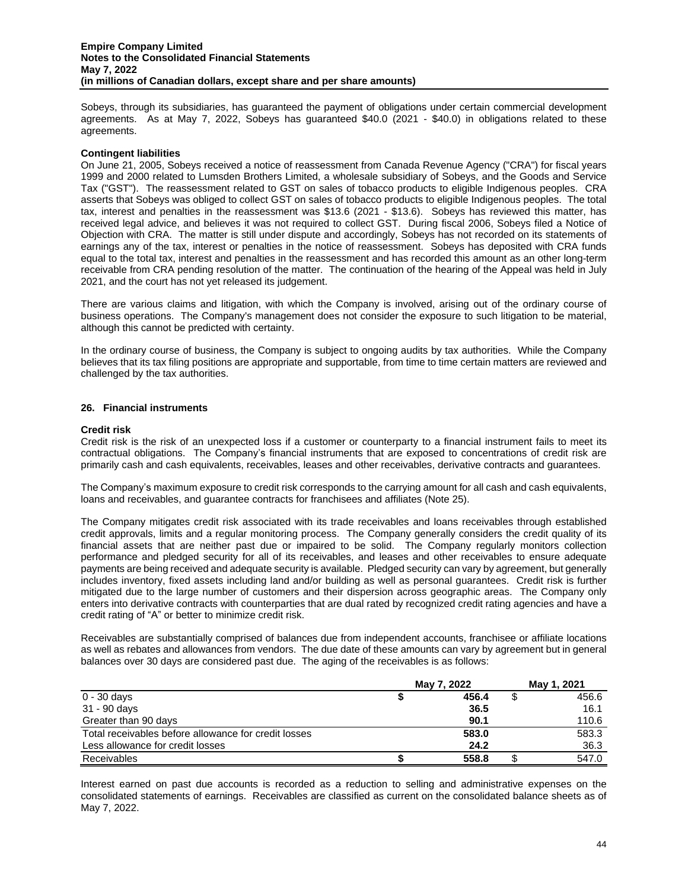Sobeys, through its subsidiaries, has guaranteed the payment of obligations under certain commercial development agreements. As at May 7, 2022, Sobeys has guaranteed $40.0 (2021 - $40.0) in obligations related to these agreements.

**Contingent liabilities**

On June 21, 2005, Sobeys received a notice of reassessment from Canada Revenue Agency ("CRA") for fiscal years 1999 and 2000 related to Lumsden Brothers Limited, a wholesale subsidiary of Sobeys, and the Goods and Service Tax ("GST"). The reassessment related to GST on sales of tobacco products to eligible Indigenous peoples. CRA asserts that Sobeys was obliged to collect GST on sales of tobacco products to eligible Indigenous peoples. The total tax, interest and penalties in the reassessment was $13.6 (2021 - $13.6). Sobeys has reviewed this matter, has received legal advice, and believes it was not required to collect GST. During fiscal 2006, Sobeys filed a Notice of Objection with CRA. The matter is still under dispute and accordingly, Sobeys has not recorded on its statements of earnings any of the tax, interest or penalties in the notice of reassessment. Sobeys has deposited with CRA funds equal to the total tax, interest and penalties in the reassessment and has recorded this amount as an other long-term receivable from CRA pending resolution of the matter. The continuation of the hearing of the Appeal was held in July 2021, and the court has not yet released its judgement.

There are various claims and litigation, with which the Company is involved, arising out of the ordinary course of business operations. The Company's management does not consider the exposure to such litigation to be material, although this cannot be predicted with certainty.

In the ordinary course of business, the Company is subject to ongoing audits by tax authorities. While the Company believes that its tax filing positions are appropriate and supportable, from time to time certain matters are reviewed and challenged by the tax authorities.

## 26. Financial instruments

**Credit risk**

Credit risk is the risk of an unexpected loss if a customer or counterparty to a financial instrument fails to meet its contractual obligations. The Company's financial instruments that are exposed to concentrations of credit risk are primarily cash and cash equivalents, receivables, leases and other receivables, derivative contracts and guarantees.

The Company's maximum exposure to credit risk corresponds to the carrying amount for all cash and cash equivalents, loans and receivables, and guarantee contracts for franchisees and affiliates (Note 25).

The Company mitigates credit risk associated with its trade receivables and loans receivables through established credit approvals, limits and a regular monitoring process. The Company generally considers the credit quality of its financial assets that are neither past due or impaired to be solid. The Company regularly monitors collection performance and pledged security for all of its receivables, and leases and other receivables to ensure adequate payments are being received and adequate security is available. Pledged security can vary by agreement, but generally includes inventory, fixed assets including land and/or building as well as personal guarantees. Credit risk is further mitigated due to the large number of customers and their dispersion across geographic areas. The Company only enters into derivative contracts with counterparties that are dual rated by recognized credit rating agencies and have a credit rating of "A" or better to minimize credit risk.

Receivables are substantially comprised of balances due from independent accounts, franchisee or affiliate locations as well as rebates and allowances from vendors. The due date of these amounts can vary by agreement but in general balances over 30 days are considered past due. The aging of the receivables is as follows:

| | May 7, 2022 | May 1, 2021 |
|---|---|---|
| 0 - 30 days | **$ 456.4** | $ 456.6 |
| 31 - 90 days | **36.5** | 16.1 |
| Greater than 90 days | **90.1** | 110.6 |
| Total receivables before allowance for credit losses | **583.0** | 583.3 |
| Less allowance for credit losses | **24.2** | 36.3 |
| Receivables | **$ 558.8** | $ 547.0 |

Interest earned on past due accounts is recorded as a reduction to selling and administrative expenses on the consolidated statements of earnings. Receivables are classified as current on the consolidated balance sheets as of May 7, 2022.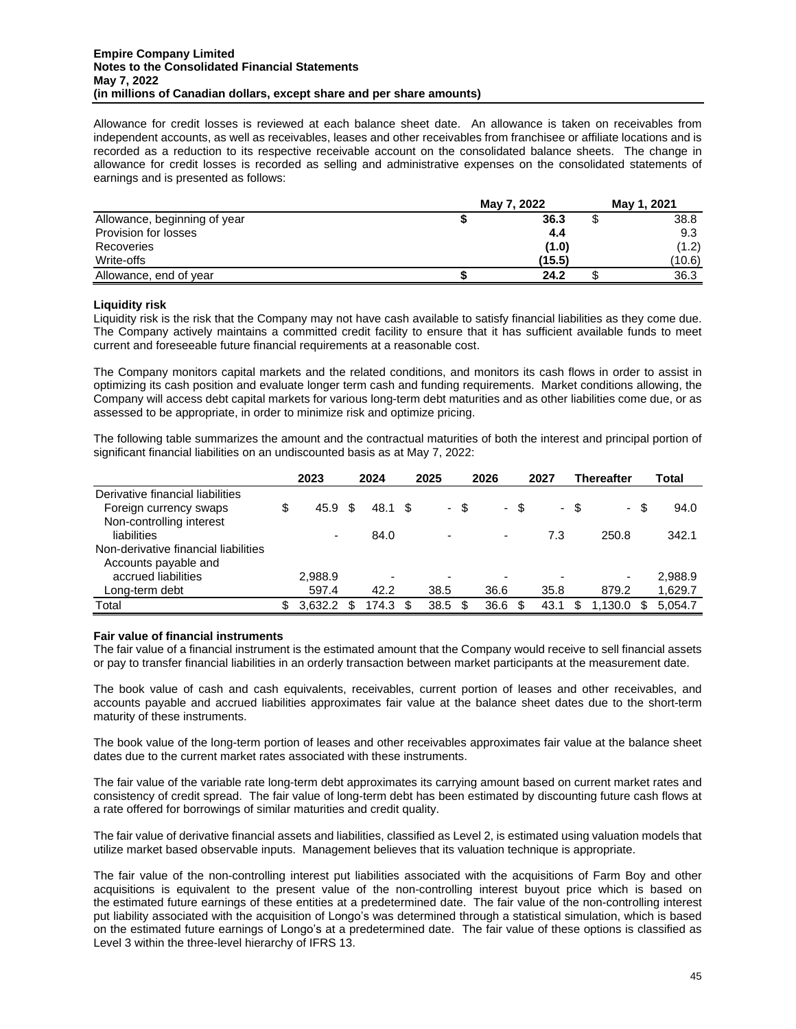Allowance for credit losses is reviewed at each balance sheet date. An allowance is taken on receivables from independent accounts, as well as receivables, leases and other receivables from franchisee or affiliate locations and is recorded as a reduction to its respective receivable account on the consolidated balance sheets. The change in allowance for credit losses is recorded as selling and administrative expenses on the consolidated statements of earnings and is presented as follows:

| | May 7, 2022 | May 1, 2021 |
|---|---|---|
| Allowance, beginning of year | **$ 36.3** | $ 38.8 |
| Provision for losses | **4.4** | 9.3 |
| Recoveries | **(1.0)** | (1.2) |
| Write-offs | **(15.5)** | (10.6) |
| Allowance, end of year | **$ 24.2** | $ 36.3 |

**Liquidity risk**

Liquidity risk is the risk that the Company may not have cash available to satisfy financial liabilities as they come due. The Company actively maintains a committed credit facility to ensure that it has sufficient available funds to meet current and foreseeable future financial requirements at a reasonable cost.

The Company monitors capital markets and the related conditions, and monitors its cash flows in order to assist in optimizing its cash position and evaluate longer term cash and funding requirements. Market conditions allowing, the Company will access debt capital markets for various long-term debt maturities and as other liabilities come due, or as assessed to be appropriate, in order to minimize risk and optimize pricing.

The following table summarizes the amount and the contractual maturities of both the interest and principal portion of significant financial liabilities on an undiscounted basis as at May 7, 2022:

| | 2023 | 2024 | 2025 | 2026 | 2027 | Thereafter | Total |
|---|---|---|---|---|---|---|---|
| Derivative financial liabilities | | | | | | | |
| Foreign currency swaps | $ 45.9 | $ 48.1 | $ - | $ - | $ - | $ - | $ 94.0 |
| Non-controlling interest liabilities | - | 84.0 | - | - | 7.3 | 250.8 | 342.1 |
| Non-derivative financial liabilities | | | | | | | |
| Accounts payable and accrued liabilities | 2,988.9 | - | - | - | - | - | 2,988.9 |
| Long-term debt | 597.4 | 42.2 | 38.5 | 36.6 | 35.8 | 879.2 | 1,629.7 |
| Total | $ 3,632.2 | $ 174.3 | $ 38.5 | $ 36.6 | $ 43.1 | $ 1,130.0 | $ 5,054.7 |

**Fair value of financial instruments**

The fair value of a financial instrument is the estimated amount that the Company would receive to sell financial assets or pay to transfer financial liabilities in an orderly transaction between market participants at the measurement date.

The book value of cash and cash equivalents, receivables, current portion of leases and other receivables, and accounts payable and accrued liabilities approximates fair value at the balance sheet dates due to the short-term maturity of these instruments.

The book value of the long-term portion of leases and other receivables approximates fair value at the balance sheet dates due to the current market rates associated with these instruments.

The fair value of the variable rate long-term debt approximates its carrying amount based on current market rates and consistency of credit spread. The fair value of long-term debt has been estimated by discounting future cash flows at a rate offered for borrowings of similar maturities and credit quality.

The fair value of derivative financial assets and liabilities, classified as Level 2, is estimated using valuation models that utilize market based observable inputs. Management believes that its valuation technique is appropriate.

The fair value of the non-controlling interest put liabilities associated with the acquisitions of Farm Boy and other acquisitions is equivalent to the present value of the non-controlling interest buyout price which is based on the estimated future earnings of these entities at a predetermined date. The fair value of the non-controlling interest put liability associated with the acquisition of Longo's was determined through a statistical simulation, which is based on the estimated future earnings of Longo's at a predetermined date. The fair value of these options is classified as Level 3 within the three-level hierarchy of IFRS 13.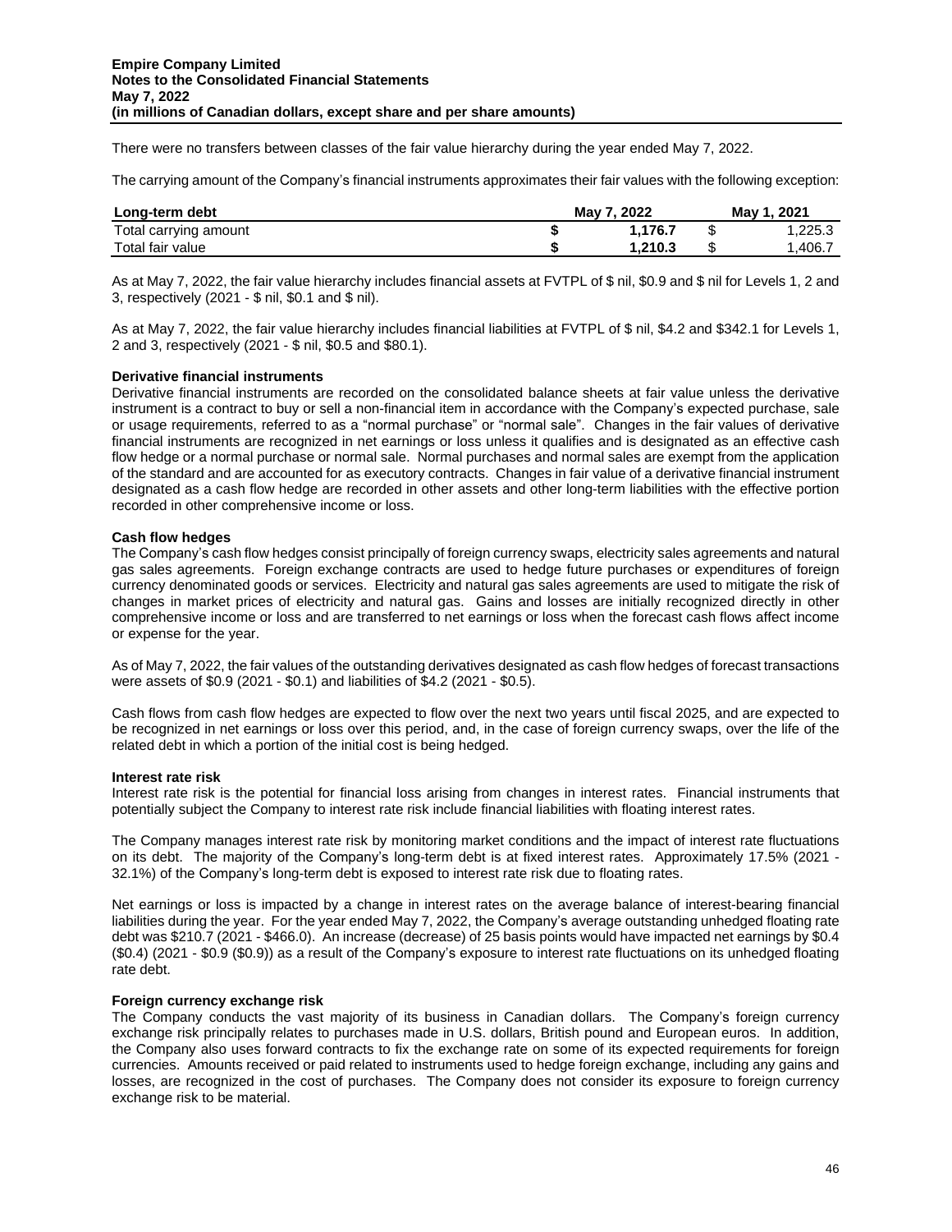There were no transfers between classes of the fair value hierarchy during the year ended May 7, 2022.

The carrying amount of the Company's financial instruments approximates their fair values with the following exception:

| Long-term debt | May 7, 2022 | May 1, 2021 |
|---|---|---|
| Total carrying amount | **$ 1,176.7** | $ 1,225.3 |
| Total fair value | **$ 1,210.3** | $ 1,406.7 |

As at May 7, 2022, the fair value hierarchy includes financial assets at FVTPL of $ nil, $0.9 and $ nil for Levels 1, 2 and 3, respectively (2021 - $ nil, $0.1 and $ nil).

As at May 7, 2022, the fair value hierarchy includes financial liabilities at FVTPL of $ nil, $4.2 and $342.1 for Levels 1, 2 and 3, respectively (2021 - $ nil, $0.5 and $80.1).

**Derivative financial instruments**

Derivative financial instruments are recorded on the consolidated balance sheets at fair value unless the derivative instrument is a contract to buy or sell a non-financial item in accordance with the Company's expected purchase, sale or usage requirements, referred to as a "normal purchase" or "normal sale". Changes in the fair values of derivative financial instruments are recognized in net earnings or loss unless it qualifies and is designated as an effective cash flow hedge or a normal purchase or normal sale. Normal purchases and normal sales are exempt from the application of the standard and are accounted for as executory contracts. Changes in fair value of a derivative financial instrument designated as a cash flow hedge are recorded in other assets and other long-term liabilities with the effective portion recorded in other comprehensive income or loss.

**Cash flow hedges**

The Company's cash flow hedges consist principally of foreign currency swaps, electricity sales agreements and natural gas sales agreements. Foreign exchange contracts are used to hedge future purchases or expenditures of foreign currency denominated goods or services. Electricity and natural gas sales agreements are used to mitigate the risk of changes in market prices of electricity and natural gas. Gains and losses are initially recognized directly in other comprehensive income or loss and are transferred to net earnings or loss when the forecast cash flows affect income or expense for the year.

As of May 7, 2022, the fair values of the outstanding derivatives designated as cash flow hedges of forecast transactions were assets of $0.9 (2021 - $0.1) and liabilities of $4.2 (2021 - $0.5).

Cash flows from cash flow hedges are expected to flow over the next two years until fiscal 2025, and are expected to be recognized in net earnings or loss over this period, and, in the case of foreign currency swaps, over the life of the related debt in which a portion of the initial cost is being hedged.

**Interest rate risk**

Interest rate risk is the potential for financial loss arising from changes in interest rates. Financial instruments that potentially subject the Company to interest rate risk include financial liabilities with floating interest rates.

The Company manages interest rate risk by monitoring market conditions and the impact of interest rate fluctuations on its debt. The majority of the Company's long-term debt is at fixed interest rates. Approximately 17.5% (2021 - 32.1%) of the Company's long-term debt is exposed to interest rate risk due to floating rates.

Net earnings or loss is impacted by a change in interest rates on the average balance of interest-bearing financial liabilities during the year. For the year ended May 7, 2022, the Company's average outstanding unhedged floating rate debt was $210.7 (2021 - $466.0). An increase (decrease) of 25 basis points would have impacted net earnings by $0.4 ($0.4) (2021 - $0.9 ($0.9)) as a result of the Company's exposure to interest rate fluctuations on its unhedged floating rate debt.

**Foreign currency exchange risk**

The Company conducts the vast majority of its business in Canadian dollars. The Company's foreign currency exchange risk principally relates to purchases made in U.S. dollars, British pound and European euros. In addition, the Company also uses forward contracts to fix the exchange rate on some of its expected requirements for foreign currencies. Amounts received or paid related to instruments used to hedge foreign exchange, including any gains and losses, are recognized in the cost of purchases. The Company does not consider its exposure to foreign currency exchange risk to be material.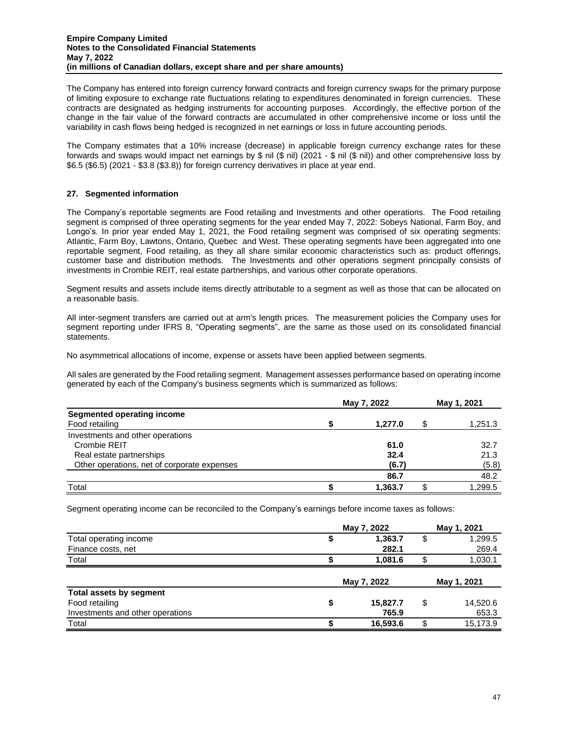The Company has entered into foreign currency forward contracts and foreign currency swaps for the primary purpose of limiting exposure to exchange rate fluctuations relating to expenditures denominated in foreign currencies. These contracts are designated as hedging instruments for accounting purposes. Accordingly, the effective portion of the change in the fair value of the forward contracts are accumulated in other comprehensive income or loss until the variability in cash flows being hedged is recognized in net earnings or loss in future accounting periods.

The Company estimates that a 10% increase (decrease) in applicable foreign currency exchange rates for these forwards and swaps would impact net earnings by $ nil ($ nil) (2021 - $ nil ($ nil)) and other comprehensive loss by $6.5 ($6.5) (2021 - $3.8 ($3.8)) for foreign currency derivatives in place at year end.

## 27. Segmented information

The Company's reportable segments are Food retailing and Investments and other operations. The Food retailing segment is comprised of three operating segments for the year ended May 7, 2022: Sobeys National, Farm Boy, and Longo's. In prior year ended May 1, 2021, the Food retailing segment was comprised of six operating segments: Atlantic, Farm Boy, Lawtons, Ontario, Quebec and West. These operating segments have been aggregated into one reportable segment, Food retailing, as they all share similar economic characteristics such as: product offerings, customer base and distribution methods. The Investments and other operations segment principally consists of investments in Crombie REIT, real estate partnerships, and various other corporate operations.

Segment results and assets include items directly attributable to a segment as well as those that can be allocated on a reasonable basis.

All inter-segment transfers are carried out at arm's length prices. The measurement policies the Company uses for segment reporting under IFRS 8, "Operating segments", are the same as those used on its consolidated financial statements.

No asymmetrical allocations of income, expense or assets have been applied between segments.

All sales are generated by the Food retailing segment. Management assesses performance based on operating income generated by each of the Company's business segments which is summarized as follows:

| | May 7, 2022 | May 1, 2021 |
|---|---|---|
| **Segmented operating income** | | |
| Food retailing | $ **1,277.0** | $ 1,251.3 |
| Investments and other operations | | |
| Crombie REIT | **61.0** | 32.7 |
| Real estate partnerships | **32.4** | 21.3 |
| Other operations, net of corporate expenses | **(6.7)** | (5.8) |
| | **86.7** | 48.2 |
| Total | $ **1,363.7** | $ 1,299.5 |

Segment operating income can be reconciled to the Company's earnings before income taxes as follows:

| | May 7, 2022 | May 1, 2021 |
|---|---|---|
| Total operating income | $ **1,363.7** | $ 1,299.5 |
| Finance costs, net | **282.1** | 269.4 |
| Total | $ **1,081.6** | $ 1,030.1 |

| | May 7, 2022 | May 1, 2021 |
|---|---|---|
| **Total assets by segment** | | |
| Food retailing | $ **15,827.7** | $ 14,520.6 |
| Investments and other operations | **765.9** | 653.3 |
| Total | $ **16,593.6** | $ 15,173.9 |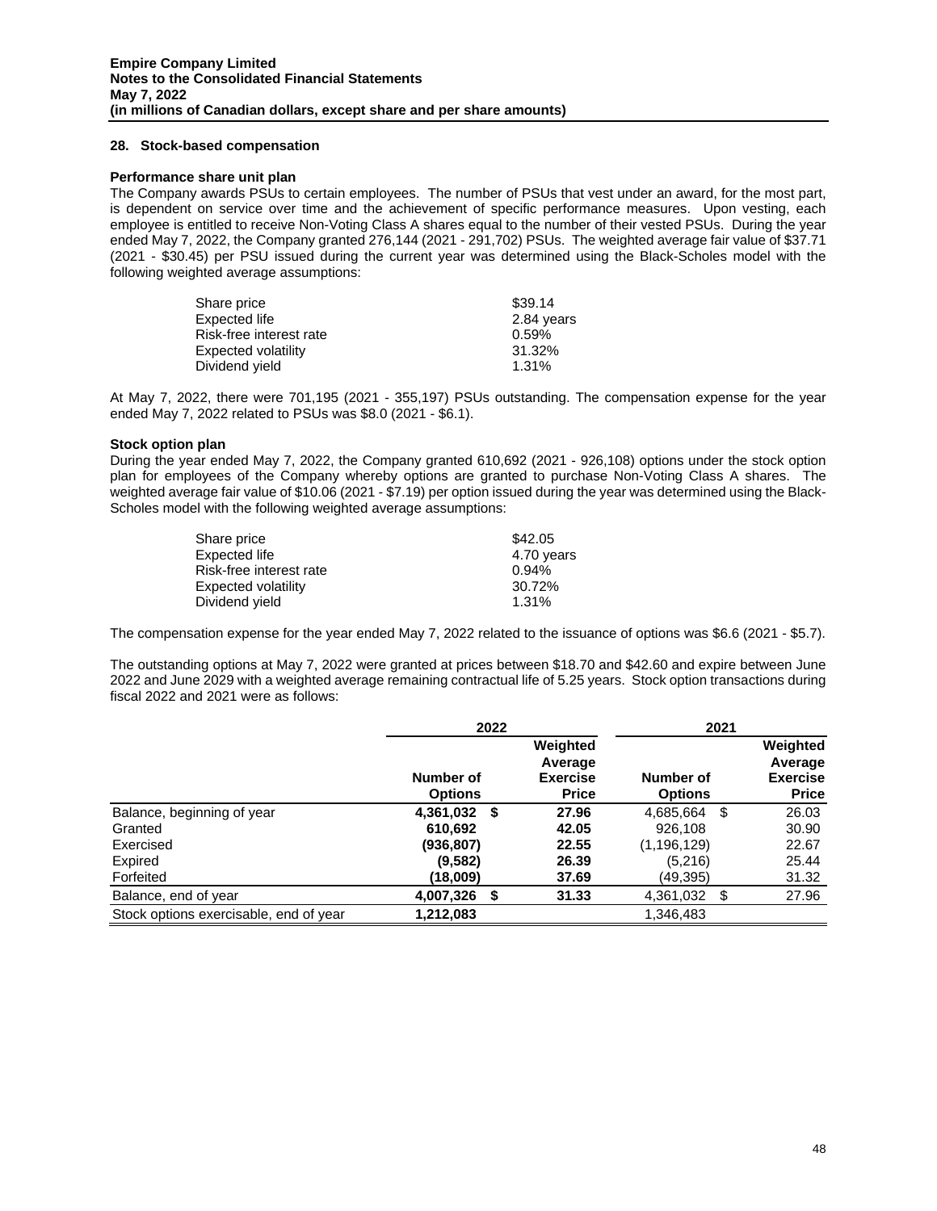## 28. Stock-based compensation

### Performance share unit plan

The Company awards PSUs to certain employees. The number of PSUs that vest under an award, for the most part, is dependent on service over time and the achievement of specific performance measures. Upon vesting, each employee is entitled to receive Non-Voting Class A shares equal to the number of their vested PSUs. During the year ended May 7, 2022, the Company granted 276,144 (2021 - 291,702) PSUs. The weighted average fair value of $37.71 (2021 - $30.45) per PSU issued during the current year was determined using the Black-Scholes model with the following weighted average assumptions:

| | |
|---|---|
| Share price | $39.14 |
| Expected life | 2.84 years |
| Risk-free interest rate | 0.59% |
| Expected volatility | 31.32% |
| Dividend yield | 1.31% |

At May 7, 2022, there were 701,195 (2021 - 355,197) PSUs outstanding. The compensation expense for the year ended May 7, 2022 related to PSUs was $8.0 (2021 - $6.1).

### Stock option plan

During the year ended May 7, 2022, the Company granted 610,692 (2021 - 926,108) options under the stock option plan for employees of the Company whereby options are granted to purchase Non-Voting Class A shares. The weighted average fair value of $10.06 (2021 - $7.19) per option issued during the year was determined using the Black-Scholes model with the following weighted average assumptions:

| | |
|---|---|
| Share price | $42.05 |
| Expected life | 4.70 years |
| Risk-free interest rate | 0.94% |
| Expected volatility | 30.72% |
| Dividend yield | 1.31% |

The compensation expense for the year ended May 7, 2022 related to the issuance of options was $6.6 (2021 - $5.7).

The outstanding options at May 7, 2022 were granted at prices between $18.70 and $42.60 and expire between June 2022 and June 2029 with a weighted average remaining contractual life of 5.25 years. Stock option transactions during fiscal 2022 and 2021 were as follows:

| | **2022** | | **2021** | |
|---|---|---|---|---|
| | **Number of Options** | **Weighted Average Exercise Price** | **Number of Options** | **Weighted Average Exercise Price** |
| Balance, beginning of year | **4,361,032** | **$ 27.96** | 4,685,664 | $ 26.03 |
| Granted | **610,692** | **42.05** | 926,108 | 30.90 |
| Exercised | **(936,807)** | **22.55** | (1,196,129) | 22.67 |
| Expired | **(9,582)** | **26.39** | (5,216) | 25.44 |
| Forfeited | **(18,009)** | **37.69** | (49,395) | 31.32 |
| Balance, end of year | **4,007,326** | **$ 31.33** | 4,361,032 | $ 27.96 |
| Stock options exercisable, end of year | **1,212,083** | | 1,346,483 | |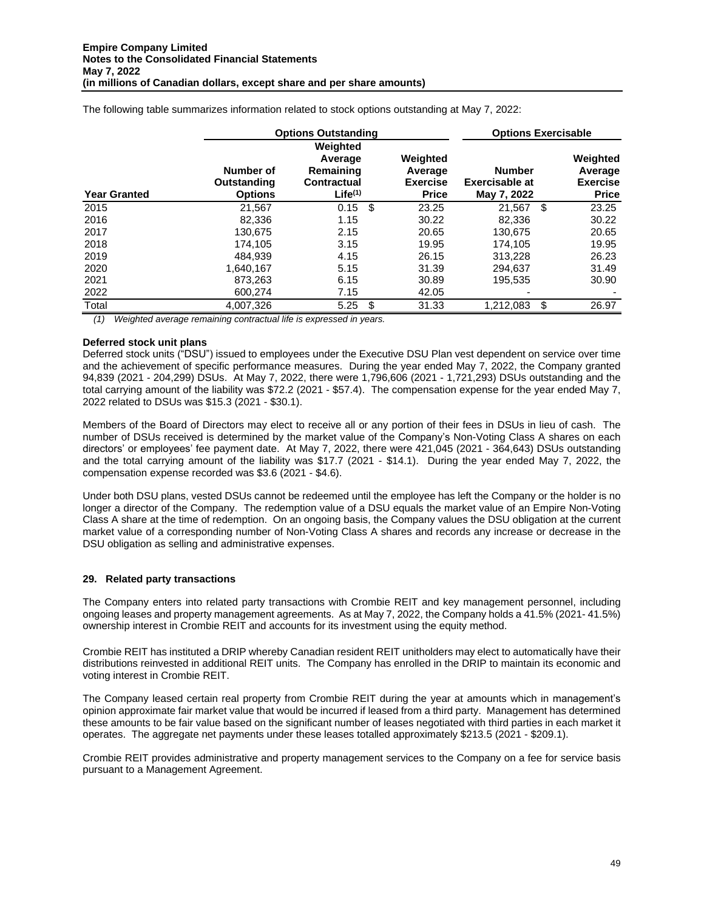The following table summarizes information related to stock options outstanding at May 7, 2022:

| | Options Outstanding | | | Options Exercisable | |
|---|---|---|---|---|---|
| Year Granted | Number of Outstanding Options | Weighted Average Remaining Contractual Life(1) | Weighted Average Exercise Price | Number Exercisable at May 7, 2022 | Weighted Average Exercise Price |
| 2015 | 21,567 | 0.15 | $ 23.25 | 21,567 | $ 23.25 |
| 2016 | 82,336 | 1.15 | 30.22 | 82,336 | 30.22 |
| 2017 | 130,675 | 2.15 | 20.65 | 130,675 | 20.65 |
| 2018 | 174,105 | 3.15 | 19.95 | 174,105 | 19.95 |
| 2019 | 484,939 | 4.15 | 26.15 | 313,228 | 26.23 |
| 2020 | 1,640,167 | 5.15 | 31.39 | 294,637 | 31.49 |
| 2021 | 873,263 | 6.15 | 30.89 | 195,535 | 30.90 |
| 2022 | 600,274 | 7.15 | 42.05 | - | - |
| Total | 4,007,326 | 5.25 | $ 31.33 | 1,212,083 | $ 26.97 |

*(1) Weighted average remaining contractual life is expressed in years.*

**Deferred stock unit plans**

Deferred stock units ("DSU") issued to employees under the Executive DSU Plan vest dependent on service over time and the achievement of specific performance measures. During the year ended May 7, 2022, the Company granted 94,839 (2021 - 204,299) DSUs. At May 7, 2022, there were 1,796,606 (2021 - 1,721,293) DSUs outstanding and the total carrying amount of the liability was $72.2 (2021 - $57.4). The compensation expense for the year ended May 7, 2022 related to DSUs was $15.3 (2021 - $30.1).

Members of the Board of Directors may elect to receive all or any portion of their fees in DSUs in lieu of cash. The number of DSUs received is determined by the market value of the Company's Non-Voting Class A shares on each directors' or employees' fee payment date. At May 7, 2022, there were 421,045 (2021 - 364,643) DSUs outstanding and the total carrying amount of the liability was $17.7 (2021 - $14.1). During the year ended May 7, 2022, the compensation expense recorded was $3.6 (2021 - $4.6).

Under both DSU plans, vested DSUs cannot be redeemed until the employee has left the Company or the holder is no longer a director of the Company. The redemption value of a DSU equals the market value of an Empire Non-Voting Class A share at the time of redemption. On an ongoing basis, the Company values the DSU obligation at the current market value of a corresponding number of Non-Voting Class A shares and records any increase or decrease in the DSU obligation as selling and administrative expenses.

## 29. Related party transactions

The Company enters into related party transactions with Crombie REIT and key management personnel, including ongoing leases and property management agreements. As at May 7, 2022, the Company holds a 41.5% (2021- 41.5%) ownership interest in Crombie REIT and accounts for its investment using the equity method.

Crombie REIT has instituted a DRIP whereby Canadian resident REIT unitholders may elect to automatically have their distributions reinvested in additional REIT units. The Company has enrolled in the DRIP to maintain its economic and voting interest in Crombie REIT.

The Company leased certain real property from Crombie REIT during the year at amounts which in management's opinion approximate fair market value that would be incurred if leased from a third party. Management has determined these amounts to be fair value based on the significant number of leases negotiated with third parties in each market it operates. The aggregate net payments under these leases totalled approximately $213.5 (2021 - $209.1).

Crombie REIT provides administrative and property management services to the Company on a fee for service basis pursuant to a Management Agreement.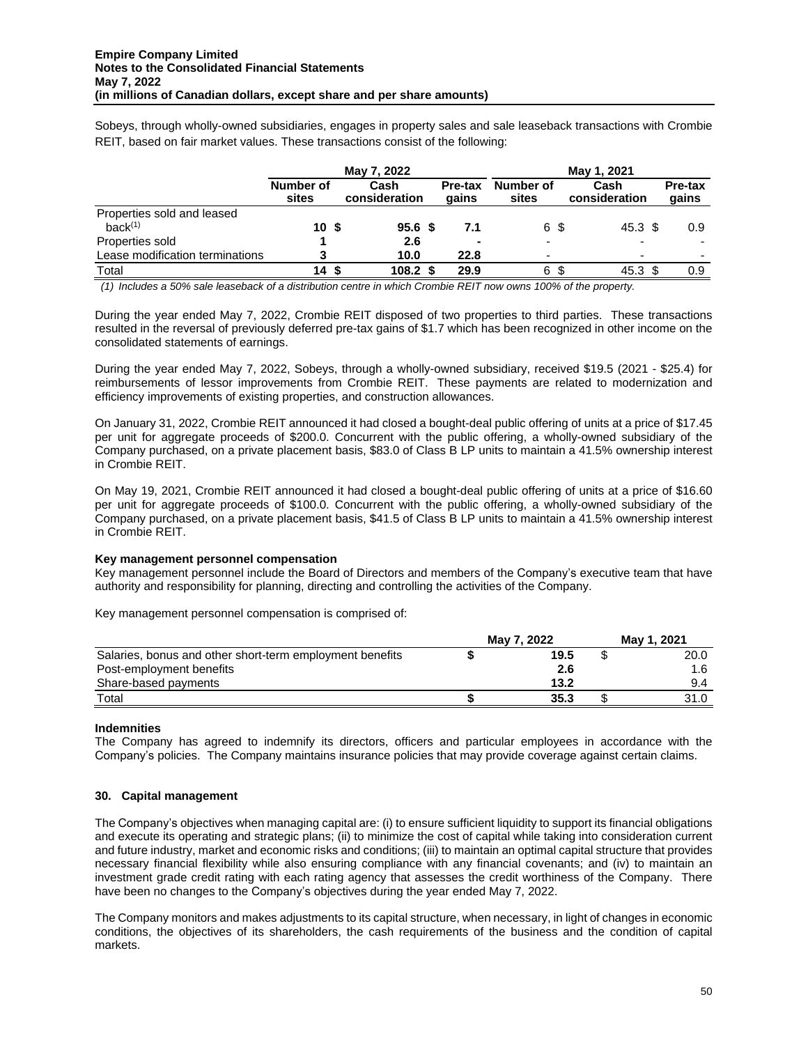Sobeys, through wholly-owned subsidiaries, engages in property sales and sale leaseback transactions with Crombie REIT, based on fair market values. These transactions consist of the following:

| | May 7, 2022 | | | May 1, 2021 | | |
|---|---|---|---|---|---|---|
| | **Number of sites** | **Cash consideration** | **Pre-tax gains** | **Number of sites** | **Cash consideration** | **Pre-tax gains** |
| Properties sold and leased back[(1)] | **10** | **$ 95.6** | **$ 7.1** | 6 | $ 45.3 | $ 0.9 |
| Properties sold | **1** | **2.6** | **-** | - | - | - |
| Lease modification terminations | **3** | **10.0** | **22.8** | - | - | - |
| Total | **14** | **$ 108.2** | **$ 29.9** | 6 | $ 45.3 | $ 0.9 |

*(1) Includes a 50% sale leaseback of a distribution centre in which Crombie REIT now owns 100% of the property.*

During the year ended May 7, 2022, Crombie REIT disposed of two properties to third parties. These transactions resulted in the reversal of previously deferred pre-tax gains of $1.7 which has been recognized in other income on the consolidated statements of earnings.

During the year ended May 7, 2022, Sobeys, through a wholly-owned subsidiary, received $19.5 (2021 - $25.4) for reimbursements of lessor improvements from Crombie REIT. These payments are related to modernization and efficiency improvements of existing properties, and construction allowances.

On January 31, 2022, Crombie REIT announced it had closed a bought-deal public offering of units at a price of $17.45 per unit for aggregate proceeds of $200.0. Concurrent with the public offering, a wholly-owned subsidiary of the Company purchased, on a private placement basis, $83.0 of Class B LP units to maintain a 41.5% ownership interest in Crombie REIT.

On May 19, 2021, Crombie REIT announced it had closed a bought-deal public offering of units at a price of $16.60 per unit for aggregate proceeds of $100.0. Concurrent with the public offering, a wholly-owned subsidiary of the Company purchased, on a private placement basis, $41.5 of Class B LP units to maintain a 41.5% ownership interest in Crombie REIT.

**Key management personnel compensation**

Key management personnel include the Board of Directors and members of the Company's executive team that have authority and responsibility for planning, directing and controlling the activities of the Company.

Key management personnel compensation is comprised of:

| | May 7, 2022 | May 1, 2021 |
|---|---|---|
| Salaries, bonus and other short-term employment benefits | **$ 19.5** | $ 20.0 |
| Post-employment benefits | **2.6** | 1.6 |
| Share-based payments | **13.2** | 9.4 |
| Total | **$ 35.3** | $ 31.0 |

**Indemnities**

The Company has agreed to indemnify its directors, officers and particular employees in accordance with the Company's policies. The Company maintains insurance policies that may provide coverage against certain claims.

## 30. Capital management

The Company's objectives when managing capital are: (i) to ensure sufficient liquidity to support its financial obligations and execute its operating and strategic plans; (ii) to minimize the cost of capital while taking into consideration current and future industry, market and economic risks and conditions; (iii) to maintain an optimal capital structure that provides necessary financial flexibility while also ensuring compliance with any financial covenants; and (iv) to maintain an investment grade credit rating with each rating agency that assesses the credit worthiness of the Company. There have been no changes to the Company's objectives during the year ended May 7, 2022.

The Company monitors and makes adjustments to its capital structure, when necessary, in light of changes in economic conditions, the objectives of its shareholders, the cash requirements of the business and the condition of capital markets.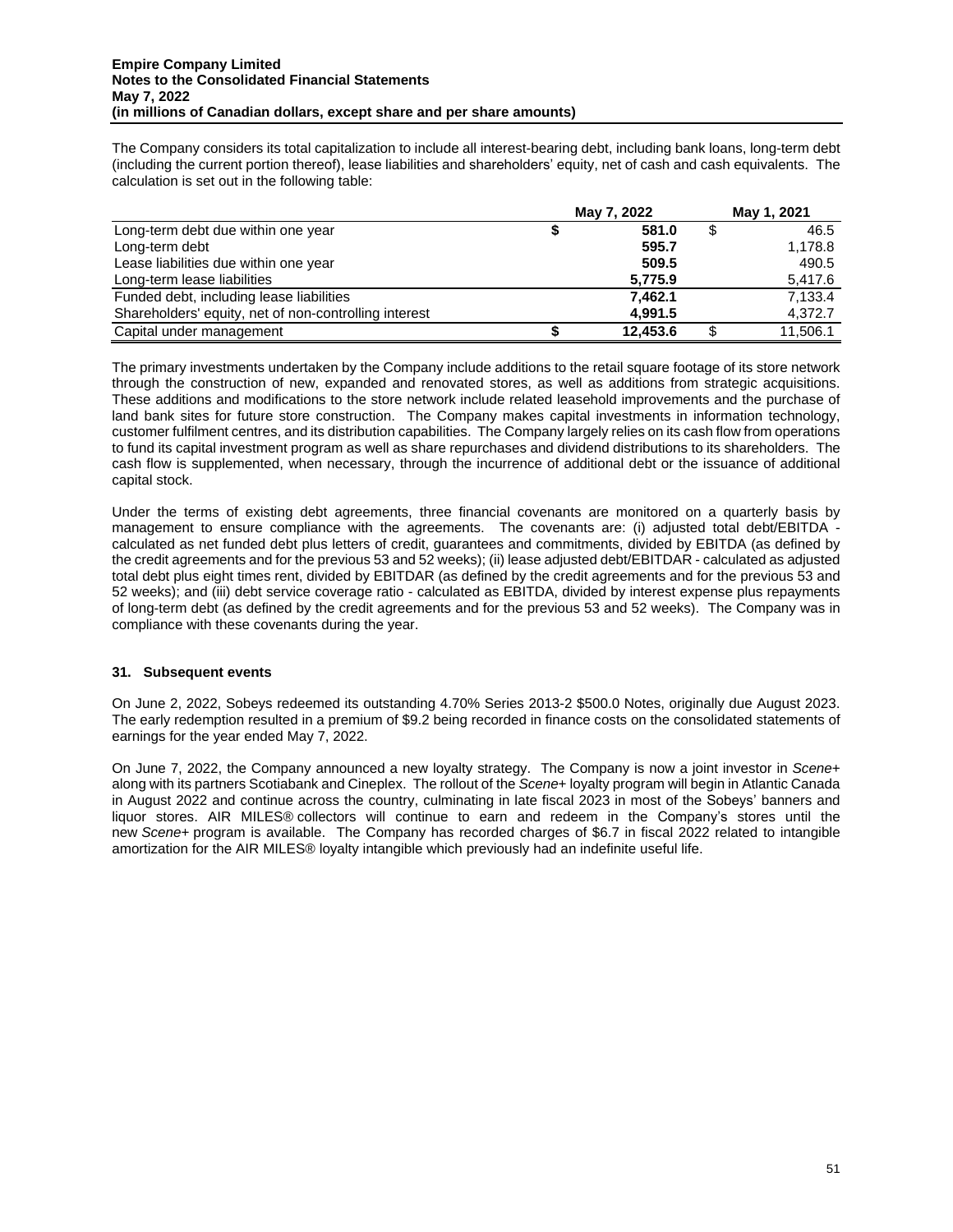The Company considers its total capitalization to include all interest-bearing debt, including bank loans, long-term debt (including the current portion thereof), lease liabilities and shareholders' equity, net of cash and cash equivalents. The calculation is set out in the following table:

| | May 7, 2022 | May 1, 2021 |
|---|---|---|
| Long-term debt due within one year | **$ 581.0** | $ 46.5 |
| Long-term debt | **595.7** | 1,178.8 |
| Lease liabilities due within one year | **509.5** | 490.5 |
| Long-term lease liabilities | **5,775.9** | 5,417.6 |
| Funded debt, including lease liabilities | **7,462.1** | 7,133.4 |
| Shareholders' equity, net of non-controlling interest | **4,991.5** | 4,372.7 |
| Capital under management | **$ 12,453.6** | $ 11,506.1 |

The primary investments undertaken by the Company include additions to the retail square footage of its store network through the construction of new, expanded and renovated stores, as well as additions from strategic acquisitions. These additions and modifications to the store network include related leasehold improvements and the purchase of land bank sites for future store construction. The Company makes capital investments in information technology, customer fulfilment centres, and its distribution capabilities. The Company largely relies on its cash flow from operations to fund its capital investment program as well as share repurchases and dividend distributions to its shareholders. The cash flow is supplemented, when necessary, through the incurrence of additional debt or the issuance of additional capital stock.

Under the terms of existing debt agreements, three financial covenants are monitored on a quarterly basis by management to ensure compliance with the agreements. The covenants are: (i) adjusted total debt/EBITDA - calculated as net funded debt plus letters of credit, guarantees and commitments, divided by EBITDA (as defined by the credit agreements and for the previous 53 and 52 weeks); (ii) lease adjusted debt/EBITDAR - calculated as adjusted total debt plus eight times rent, divided by EBITDAR (as defined by the credit agreements and for the previous 53 and 52 weeks); and (iii) debt service coverage ratio - calculated as EBITDA, divided by interest expense plus repayments of long-term debt (as defined by the credit agreements and for the previous 53 and 52 weeks). The Company was in compliance with these covenants during the year.

## 31. Subsequent events

On June 2, 2022, Sobeys redeemed its outstanding 4.70% Series 2013-2 $500.0 Notes, originally due August 2023. The early redemption resulted in a premium of $9.2 being recorded in finance costs on the consolidated statements of earnings for the year ended May 7, 2022.

On June 7, 2022, the Company announced a new loyalty strategy. The Company is now a joint investor in *Scene+* along with its partners Scotiabank and Cineplex. The rollout of the *Scene+* loyalty program will begin in Atlantic Canada in August 2022 and continue across the country, culminating in late fiscal 2023 in most of the Sobeys' banners and liquor stores. AIR MILES® collectors will continue to earn and redeem in the Company's stores until the new *Scene+* program is available. The Company has recorded charges of $6.7 in fiscal 2022 related to intangible amortization for the AIR MILES® loyalty intangible which previously had an indefinite useful life.